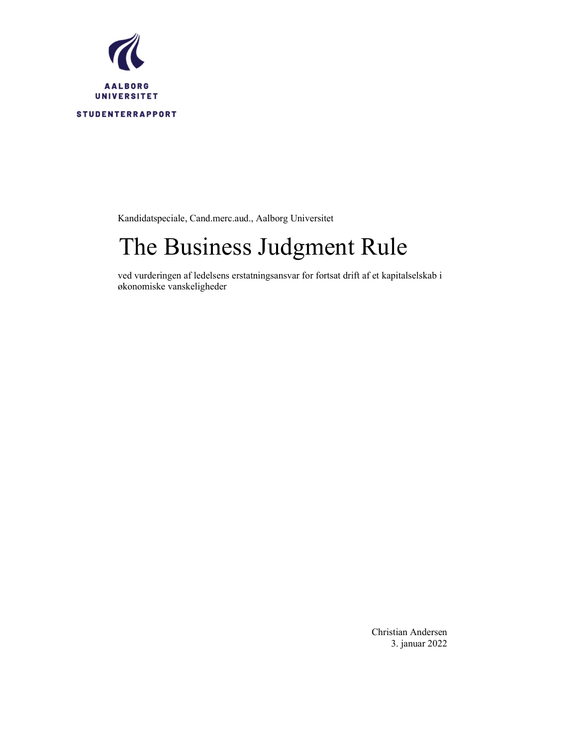AALBORG UNIVERSITET

STUDENTERRAPPORT

Kandidatspeciale, Cand.merc.aud., Aalborg Universitet

# The Business Judgment Rule

ved vurderingen af ledelsens erstatningsansvar for fortsat drift af et kapitalselskab i økonomiske vanskeligheder

Christian Andersen
3. januar 2022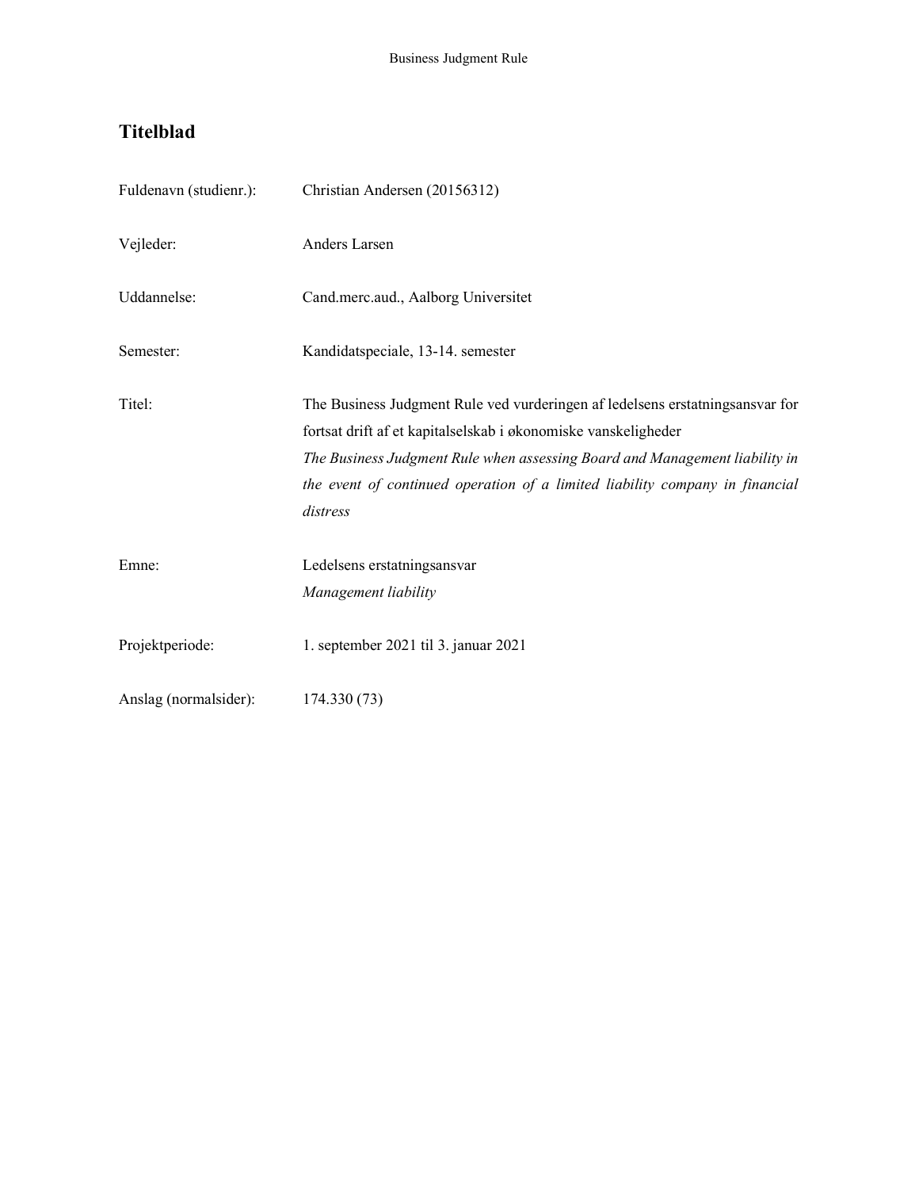# Titelblad

| | |
|---|---|
| Fuldenavn (studienr.): | Christian Andersen (20156312) |
| Vejleder: | Anders Larsen |
| Uddannelse: | Cand.merc.aud., Aalborg Universitet |
| Semester: | Kandidatspeciale, 13-14. semester |
| Titel: | The Business Judgment Rule ved vurderingen af ledelsens erstatningsansvar for fortsat drift af et kapitalselskab i økonomiske vanskeligheder<br>*The Business Judgment Rule when assessing Board and Management liability in the event of continued operation of a limited liability company in financial distress* |
| Emne: | Ledelsens erstatningsansvar<br>*Management liability* |
| Projektperiode: | 1. september 2021 til 3. januar 2021 |
| Anslag (normalsider): | 174.330 (73) |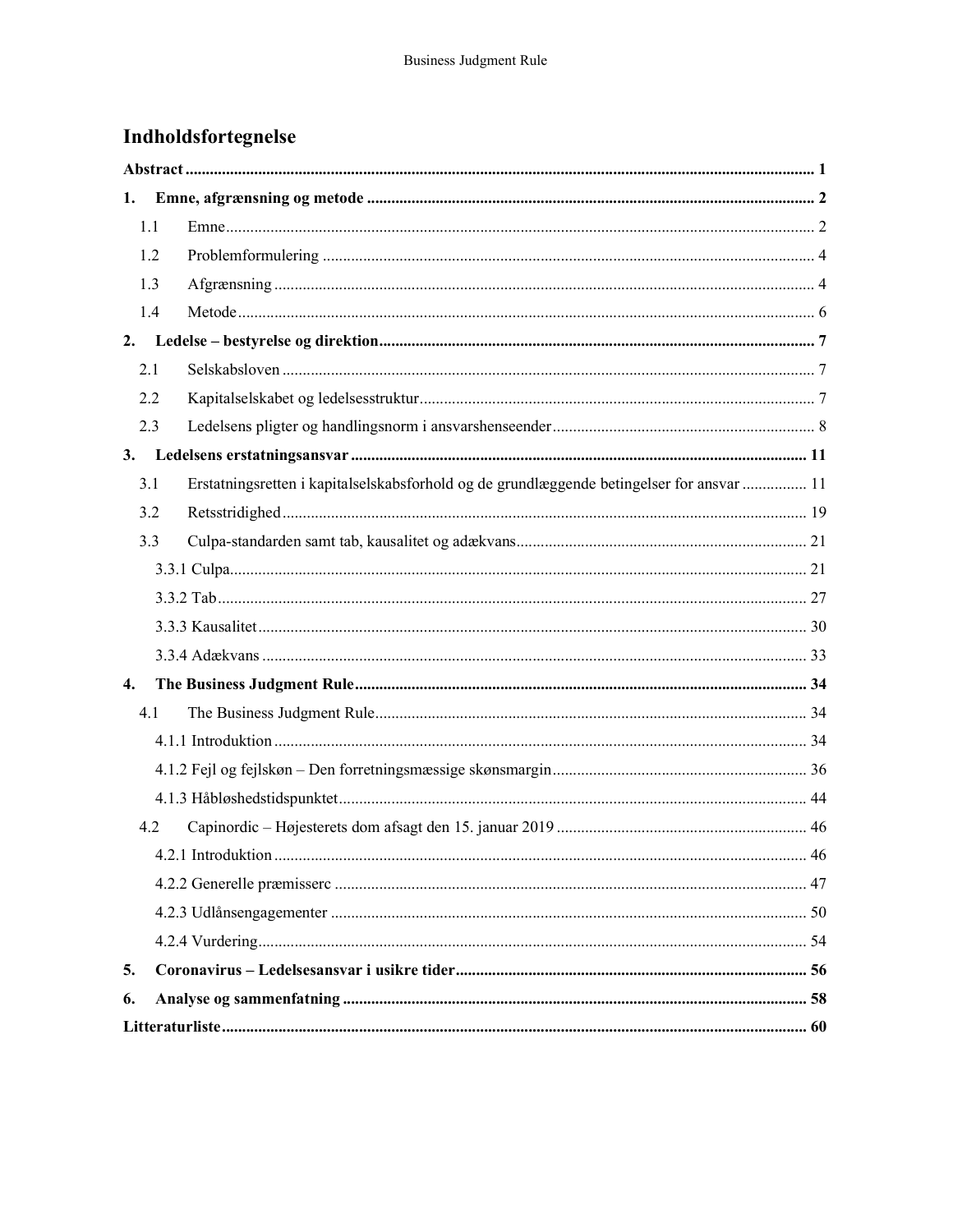# Indholdsfortegnelse

**Abstract** ... **1**

**1. Emne, afgrænsning og metode** ... **2**

- 1.1 Emne ... 2
- 1.2 Problemformulering ... 4
- 1.3 Afgrænsning ... 4
- 1.4 Metode ... 6

**2. Ledelse – bestyrelse og direktion** ... **7**

- 2.1 Selskabsloven ... 7
- 2.2 Kapitalselskabet og ledelsesstruktur ... 7
- 2.3 Ledelsens pligter og handlingsnorm i ansvarshenseender ... 8

**3. Ledelsens erstatningsansvar** ... **11**

- 3.1 Erstatningsretten i kapitalselskabsforhold og de grundlæggende betingelser for ansvar ... 11
- 3.2 Retsstridighed ... 19
- 3.3 Culpa-standarden samt tab, kausalitet og adækvans ... 21
  - 3.3.1 Culpa ... 21
  - 3.3.2 Tab ... 27
  - 3.3.3 Kausalitet ... 30
  - 3.3.4 Adækvans ... 33

**4. The Business Judgment Rule** ... **34**

- 4.1 The Business Judgment Rule ... 34
  - 4.1.1 Introduktion ... 34
  - 4.1.2 Fejl og fejlskøn – Den forretningsmæssige skønsmargin ... 36
  - 4.1.3 Håbløshedstidspunktet ... 44
- 4.2 Capinordic – Højesterets dom afsagt den 15. januar 2019 ... 46
  - 4.2.1 Introduktion ... 46
  - 4.2.2 Generelle præmisserc ... 47
  - 4.2.3 Udlånsengagementer ... 50
  - 4.2.4 Vurdering ... 54

**5. Coronavirus – Ledelsesansvar i usikre tider** ... **56**

**6. Analyse og sammenfatning** ... **58**

**Litteraturliste** ... **60**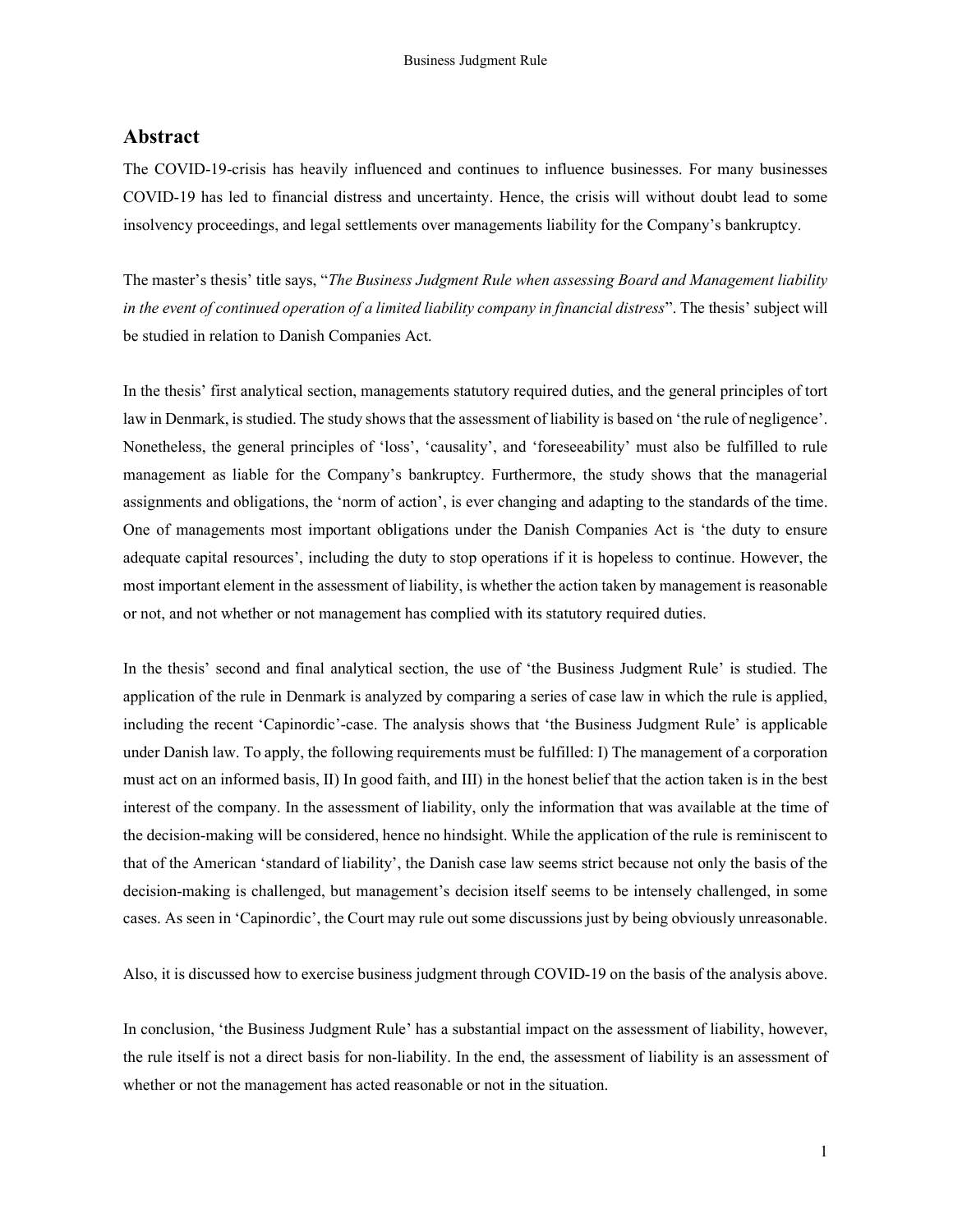## Abstract

The COVID-19-crisis has heavily influenced and continues to influence businesses. For many businesses COVID-19 has led to financial distress and uncertainty. Hence, the crisis will without doubt lead to some insolvency proceedings, and legal settlements over managements liability for the Company's bankruptcy.

The master's thesis' title says, "*The Business Judgment Rule when assessing Board and Management liability in the event of continued operation of a limited liability company in financial distress*". The thesis' subject will be studied in relation to Danish Companies Act.

In the thesis' first analytical section, managements statutory required duties, and the general principles of tort law in Denmark, is studied. The study shows that the assessment of liability is based on 'the rule of negligence'. Nonetheless, the general principles of 'loss', 'causality', and 'foreseeability' must also be fulfilled to rule management as liable for the Company's bankruptcy. Furthermore, the study shows that the managerial assignments and obligations, the 'norm of action', is ever changing and adapting to the standards of the time. One of managements most important obligations under the Danish Companies Act is 'the duty to ensure adequate capital resources', including the duty to stop operations if it is hopeless to continue. However, the most important element in the assessment of liability, is whether the action taken by management is reasonable or not, and not whether or not management has complied with its statutory required duties.

In the thesis' second and final analytical section, the use of 'the Business Judgment Rule' is studied. The application of the rule in Denmark is analyzed by comparing a series of case law in which the rule is applied, including the recent 'Capinordic'-case. The analysis shows that 'the Business Judgment Rule' is applicable under Danish law. To apply, the following requirements must be fulfilled: I) The management of a corporation must act on an informed basis, II) In good faith, and III) in the honest belief that the action taken is in the best interest of the company. In the assessment of liability, only the information that was available at the time of the decision-making will be considered, hence no hindsight. While the application of the rule is reminiscent to that of the American 'standard of liability', the Danish case law seems strict because not only the basis of the decision-making is challenged, but management's decision itself seems to be intensely challenged, in some cases. As seen in 'Capinordic', the Court may rule out some discussions just by being obviously unreasonable.

Also, it is discussed how to exercise business judgment through COVID-19 on the basis of the analysis above.

In conclusion, 'the Business Judgment Rule' has a substantial impact on the assessment of liability, however, the rule itself is not a direct basis for non-liability. In the end, the assessment of liability is an assessment of whether or not the management has acted reasonable or not in the situation.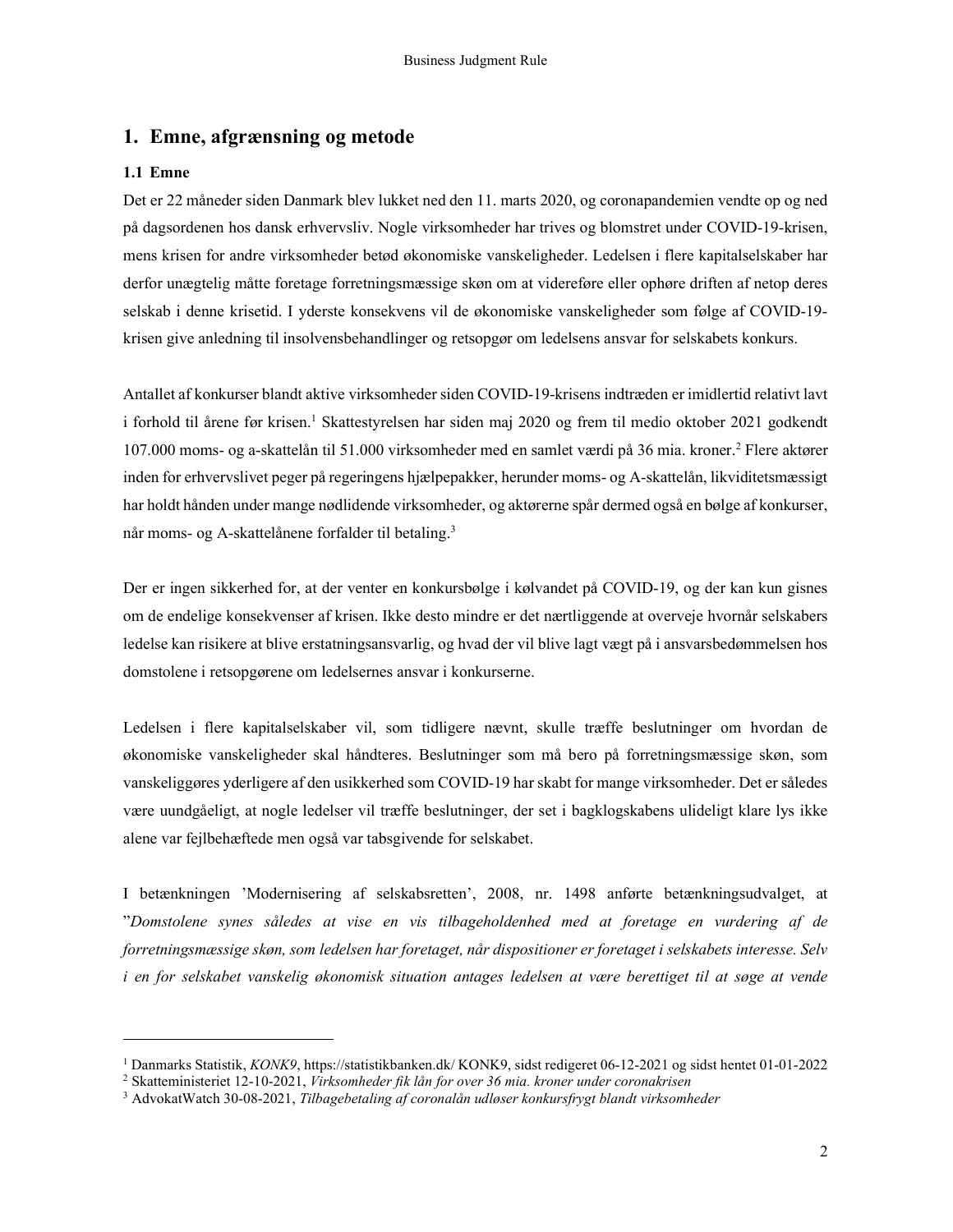# 1. Emne, afgrænsning og metode

## 1.1 Emne

Det er 22 måneder siden Danmark blev lukket ned den 11. marts 2020, og coronapandemien vendte op og ned på dagsordenen hos dansk erhvervsliv. Nogle virksomheder har trives og blomstret under COVID-19-krisen, mens krisen for andre virksomheder betød økonomiske vanskeligheder. Ledelsen i flere kapitalselskaber har derfor unægtelig måtte foretage forretningsmæssige skøn om at videreføre eller ophøre driften af netop deres selskab i denne krisetid. I yderste konsekvens vil de økonomiske vanskeligheder som følge af COVID-19-krisen give anledning til insolvensbehandlinger og retsopgør om ledelsens ansvar for selskabets konkurs.

Antallet af konkurser blandt aktive virksomheder siden COVID-19-krisens indtræden er imidlertid relativt lavt i forhold til årene før krisen.[1] Skattestyrelsen har siden maj 2020 og frem til medio oktober 2021 godkendt 107.000 moms- og a-skattelån til 51.000 virksomheder med en samlet værdi på 36 mia. kroner.[2] Flere aktører inden for erhvervslivet peger på regeringens hjælpepakker, herunder moms- og A-skattelån, likviditetsmæssigt har holdt hånden under mange nødlidende virksomheder, og aktørerne spår dermed også en bølge af konkurser, når moms- og A-skattelånene forfalder til betaling.[3]

Der er ingen sikkerhed for, at der venter en konkursbølge i kølvandet på COVID-19, og der kan kun gisnes om de endelige konsekvenser af krisen. Ikke desto mindre er det nærtliggende at overveje hvornår selskabers ledelse kan risikere at blive erstatningsansvarlig, og hvad der vil blive lagt vægt på i ansvarsbedømmelsen hos domstolene i retsopgørene om ledelsernes ansvar i konkurserne.

Ledelsen i flere kapitalselskaber vil, som tidligere nævnt, skulle træffe beslutninger om hvordan de økonomiske vanskeligheder skal håndteres. Beslutninger som må bero på forretningsmæssige skøn, som vanskeliggøres yderligere af den usikkerhed som COVID-19 har skabt for mange virksomheder. Det er således være uundgåeligt, at nogle ledelser vil træffe beslutninger, der set i bagklogskabens ulideligt klare lys ikke alene var fejlbehæftede men også var tabsgivende for selskabet.

I betænkningen 'Modernisering af selskabsretten', 2008, nr. 1498 anførte betænkningsudvalget, at "*Domstolene synes således at vise en vis tilbageholdenhed med at foretage en vurdering af de forretningsmæssige skøn, som ledelsen har foretaget, når dispositioner er foretaget i selskabets interesse. Selv i en for selskabet vanskelig økonomisk situation antages ledelsen at være berettiget til at søge at vende*

---

[1] Danmarks Statistik, *KONK9*, https://statistikbanken.dk/ KONK9, sidst redigeret 06-12-2021 og sidst hentet 01-01-2022

[2] Skatteministeriet 12-10-2021, *Virksomheder fik lån for over 36 mia. kroner under coronakrisen*

[3] AdvokatWatch 30-08-2021, *Tilbagebetaling af coronalån udløser konkursfrygt blandt virksomheder*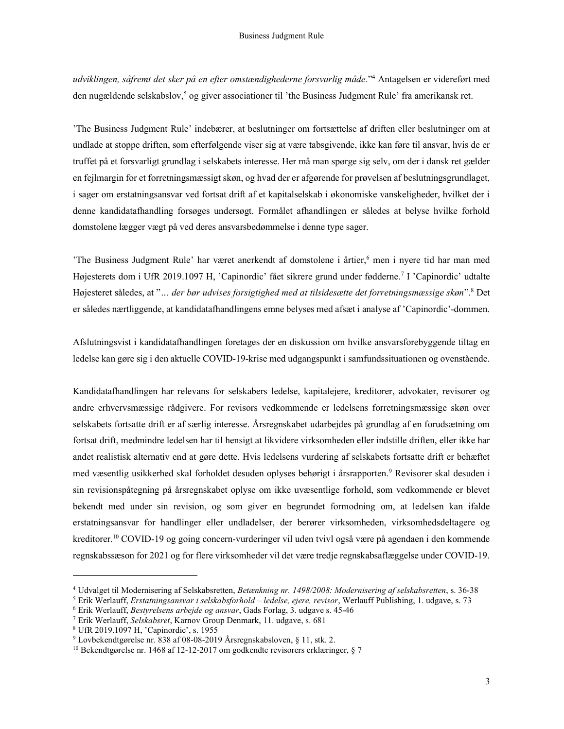*udviklingen, såfremt det sker på en efter omstændighederne forsvarlig måde.*"[4] Antagelsen er videreført med den nugældende selskabslov,[5] og giver associationer til 'the Business Judgment Rule' fra amerikansk ret.

'The Business Judgment Rule' indebærer, at beslutninger om fortsættelse af driften eller beslutninger om at undlade at stoppe driften, som efterfølgende viser sig at være tabsgivende, ikke kan føre til ansvar, hvis de er truffet på et forsvarligt grundlag i selskabets interesse. Her må man spørge sig selv, om der i dansk ret gælder en fejlmargin for et forretningsmæssigt skøn, og hvad der er afgørende for prøvelsen af beslutningsgrundlaget, i sager om erstatningsansvar ved fortsat drift af et kapitalselskab i økonomiske vanskeligheder, hvilket der i denne kandidatafhandling forsøges undersøgt. Formålet afhandlingen er således at belyse hvilke forhold domstolene lægger vægt på ved deres ansvarsbedømmelse i denne type sager.

'The Business Judgment Rule' har været anerkendt af domstolene i årtier,[6] men i nyere tid har man med Højesterets dom i UfR 2019.1097 H, 'Capinordic' fået sikrere grund under fødderne.[7] I 'Capinordic' udtalte Højesteret således, at "*... der bør udvises forsigtighed med at tilsidesætte det forretningsmæssige skøn*".[8] Det er således nærtliggende, at kandidatafhandlingens emne belyses med afsæt i analyse af 'Capinordic'-dommen.

Afslutningsvist i kandidatafhandlingen foretages der en diskussion om hvilke ansvarsforebyggende tiltag en ledelse kan gøre sig i den aktuelle COVID-19-krise med udgangspunkt i samfundssituationen og ovenstående.

Kandidatafhandlingen har relevans for selskabers ledelse, kapitalejere, kreditorer, advokater, revisorer og andre erhvervsmæssige rådgivere. For revisors vedkommende er ledelsens forretningsmæssige skøn over selskabets fortsatte drift er af særlig interesse. Årsregnskabet udarbejdes på grundlag af en forudsætning om fortsat drift, medmindre ledelsen har til hensigt at likvidere virksomheden eller indstille driften, eller ikke har andet realistisk alternativ end at gøre dette. Hvis ledelsens vurdering af selskabets fortsatte drift er behæftet med væsentlig usikkerhed skal forholdet desuden oplyses behørigt i årsrapporten.[9] Revisorer skal desuden i sin revisionspåtegning på årsregnskabet oplyse om ikke uvæsentlige forhold, som vedkommende er blevet bekendt med under sin revision, og som giver en begrundet formodning om, at ledelsen kan ifalde erstatningsansvar for handlinger eller undladelser, der berører virksomheden, virksomhedsdeltagere og kreditorer.[10] COVID-19 og going concern-vurderinger vil uden tvivl også være på agendaen i den kommende regnskabssæson for 2021 og for flere virksomheder vil det være tredje regnskabsaflæggelse under COVID-19.

---

[4] Udvalget til Modernisering af Selskabsretten, *Betænkning nr. 1498/2008: Modernisering af selskabsretten*, s. 36-38

[5] Erik Werlauff, *Erstatningsansvar i selskabsforhold – ledelse, ejere, revisor*, Werlauff Publishing, 1. udgave, s. 73

[6] Erik Werlauff, *Bestyrelsens arbejde og ansvar*, Gads Forlag, 3. udgave s. 45-46

[7] Erik Werlauff, *Selskabsret*, Karnov Group Denmark, 11. udgave, s. 681

[8] UfR 2019.1097 H, 'Capinordic', s. 1955

[9] Lovbekendtgørelse nr. 838 af 08-08-2019 Årsregnskabsloven, § 11, stk. 2.

[10] Bekendtgørelse nr. 1468 af 12-12-2017 om godkendte revisorers erklæringer, § 7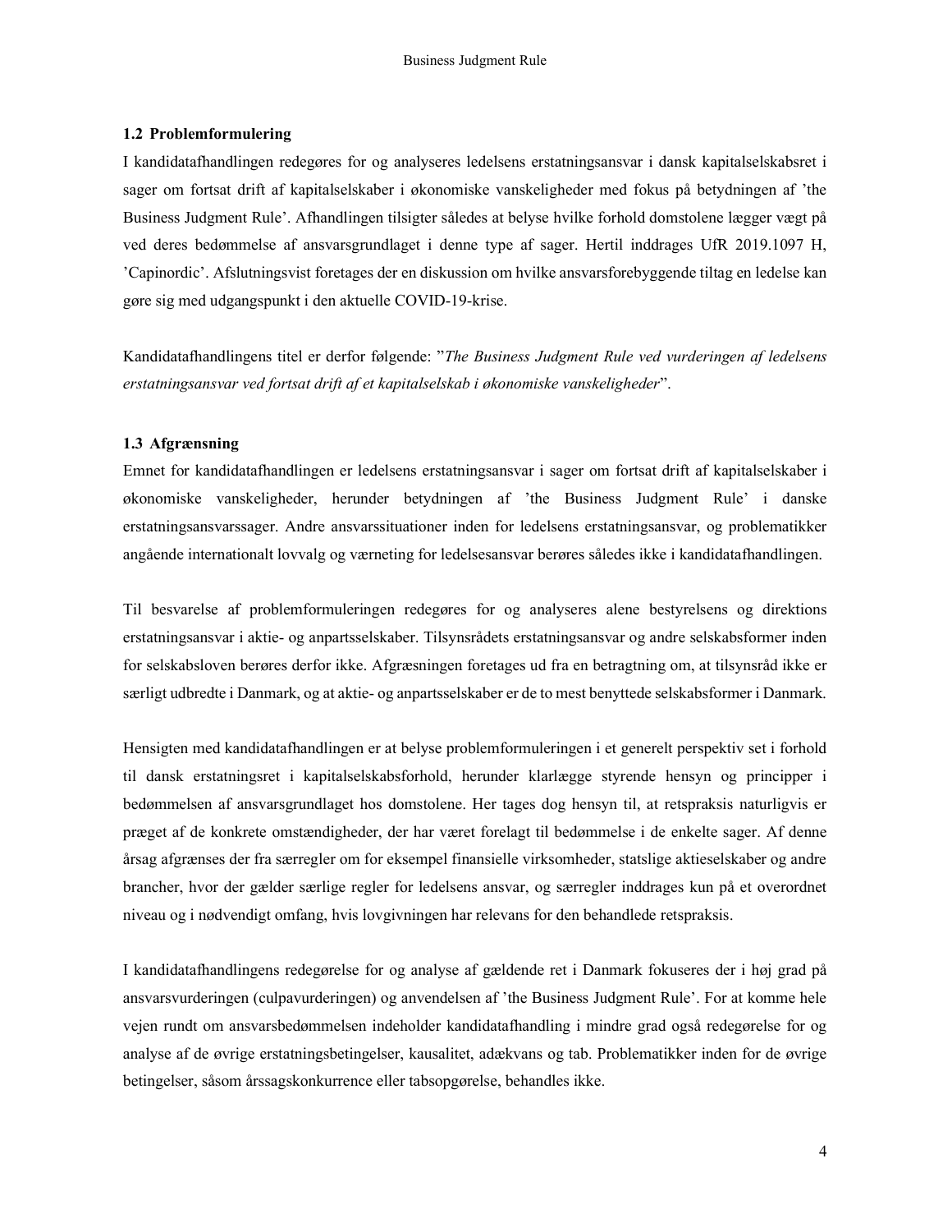### 1.2 Problemformulering

I kandidatafhandlingen redegøres for og analyseres ledelsens erstatningsansvar i dansk kapitalselskabsret i sager om fortsat drift af kapitalselskaber i økonomiske vanskeligheder med fokus på betydningen af 'the Business Judgment Rule'. Afhandlingen tilsigter således at belyse hvilke forhold domstolene lægger vægt på ved deres bedømmelse af ansvarsgrundlaget i denne type af sager. Hertil inddrages UfR 2019.1097 H, 'Capinordic'. Afslutningsvist foretages der en diskussion om hvilke ansvarsforebyggende tiltag en ledelse kan gøre sig med udgangspunkt i den aktuelle COVID-19-krise.

Kandidatafhandlingens titel er derfor følgende: "*The Business Judgment Rule ved vurderingen af ledelsens erstatningsansvar ved fortsat drift af et kapitalselskab i økonomiske vanskeligheder*".

### 1.3 Afgrænsning

Emnet for kandidatafhandlingen er ledelsens erstatningsansvar i sager om fortsat drift af kapitalselskaber i økonomiske vanskeligheder, herunder betydningen af 'the Business Judgment Rule' i danske erstatningsansvarssager. Andre ansvarssituationer inden for ledelsens erstatningsansvar, og problematikker angående internationalt lovvalg og værneting for ledelsesansvar berøres således ikke i kandidatafhandlingen.

Til besvarelse af problemformuleringen redegøres for og analyseres alene bestyrelsens og direktions erstatningsansvar i aktie- og anpartsselskaber. Tilsynsrådets erstatningsansvar og andre selskabsformer inden for selskabsloven berøres derfor ikke. Afgræsningen foretages ud fra en betragtning om, at tilsynsråd ikke er særligt udbredte i Danmark, og at aktie- og anpartsselskaber er de to mest benyttede selskabsformer i Danmark.

Hensigten med kandidatafhandlingen er at belyse problemformuleringen i et generelt perspektiv set i forhold til dansk erstatningsret i kapitalselskabsforhold, herunder klarlægge styrende hensyn og principper i bedømmelsen af ansvarsgrundlaget hos domstolene. Her tages dog hensyn til, at retspraksis naturligvis er præget af de konkrete omstændigheder, der har været forelagt til bedømmelse i de enkelte sager. Af denne årsag afgrænses der fra særregler om for eksempel finansielle virksomheder, statslige aktieselskaber og andre brancher, hvor der gælder særlige regler for ledelsens ansvar, og særregler inddrages kun på et overordnet niveau og i nødvendigt omfang, hvis lovgivningen har relevans for den behandlede retspraksis.

I kandidatafhandlingens redegørelse for og analyse af gældende ret i Danmark fokuseres der i høj grad på ansvarsvurderingen (culpavurderingen) og anvendelsen af 'the Business Judgment Rule'. For at komme hele vejen rundt om ansvarsbedømmelsen indeholder kandidatafhandling i mindre grad også redegørelse for og analyse af de øvrige erstatningsbetingelser, kausalitet, adækvans og tab. Problematikker inden for de øvrige betingelser, såsom årssagskonkurrence eller tabsopgørelse, behandles ikke.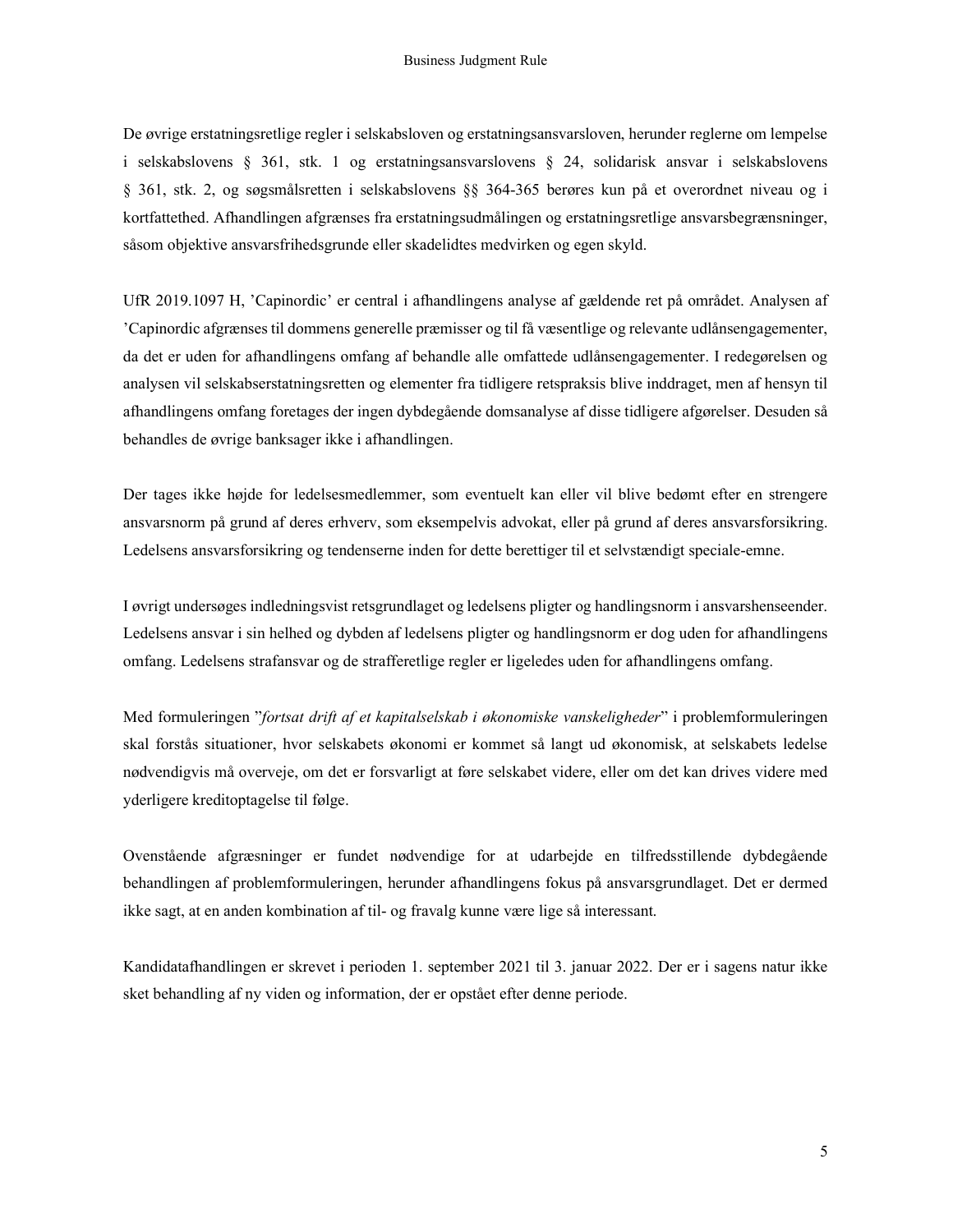De øvrige erstatningsretlige regler i selskabsloven og erstatningsansvarsloven, herunder reglerne om lempelse i selskabslovens § 361, stk. 1 og erstatningsansvarslovens § 24, solidarisk ansvar i selskabslovens § 361, stk. 2, og søgsmålsretten i selskabslovens §§ 364-365 berøres kun på et overordnet niveau og i kortfattethed. Afhandlingen afgrænses fra erstatningsudmålingen og erstatningsretlige ansvarsbegrænsninger, såsom objektive ansvarsfrihedsgrunde eller skadelidtes medvirken og egen skyld.

UfR 2019.1097 H, 'Capinordic' er central i afhandlingens analyse af gældende ret på området. Analysen af 'Capinordic afgrænses til dommens generelle præmisser og til få væsentlige og relevante udlånsengagementer, da det er uden for afhandlingens omfang af behandle alle omfattede udlånsengagementer. I redegørelsen og analysen vil selskabserstatningsretten og elementer fra tidligere retspraksis blive inddraget, men af hensyn til afhandlingens omfang foretages der ingen dybdegående domsanalyse af disse tidligere afgørelser. Desuden så behandles de øvrige banksager ikke i afhandlingen.

Der tages ikke højde for ledelsesmedlemmer, som eventuelt kan eller vil blive bedømt efter en strengere ansvarsnorm på grund af deres erhverv, som eksempelvis advokat, eller på grund af deres ansvarsforsikring. Ledelsens ansvarsforsikring og tendenserne inden for dette berettiger til et selvstændigt speciale-emne.

I øvrigt undersøges indledningsvist retsgrundlaget og ledelsens pligter og handlingsnorm i ansvarshenseender. Ledelsens ansvar i sin helhed og dybden af ledelsens pligter og handlingsnorm er dog uden for afhandlingens omfang. Ledelsens strafansvar og de strafferetlige regler er ligeledes uden for afhandlingens omfang.

Med formuleringen "*fortsat drift af et kapitalselskab i økonomiske vanskeligheder*" i problemformuleringen skal forstås situationer, hvor selskabets økonomi er kommet så langt ud økonomisk, at selskabets ledelse nødvendigvis må overveje, om det er forsvarligt at føre selskabet videre, eller om det kan drives videre med yderligere kreditoptagelse til følge.

Ovenstående afgræsninger er fundet nødvendige for at udarbejde en tilfredsstillende dybdegående behandlingen af problemformuleringen, herunder afhandlingens fokus på ansvarsgrundlaget. Det er dermed ikke sagt, at en anden kombination af til- og fravalg kunne være lige så interessant.

Kandidatafhandlingen er skrevet i perioden 1. september 2021 til 3. januar 2022. Der er i sagens natur ikke sket behandling af ny viden og information, der er opstået efter denne periode.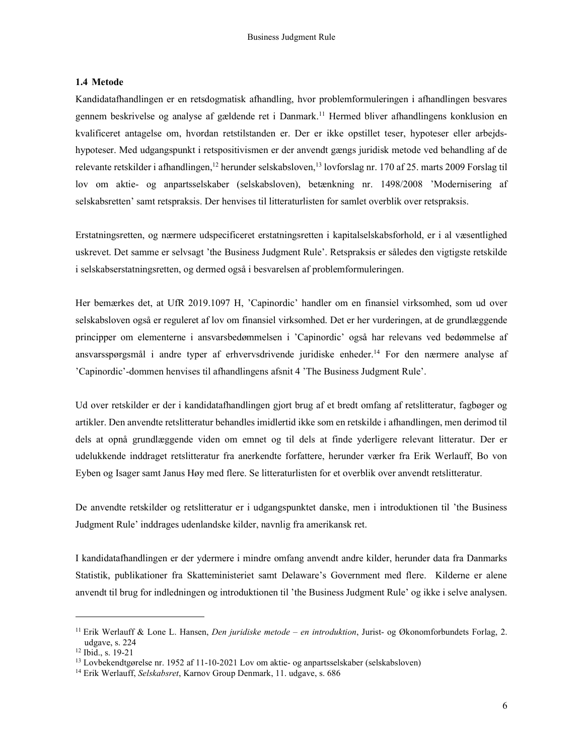### 1.4 Metode

Kandidatafhandlingen er en retsdogmatisk afhandling, hvor problemformuleringen i afhandlingen besvares gennem beskrivelse og analyse af gældende ret i Danmark.[11] Hermed bliver afhandlingens konklusion en kvalificeret antagelse om, hvordan retstilstanden er. Der er ikke opstillet teser, hypoteser eller arbejdshypoteser. Med udgangspunkt i retspositivismen er der anvendt gængs juridisk metode ved behandling af de relevante retskilder i afhandlingen,[12] herunder selskabsloven,[13] lovforslag nr. 170 af 25. marts 2009 Forslag til lov om aktie- og anpartsselskaber (selskabsloven), betænkning nr. 1498/2008 'Modernisering af selskabsretten' samt retspraksis. Der henvises til litteraturlisten for samlet overblik over retspraksis.

Erstatningsretten, og nærmere udspecificeret erstatningsretten i kapitalselskabsforhold, er i al væsentlighed uskrevet. Det samme er selvsagt 'the Business Judgment Rule'. Retspraksis er således den vigtigste retskilde i selskabserstatningsretten, og dermed også i besvarelsen af problemformuleringen.

Her bemærkes det, at UfR 2019.1097 H, 'Capinordic' handler om en finansiel virksomhed, som ud over selskabsloven også er reguleret af lov om finansiel virksomhed. Det er her vurderingen, at de grundlæggende principper om elementerne i ansvarsbedømmelsen i 'Capinordic' også har relevans ved bedømmelse af ansvarsspørgsmål i andre typer af erhvervsdrivende juridiske enheder.[14] For den nærmere analyse af 'Capinordic'-dommen henvises til afhandlingens afsnit 4 'The Business Judgment Rule'.

Ud over retskilder er der i kandidatafhandlingen gjort brug af et bredt omfang af retslitteratur, fagbøger og artikler. Den anvendte retslitteratur behandles imidlertid ikke som en retskilde i afhandlingen, men derimod til dels at opnå grundlæggende viden om emnet og til dels at finde yderligere relevant litteratur. Der er udelukkende inddraget retslitteratur fra anerkendte forfattere, herunder værker fra Erik Werlauff, Bo von Eyben og Isager samt Janus Høy med flere. Se litteraturlisten for et overblik over anvendt retslitteratur.

De anvendte retskilder og retslitteratur er i udgangspunktet danske, men i introduktionen til 'the Business Judgment Rule' inddrages udenlandske kilder, navnlig fra amerikansk ret.

I kandidatafhandlingen er der ydermere i mindre omfang anvendt andre kilder, herunder data fra Danmarks Statistik, publikationer fra Skatteministeriet samt Delaware's Government med flere. Kilderne er alene anvendt til brug for indledningen og introduktionen til 'the Business Judgment Rule' og ikke i selve analysen.

---

[11] Erik Werlauff & Lone L. Hansen, *Den juridiske metode – en introduktion*, Jurist- og Økonomforbundets Forlag, 2. udgave, s. 224

[12] Ibid., s. 19-21

[13] Lovbekendtgørelse nr. 1952 af 11-10-2021 Lov om aktie- og anpartsselskaber (selskabsloven)

[14] Erik Werlauff, *Selskabsret*, Karnov Group Denmark, 11. udgave, s. 686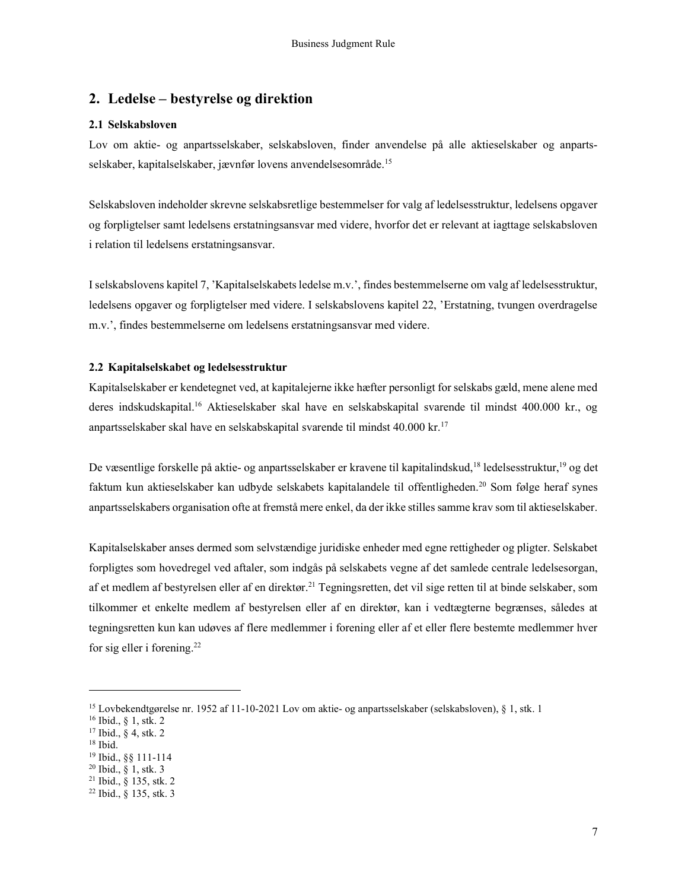## 2. Ledelse – bestyrelse og direktion

### 2.1 Selskabsloven

Lov om aktie- og anpartsselskaber, selskabsloven, finder anvendelse på alle aktieselskaber og anpartsselskaber, kapitalselskaber, jævnfør lovens anvendelsesområde.[15]

Selskabsloven indeholder skrevne selskabsretlige bestemmelser for valg af ledelsesstruktur, ledelsens opgaver og forpligtelser samt ledelsens erstatningsansvar med videre, hvorfor det er relevant at iagttage selskabsloven i relation til ledelsens erstatningsansvar.

I selskabslovens kapitel 7, 'Kapitalselskabets ledelse m.v.', findes bestemmelserne om valg af ledelsesstruktur, ledelsens opgaver og forpligtelser med videre. I selskabslovens kapitel 22, 'Erstatning, tvungen overdragelse m.v.', findes bestemmelserne om ledelsens erstatningsansvar med videre.

### 2.2 Kapitalselskabet og ledelsesstruktur

Kapitalselskaber er kendetegnet ved, at kapitalejerne ikke hæfter personligt for selskabs gæld, mene alene med deres indskudskapital.[16] Aktieselskaber skal have en selskabskapital svarende til mindst 400.000 kr., og anpartsselskaber skal have en selskabskapital svarende til mindst 40.000 kr.[17]

De væsentlige forskelle på aktie- og anpartsselskaber er kravene til kapitalindskud,[18] ledelsesstruktur,[19] og det faktum kun aktieselskaber kan udbyde selskabets kapitalandele til offentligheden.[20] Som følge heraf synes anpartsselskabers organisation ofte at fremstå mere enkel, da der ikke stilles samme krav som til aktieselskaber.

Kapitalselskaber anses dermed som selvstændige juridiske enheder med egne rettigheder og pligter. Selskabet forpligtes som hovedregel ved aftaler, som indgås på selskabets vegne af det samlede centrale ledelsesorgan, af et medlem af bestyrelsen eller af en direktør.[21] Tegningsretten, det vil sige retten til at binde selskaber, som tilkommer et enkelte medlem af bestyrelsen eller af en direktør, kan i vedtægterne begrænses, således at tegningsretten kun kan udøves af flere medlemmer i forening eller af et eller flere bestemte medlemmer hver for sig eller i forening.[22]

---

[15] Lovbekendtgørelse nr. 1952 af 11-10-2021 Lov om aktie- og anpartsselskaber (selskabsloven), § 1, stk. 1
[16] Ibid., § 1, stk. 2
[17] Ibid., § 4, stk. 2
[18] Ibid.
[19] Ibid., §§ 111-114
[20] Ibid., § 1, stk. 3
[21] Ibid., § 135, stk. 2
[22] Ibid., § 135, stk. 3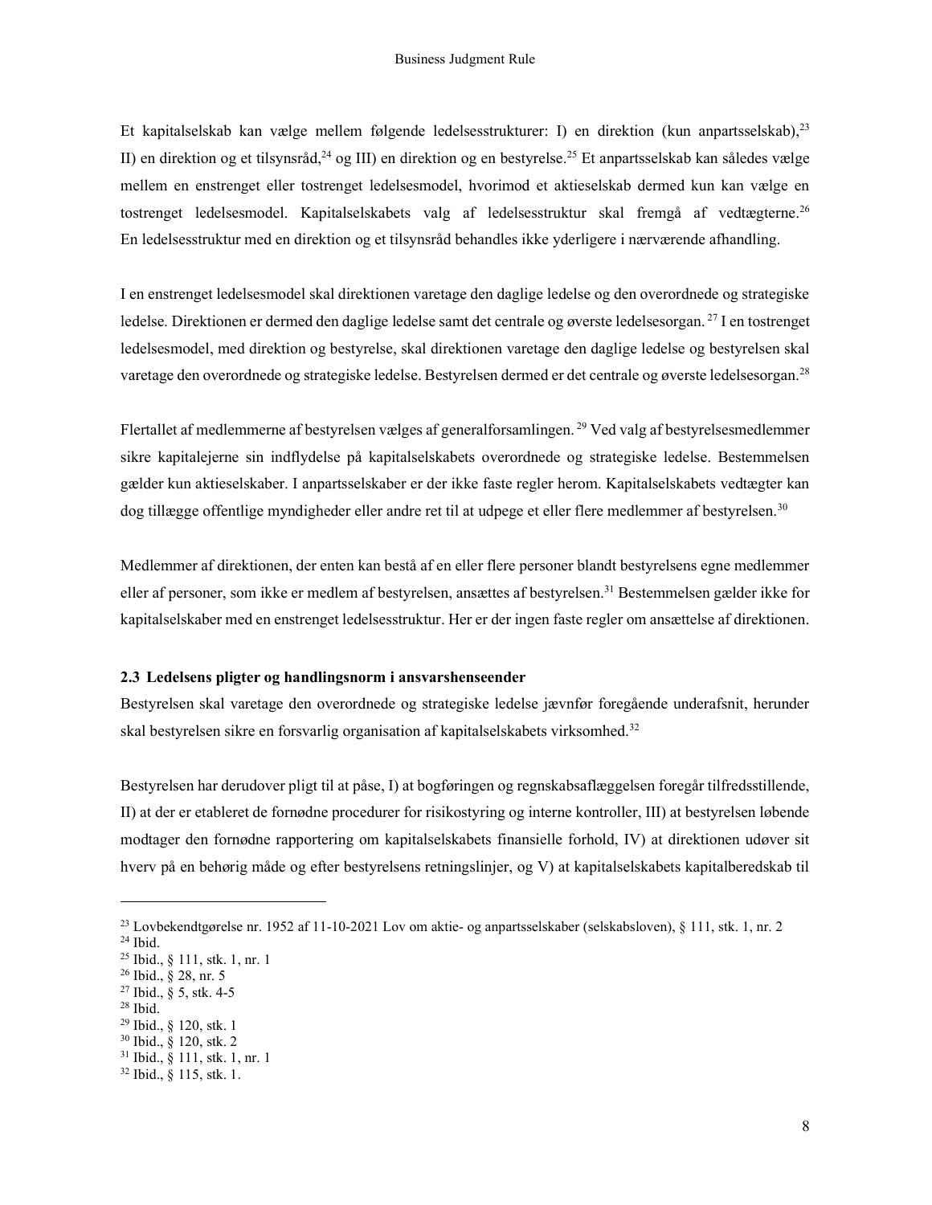Et kapitalselskab kan vælge mellem følgende ledelsesstrukturer: I) en direktion (kun anpartsselskab),[23] II) en direktion og et tilsynsråd,[24] og III) en direktion og en bestyrelse.[25] Et anpartsselskab kan således vælge mellem en enstrenget eller tostrenget ledelsesmodel, hvorimod et aktieselskab dermed kun kan vælge en tostrenget ledelsesmodel. Kapitalselskabets valg af ledelsesstruktur skal fremgå af vedtægterne.[26] En ledelsesstruktur med en direktion og et tilsynsråd behandles ikke yderligere i nærværende afhandling.

I en enstrenget ledelsesmodel skal direktionen varetage den daglige ledelse og den overordnede og strategiske ledelse. Direktionen er dermed den daglige ledelse samt det centrale og øverste ledelsesorgan.[27] I en tostrenget ledelsesmodel, med direktion og bestyrelse, skal direktionen varetage den daglige ledelse og bestyrelsen skal varetage den overordnede og strategiske ledelse. Bestyrelsen dermed er det centrale og øverste ledelsesorgan.[28]

Flertallet af medlemmerne af bestyrelsen vælges af generalforsamlingen.[29] Ved valg af bestyrelsesmedlemmer sikre kapitalejerne sin indflydelse på kapitalselskabets overordnede og strategiske ledelse. Bestemmelsen gælder kun aktieselskaber. I anpartsselskaber er der ikke faste regler herom. Kapitalselskabets vedtægter kan dog tillægge offentlige myndigheder eller andre ret til at udpege et eller flere medlemmer af bestyrelsen.[30]

Medlemmer af direktionen, der enten kan bestå af en eller flere personer blandt bestyrelsens egne medlemmer eller af personer, som ikke er medlem af bestyrelsen, ansættes af bestyrelsen.[31] Bestemmelsen gælder ikke for kapitalselskaber med en enstrenget ledelsesstruktur. Her er der ingen faste regler om ansættelse af direktionen.

### 2.3 Ledelsens pligter og handlingsnorm i ansvarshenseender

Bestyrelsen skal varetage den overordnede og strategiske ledelse jævnfør foregående underafsnit, herunder skal bestyrelsen sikre en forsvarlig organisation af kapitalselskabets virksomhed.[32]

Bestyrelsen har derudover pligt til at påse, I) at bogføringen og regnskabsaflæggelsen foregår tilfredsstillende, II) at der er etableret de fornødne procedurer for risikostyring og interne kontroller, III) at bestyrelsen løbende modtager den fornødne rapportering om kapitalselskabets finansielle forhold, IV) at direktionen udøver sit hverv på en behørig måde og efter bestyrelsens retningslinjer, og V) at kapitalselskabets kapitalberedskab til

---

[23] Lovbekendtgørelse nr. 1952 af 11-10-2021 Lov om aktie- og anpartsselskaber (selskabsloven), § 111, stk. 1, nr. 2
[24] Ibid.
[25] Ibid., § 111, stk. 1, nr. 1
[26] Ibid., § 28, nr. 5
[27] Ibid., § 5, stk. 4-5
[28] Ibid.
[29] Ibid., § 120, stk. 1
[30] Ibid., § 120, stk. 2
[31] Ibid., § 111, stk. 1, nr. 1
[32] Ibid., § 115, stk. 1.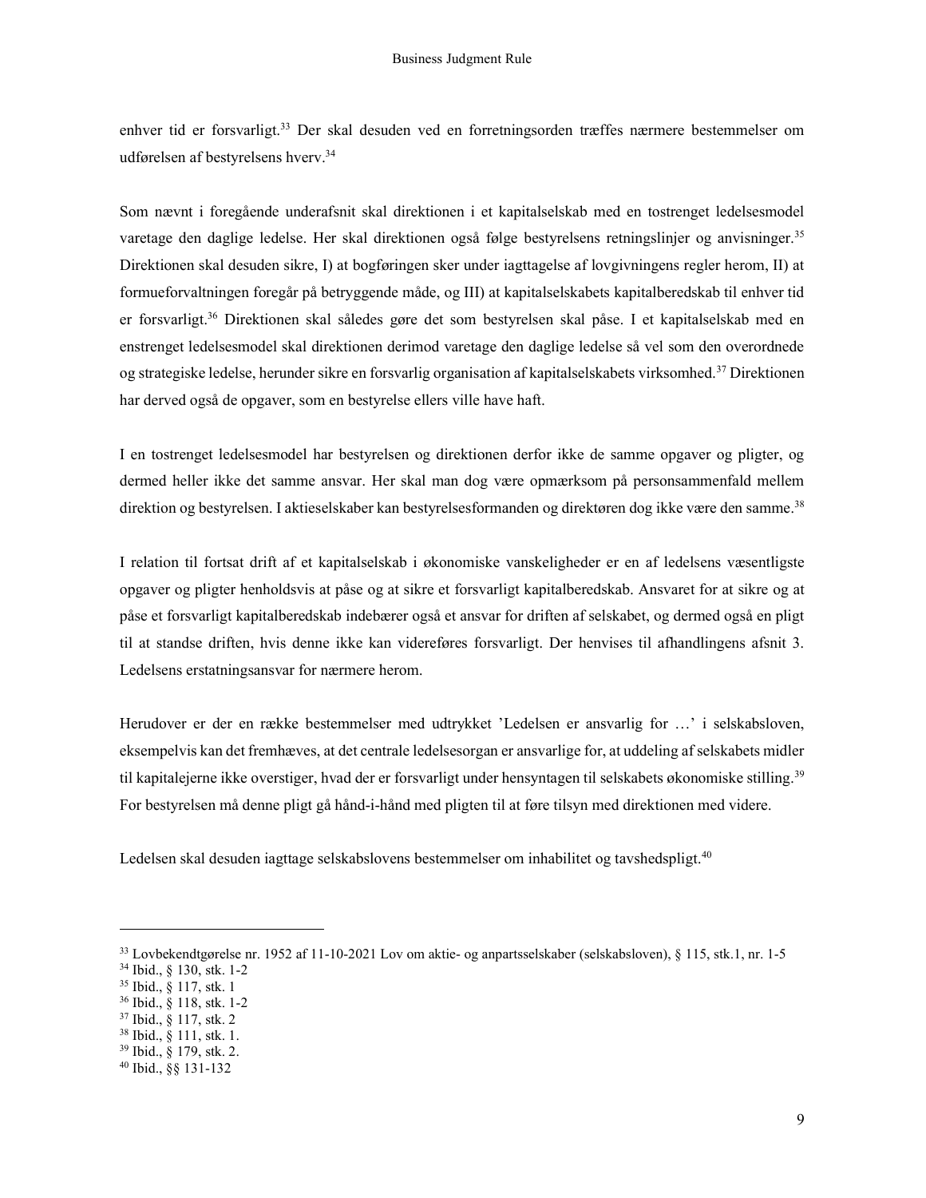enhver tid er forsvarligt.[33] Der skal desuden ved en forretningsorden træffes nærmere bestemmelser om udførelsen af bestyrelsens hverv.[34]

Som nævnt i foregående underafsnit skal direktionen i et kapitalselskab med en tostrenget ledelsesmodel varetage den daglige ledelse. Her skal direktionen også følge bestyrelsens retningslinjer og anvisninger.[35] Direktionen skal desuden sikre, I) at bogføringen sker under iagttagelse af lovgivningens regler herom, II) at formueforvaltningen foregår på betryggende måde, og III) at kapitalselskabets kapitalberedskab til enhver tid er forsvarligt.[36] Direktionen skal således gøre det som bestyrelsen skal påse. I et kapitalselskab med en enstrenget ledelsesmodel skal direktionen derimod varetage den daglige ledelse så vel som den overordnede og strategiske ledelse, herunder sikre en forsvarlig organisation af kapitalselskabets virksomhed.[37] Direktionen har derved også de opgaver, som en bestyrelse ellers ville have haft.

I en tostrenget ledelsesmodel har bestyrelsen og direktionen derfor ikke de samme opgaver og pligter, og dermed heller ikke det samme ansvar. Her skal man dog være opmærksom på personsammenfald mellem direktion og bestyrelsen. I aktieselskaber kan bestyrelsesformanden og direktøren dog ikke være den samme.[38]

I relation til fortsat drift af et kapitalselskab i økonomiske vanskeligheder er en af ledelsens væsentligste opgaver og pligter henholdsvis at påse og at sikre et forsvarligt kapitalberedskab. Ansvaret for at sikre og at påse et forsvarligt kapitalberedskab indebærer også et ansvar for driften af selskabet, og dermed også en pligt til at standse driften, hvis denne ikke kan videreføres forsvarligt. Der henvises til afhandlingens afsnit 3. Ledelsens erstatningsansvar for nærmere herom.

Herudover er der en række bestemmelser med udtrykket 'Ledelsen er ansvarlig for …' i selskabsloven, eksempelvis kan det fremhæves, at det centrale ledelsesorgan er ansvarlige for, at uddeling af selskabets midler til kapitalejerne ikke overstiger, hvad der er forsvarligt under hensyntagen til selskabets økonomiske stilling.[39] For bestyrelsen må denne pligt gå hånd-i-hånd med pligten til at føre tilsyn med direktionen med videre.

Ledelsen skal desuden iagttage selskabslovens bestemmelser om inhabilitet og tavshedspligt.[40]

---

[33] Lovbekendtgørelse nr. 1952 af 11-10-2021 Lov om aktie- og anpartsselskaber (selskabsloven), § 115, stk.1, nr. 1-5
[34] Ibid., § 130, stk. 1-2
[35] Ibid., § 117, stk. 1
[36] Ibid., § 118, stk. 1-2
[37] Ibid., § 117, stk. 2
[38] Ibid., § 111, stk. 1.
[39] Ibid., § 179, stk. 2.
[40] Ibid., §§ 131-132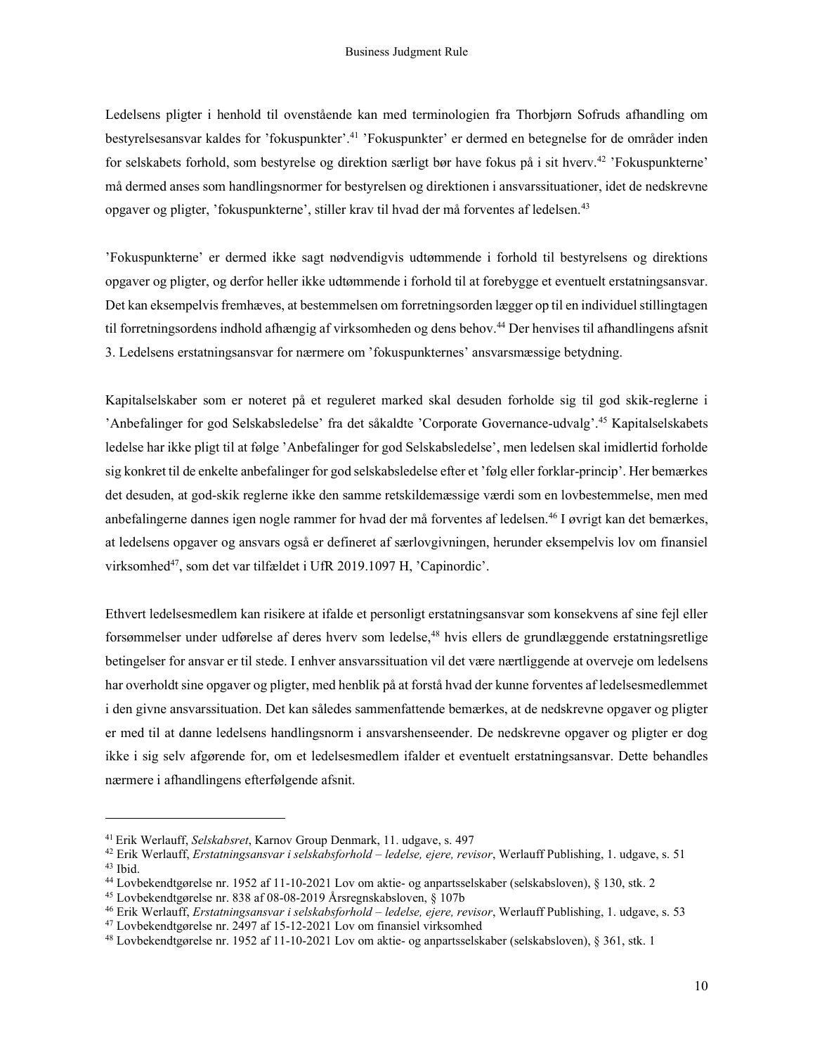Ledelsens pligter i henhold til ovenstående kan med terminologien fra Thorbjørn Sofruds afhandling om bestyrelsesansvar kaldes for 'fokuspunkter'.[41] 'Fokuspunkter' er dermed en betegnelse for de områder inden for selskabets forhold, som bestyrelse og direktion særligt bør have fokus på i sit hverv.[42] 'Fokuspunkterne' må dermed anses som handlingsnormer for bestyrelsen og direktionen i ansvarssituationer, idet de nedskrevne opgaver og pligter, 'fokuspunkterne', stiller krav til hvad der må forventes af ledelsen.[43]

'Fokuspunkterne' er dermed ikke sagt nødvendigvis udtømmende i forhold til bestyrelsens og direktions opgaver og pligter, og derfor heller ikke udtømmende i forhold til at forebygge et eventuelt erstatningsansvar. Det kan eksempelvis fremhæves, at bestemmelsen om forretningsorden lægger op til en individuel stillingtagen til forretningsordens indhold afhængig af virksomheden og dens behov.[44] Der henvises til afhandlingens afsnit 3. Ledelsens erstatningsansvar for nærmere om 'fokuspunkternes' ansvarsmæssige betydning.

Kapitalselskaber som er noteret på et reguleret marked skal desuden forholde sig til god skik-reglerne i 'Anbefalinger for god Selskabsledelse' fra det såkaldte 'Corporate Governance-udvalg'.[45] Kapitalselskabets ledelse har ikke pligt til at følge 'Anbefalinger for god Selskabsledelse', men ledelsen skal imidlertid forholde sig konkret til de enkelte anbefalinger for god selskabsledelse efter et 'følg eller forklar-princip'. Her bemærkes det desuden, at god-skik reglerne ikke den samme retskildemæssige værdi som en lovbestemmelse, men med anbefalingerne dannes igen nogle rammer for hvad der må forventes af ledelsen.[46] I øvrigt kan det bemærkes, at ledelsens opgaver og ansvars også er defineret af særlovgivningen, herunder eksempelvis lov om finansiel virksomhed[47], som det var tilfældet i UfR 2019.1097 H, 'Capinordic'.

Ethvert ledelsesmedlem kan risikere at ifalde et personligt erstatningsansvar som konsekvens af sine fejl eller forsømmelser under udførelse af deres hverv som ledelse,[48] hvis ellers de grundlæggende erstatningsretlige betingelser for ansvar er til stede. I enhver ansvarssituation vil det være nærtliggende at overveje om ledelsens har overholdt sine opgaver og pligter, med henblik på at forstå hvad der kunne forventes af ledelsesmedlemmet i den givne ansvarssituation. Det kan således sammenfattende bemærkes, at de nedskrevne opgaver og pligter er med til at danne ledelsens handlingsnorm i ansvarshenseender. De nedskrevne opgaver og pligter er dog ikke i sig selv afgørende for, om et ledelsesmedlem ifalder et eventuelt erstatningsansvar. Dette behandles nærmere i afhandlingens efterfølgende afsnit.

---

[41] Erik Werlauff, *Selskabsret*, Karnov Group Denmark, 11. udgave, s. 497

[42] Erik Werlauff, *Erstatningsansvar i selskabsforhold – ledelse, ejere, revisor*, Werlauff Publishing, 1. udgave, s. 51

[43] Ibid.

[44] Lovbekendtgørelse nr. 1952 af 11-10-2021 Lov om aktie- og anpartsselskaber (selskabsloven), § 130, stk. 2

[45] Lovbekendtgørelse nr. 838 af 08-08-2019 Årsregnskabsloven, § 107b

[46] Erik Werlauff, *Erstatningsansvar i selskabsforhold – ledelse, ejere, revisor*, Werlauff Publishing, 1. udgave, s. 53

[47] Lovbekendtgørelse nr. 2497 af 15-12-2021 Lov om finansiel virksomhed

[48] Lovbekendtgørelse nr. 1952 af 11-10-2021 Lov om aktie- og anpartsselskaber (selskabsloven), § 361, stk. 1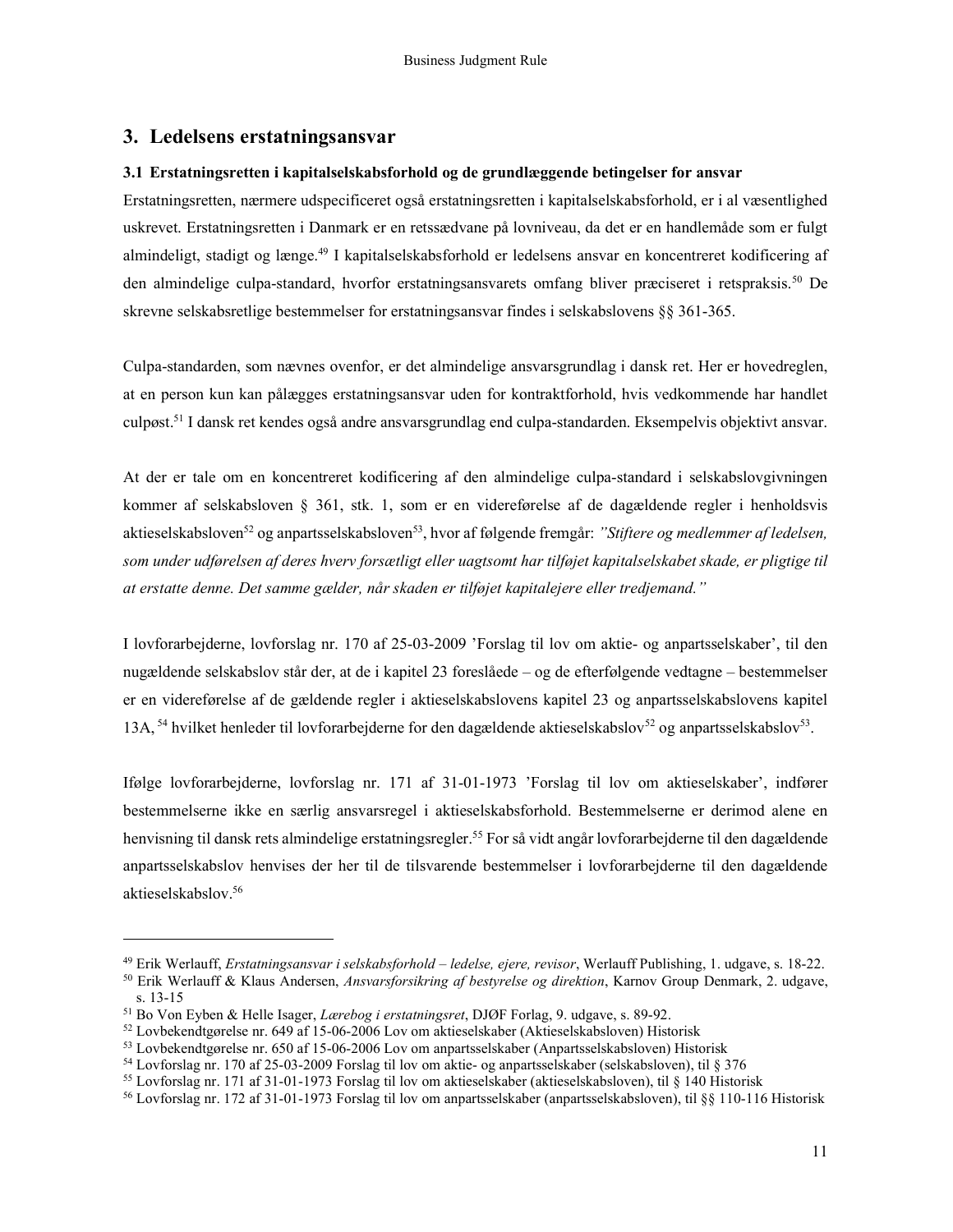## 3. Ledelsens erstatningsansvar

### 3.1 Erstatningsretten i kapitalselskabsforhold og de grundlæggende betingelser for ansvar

Erstatningsretten, nærmere udspecificeret også erstatningsretten i kapitalselskabsforhold, er i al væsentlighed uskrevet. Erstatningsretten i Danmark er en retssædvane på lovniveau, da det er en handlemåde som er fulgt almindeligt, stadigt og længe.[49] I kapitalselskabsforhold er ledelsens ansvar en koncentreret kodificering af den almindelige culpa-standard, hvorfor erstatningsansvarets omfang bliver præciseret i retspraksis.[50] De skrevne selskabsretlige bestemmelser for erstatningsansvar findes i selskabslovens §§ 361-365.

Culpa-standarden, som nævnes ovenfor, er det almindelige ansvarsgrundlag i dansk ret. Her er hovedreglen, at en person kun kan pålægges erstatningsansvar uden for kontraktforhold, hvis vedkommende har handlet culpøst.[51] I dansk ret kendes også andre ansvarsgrundlag end culpa-standarden. Eksempelvis objektivt ansvar.

At der er tale om en koncentreret kodificering af den almindelige culpa-standard i selskabslovgivningen kommer af selskabsloven § 361, stk. 1, som er en videreførelse af de dagældende regler i henholdsvis aktieselskabsloven[52] og anpartsselskabsloven[53], hvor af følgende fremgår: *"Stiftere og medlemmer af ledelsen, som under udførelsen af deres hverv forsætligt eller uagtsomt har tilføjet kapitalselskabet skade, er pligtige til at erstatte denne. Det samme gælder, når skaden er tilføjet kapitalejere eller tredjemand."*

I lovforarbejderne, lovforslag nr. 170 af 25-03-2009 'Forslag til lov om aktie- og anpartsselskaber', til den nugældende selskabslov står der, at de i kapitel 23 foreslåede – og de efterfølgende vedtagne – bestemmelser er en videreførelse af de gældende regler i aktieselskabslovens kapitel 23 og anpartsselskabslovens kapitel 13A, [54] hvilket henleder til lovforarbejderne for den dagældende aktieselskabslov[52] og anpartsselskabslov[53].

Ifølge lovforarbejderne, lovforslag nr. 171 af 31-01-1973 'Forslag til lov om aktieselskaber', indfører bestemmelserne ikke en særlig ansvarsregel i aktieselskabsforhold. Bestemmelserne er derimod alene en henvisning til dansk rets almindelige erstatningsregler.[55] For så vidt angår lovforarbejderne til den dagældende anpartsselskabslov henvises der her til de tilsvarende bestemmelser i lovforarbejderne til den dagældende aktieselskabslov.[56]

---

[49] Erik Werlauff, *Erstatningsansvar i selskabsforhold – ledelse, ejere, revisor*, Werlauff Publishing, 1. udgave, s. 18-22.

[50] Erik Werlauff & Klaus Andersen, *Ansvarsforsikring af bestyrelse og direktion*, Karnov Group Denmark, 2. udgave, s. 13-15

[51] Bo Von Eyben & Helle Isager, *Lærebog i erstatningsret*, DJØF Forlag, 9. udgave, s. 89-92.

[52] Lovbekendtgørelse nr. 649 af 15-06-2006 Lov om aktieselskaber (Aktieselskabsloven) Historisk

[53] Lovbekendtgørelse nr. 650 af 15-06-2006 Lov om anpartsselskaber (Anpartsselskabsloven) Historisk

[54] Lovforslag nr. 170 af 25-03-2009 Forslag til lov om aktie- og anpartsselskaber (selskabsloven), til § 376

[55] Lovforslag nr. 171 af 31-01-1973 Forslag til lov om aktieselskaber (aktieselskabsloven), til § 140 Historisk

[56] Lovforslag nr. 172 af 31-01-1973 Forslag til lov om anpartsselskaber (anpartsselskabsloven), til §§ 110-116 Historisk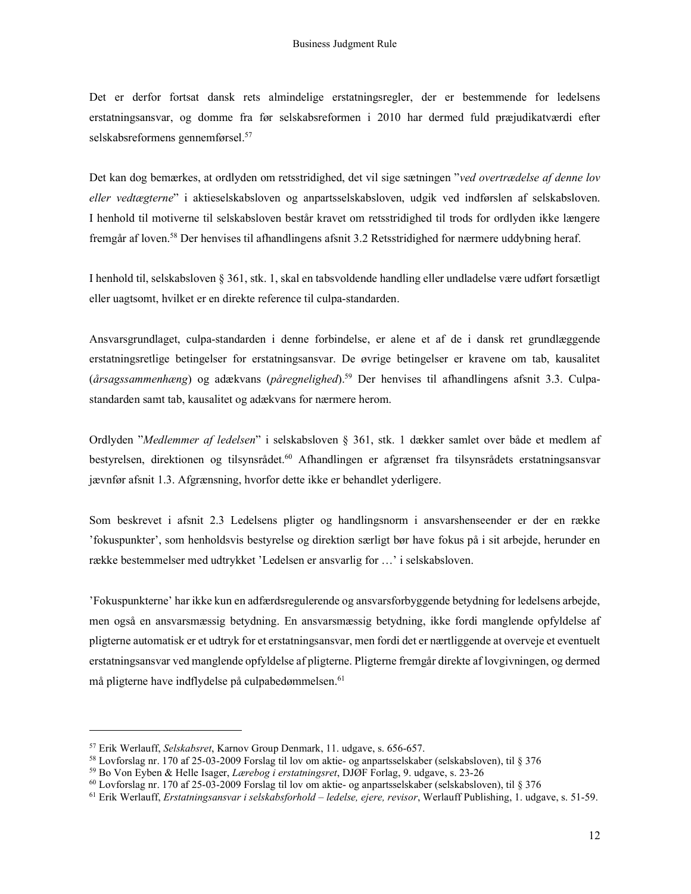Det er derfor fortsat dansk rets almindelige erstatningsregler, der er bestemmende for ledelsens erstatningsansvar, og domme fra før selskabsreformen i 2010 har dermed fuld præjudikatværdi efter selskabsreformens gennemførsel.[57]

Det kan dog bemærkes, at ordlyden om retsstridighed, det vil sige sætningen "*ved overtrædelse af denne lov eller vedtægterne*" i aktieselskabsloven og anpartsselskabsloven, udgik ved indførslen af selskabsloven. I henhold til motiverne til selskabsloven består kravet om retsstridighed til trods for ordlyden ikke længere fremgår af loven.[58] Der henvises til afhandlingens afsnit 3.2 Retsstridighed for nærmere uddybning heraf.

I henhold til, selskabsloven § 361, stk. 1, skal en tabsvoldende handling eller undladelse være udført forsætligt eller uagtsomt, hvilket er en direkte reference til culpa-standarden.

Ansvarsgrundlaget, culpa-standarden i denne forbindelse, er alene et af de i dansk ret grundlæggende erstatningsretlige betingelser for erstatningsansvar. De øvrige betingelser er kravene om tab, kausalitet (*årsagssammenhæng*) og adækvans (*påregnelighed*).[59] Der henvises til afhandlingens afsnit 3.3. Culpa-standarden samt tab, kausalitet og adækvans for nærmere herom.

Ordlyden "*Medlemmer af ledelsen*" i selskabsloven § 361, stk. 1 dækker samlet over både et medlem af bestyrelsen, direktionen og tilsynsrådet.[60] Afhandlingen er afgrænset fra tilsynsrådets erstatningsansvar jævnfør afsnit 1.3. Afgrænsning, hvorfor dette ikke er behandlet yderligere.

Som beskrevet i afsnit 2.3 Ledelsens pligter og handlingsnorm i ansvarshenseender er der en række 'fokuspunkter', som henholdsvis bestyrelse og direktion særligt bør have fokus på i sit arbejde, herunder en række bestemmelser med udtrykket 'Ledelsen er ansvarlig for …' i selskabsloven.

'Fokuspunkterne' har ikke kun en adfærdsregulerende og ansvarsforbyggende betydning for ledelsens arbejde, men også en ansvarsmæssig betydning. En ansvarsmæssig betydning, ikke fordi manglende opfyldelse af pligterne automatisk er et udtryk for et erstatningsansvar, men fordi det er nærtliggende at overveje et eventuelt erstatningsansvar ved manglende opfyldelse af pligterne. Pligterne fremgår direkte af lovgivningen, og dermed må pligterne have indflydelse på culpabedømmelsen.[61]

---

[57] Erik Werlauff, *Selskabsret*, Karnov Group Denmark, 11. udgave, s. 656-657.
[58] Lovforslag nr. 170 af 25-03-2009 Forslag til lov om aktie- og anpartsselskaber (selskabsloven), til § 376
[59] Bo Von Eyben & Helle Isager, *Lærebog i erstatningsret*, DJØF Forlag, 9. udgave, s. 23-26
[60] Lovforslag nr. 170 af 25-03-2009 Forslag til lov om aktie- og anpartsselskaber (selskabsloven), til § 376
[61] Erik Werlauff, *Erstatningsansvar i selskabsforhold – ledelse, ejere, revisor*, Werlauff Publishing, 1. udgave, s. 51-59.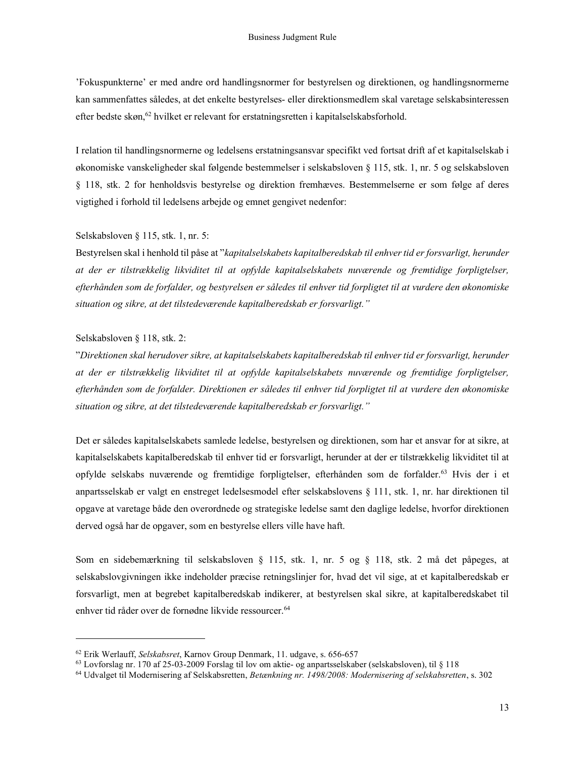’Fokuspunkterne’ er med andre ord handlingsnormer for bestyrelsen og direktionen, og handlingsnormerne kan sammenfattes således, at det enkelte bestyrelses- eller direktionsmedlem skal varetage selskabsinteressen efter bedste skøn,[62] hvilket er relevant for erstatningsretten i kapitalselskabsforhold.

I relation til handlingsnormerne og ledelsens erstatningsansvar specifikt ved fortsat drift af et kapitalselskab i økonomiske vanskeligheder skal følgende bestemmelser i selskabsloven § 115, stk. 1, nr. 5 og selskabsloven § 118, stk. 2 for henholdsvis bestyrelse og direktion fremhæves. Bestemmelserne er som følge af deres vigtighed i forhold til ledelsens arbejde og emnet gengivet nedenfor:

Selskabsloven § 115, stk. 1, nr. 5:
Bestyrelsen skal i henhold til påse at ”*kapitalselskabets kapitalberedskab til enhver tid er forsvarligt, herunder at der er tilstrækkelig likviditet til at opfylde kapitalselskabets nuværende og fremtidige forpligtelser, efterhånden som de forfalder, og bestyrelsen er således til enhver tid forpligtet til at vurdere den økonomiske situation og sikre, at det tilstedeværende kapitalberedskab er forsvarligt.*”

Selskabsloven § 118, stk. 2:
”*Direktionen skal herudover sikre, at kapitalselskabets kapitalberedskab til enhver tid er forsvarligt, herunder at der er tilstrækkelig likviditet til at opfylde kapitalselskabets nuværende og fremtidige forpligtelser, efterhånden som de forfalder. Direktionen er således til enhver tid forpligtet til at vurdere den økonomiske situation og sikre, at det tilstedeværende kapitalberedskab er forsvarligt.*”

Det er således kapitalselskabets samlede ledelse, bestyrelsen og direktionen, som har et ansvar for at sikre, at kapitalselskabets kapitalberedskab til enhver tid er forsvarligt, herunder at der er tilstrækkelig likviditet til at opfylde selskabs nuværende og fremtidige forpligtelser, efterhånden som de forfalder.[63] Hvis der i et anpartsselskab er valgt en enstreget ledelsesmodel efter selskabslovens § 111, stk. 1, nr. har direktionen til opgave at varetage både den overordnede og strategiske ledelse samt den daglige ledelse, hvorfor direktionen derved også har de opgaver, som en bestyrelse ellers ville have haft.

Som en sidebemærkning til selskabsloven § 115, stk. 1, nr. 5 og § 118, stk. 2 må det påpeges, at selskabslovgivningen ikke indeholder præcise retningslinjer for, hvad det vil sige, at et kapitalberedskab er forsvarligt, men at begrebet kapitalberedskab indikerer, at bestyrelsen skal sikre, at kapitalberedskabet til enhver tid råder over de fornødne likvide ressourcer.[64]

---

[62] Erik Werlauff, *Selskabsret*, Karnov Group Denmark, 11. udgave, s. 656-657
[63] Lovforslag nr. 170 af 25-03-2009 Forslag til lov om aktie- og anpartsselskaber (selskabsloven), til § 118
[64] Udvalget til Modernisering af Selskabsretten, *Betænkning nr. 1498/2008: Modernisering af selskabsretten*, s. 302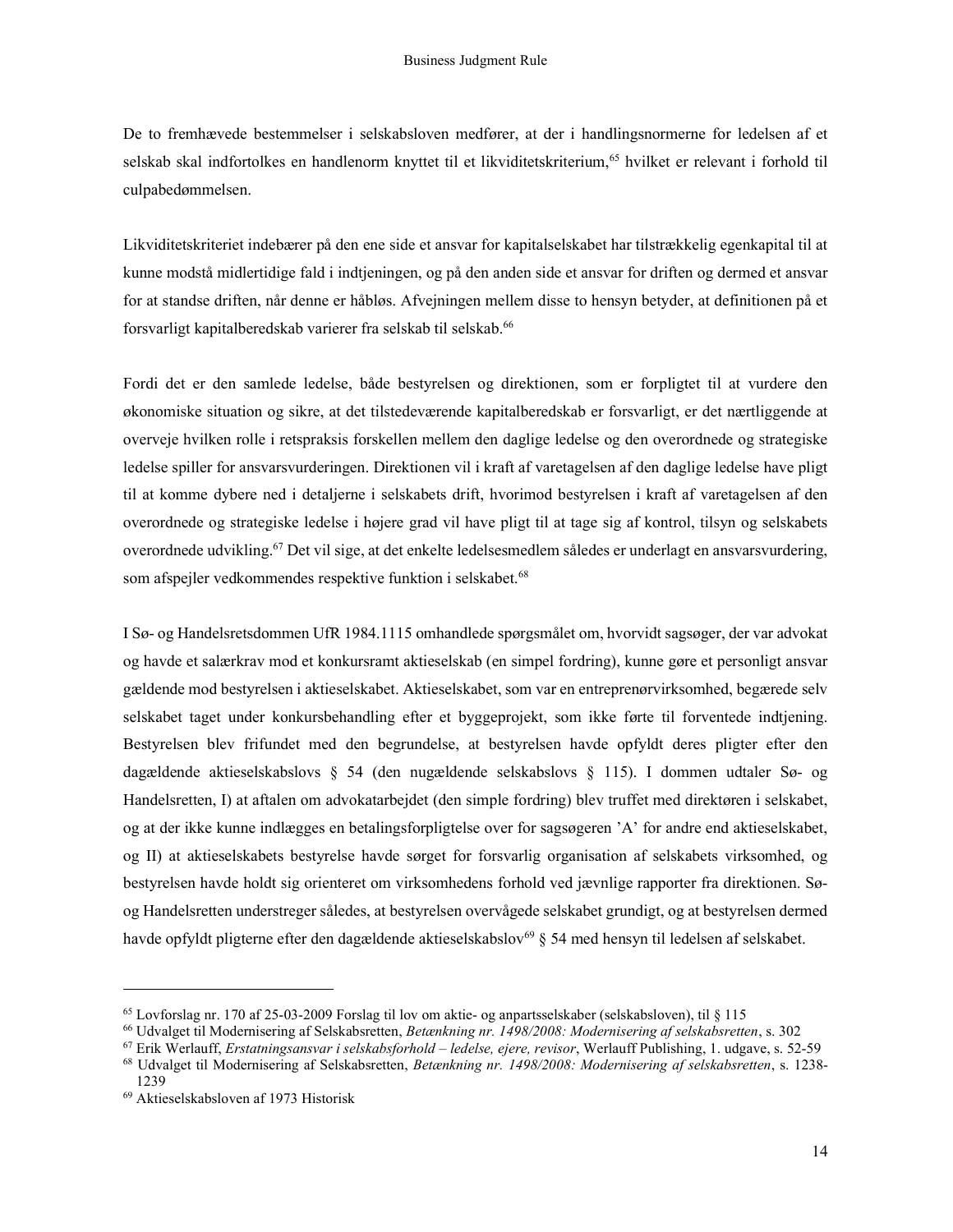De to fremhævede bestemmelser i selskabsloven medfører, at der i handlingsnormerne for ledelsen af et selskab skal indfortolkes en handlenorm knyttet til et likviditetskriterium,[65] hvilket er relevant i forhold til culpabedømmelsen.

Likviditetskriteriet indebærer på den ene side et ansvar for kapitalselskabet har tilstrækkelig egenkapital til at kunne modstå midlertidige fald i indtjeningen, og på den anden side et ansvar for driften og dermed et ansvar for at standse driften, når denne er håbløs. Afvejningen mellem disse to hensyn betyder, at definitionen på et forsvarligt kapitalberedskab varierer fra selskab til selskab.[66]

Fordi det er den samlede ledelse, både bestyrelsen og direktionen, som er forpligtet til at vurdere den økonomiske situation og sikre, at det tilstedeværende kapitalberedskab er forsvarligt, er det nærtliggende at overveje hvilken rolle i retspraksis forskellen mellem den daglige ledelse og den overordnede og strategiske ledelse spiller for ansvarsvurderingen. Direktionen vil i kraft af varetagelsen af den daglige ledelse have pligt til at komme dybere ned i detaljerne i selskabets drift, hvorimod bestyrelsen i kraft af varetagelsen af den overordnede og strategiske ledelse i højere grad vil have pligt til at tage sig af kontrol, tilsyn og selskabets overordnede udvikling.[67] Det vil sige, at det enkelte ledelsesmedlem således er underlagt en ansvarsvurdering, som afspejler vedkommendes respektive funktion i selskabet.[68]

I Sø- og Handelsretsdommen UfR 1984.1115 omhandlede spørgsmålet om, hvorvidt sagsøger, der var advokat og havde et salærkrav mod et konkursramt aktieselskab (en simpel fordring), kunne gøre et personligt ansvar gældende mod bestyrelsen i aktieselskabet. Aktieselskabet, som var en entreprenørvirksomhed, begærede selv selskabet taget under konkursbehandling efter et byggeprojekt, som ikke førte til forventede indtjening. Bestyrelsen blev frifundet med den begrundelse, at bestyrelsen havde opfyldt deres pligter efter den dagældende aktieselskabslovs § 54 (den nugældende selskabslovs § 115). I dommen udtaler Sø- og Handelsretten, I) at aftalen om advokatarbejdet (den simple fordring) blev truffet med direktøren i selskabet, og at der ikke kunne indlægges en betalingsforpligtelse over for sagsøgeren 'A' for andre end aktieselskabet, og II) at aktieselskabets bestyrelse havde sørget for forsvarlig organisation af selskabets virksomhed, og bestyrelsen havde holdt sig orienteret om virksomhedens forhold ved jævnlige rapporter fra direktionen. Sø- og Handelsretten understreger således, at bestyrelsen overvågede selskabet grundigt, og at bestyrelsen dermed havde opfyldt pligterne efter den dagældende aktieselskabslov[69] § 54 med hensyn til ledelsen af selskabet.

---

[65] Lovforslag nr. 170 af 25-03-2009 Forslag til lov om aktie- og anpartsselskaber (selskabsloven), til § 115

[66] Udvalget til Modernisering af Selskabsretten, *Betænkning nr. 1498/2008: Modernisering af selskabsretten*, s. 302

[67] Erik Werlauff, *Erstatningsansvar i selskabsforhold – ledelse, ejere, revisor*, Werlauff Publishing, 1. udgave, s. 52-59

[68] Udvalget til Modernisering af Selskabsretten, *Betænkning nr. 1498/2008: Modernisering af selskabsretten*, s. 1238-1239

[69] Aktieselskabsloven af 1973 Historisk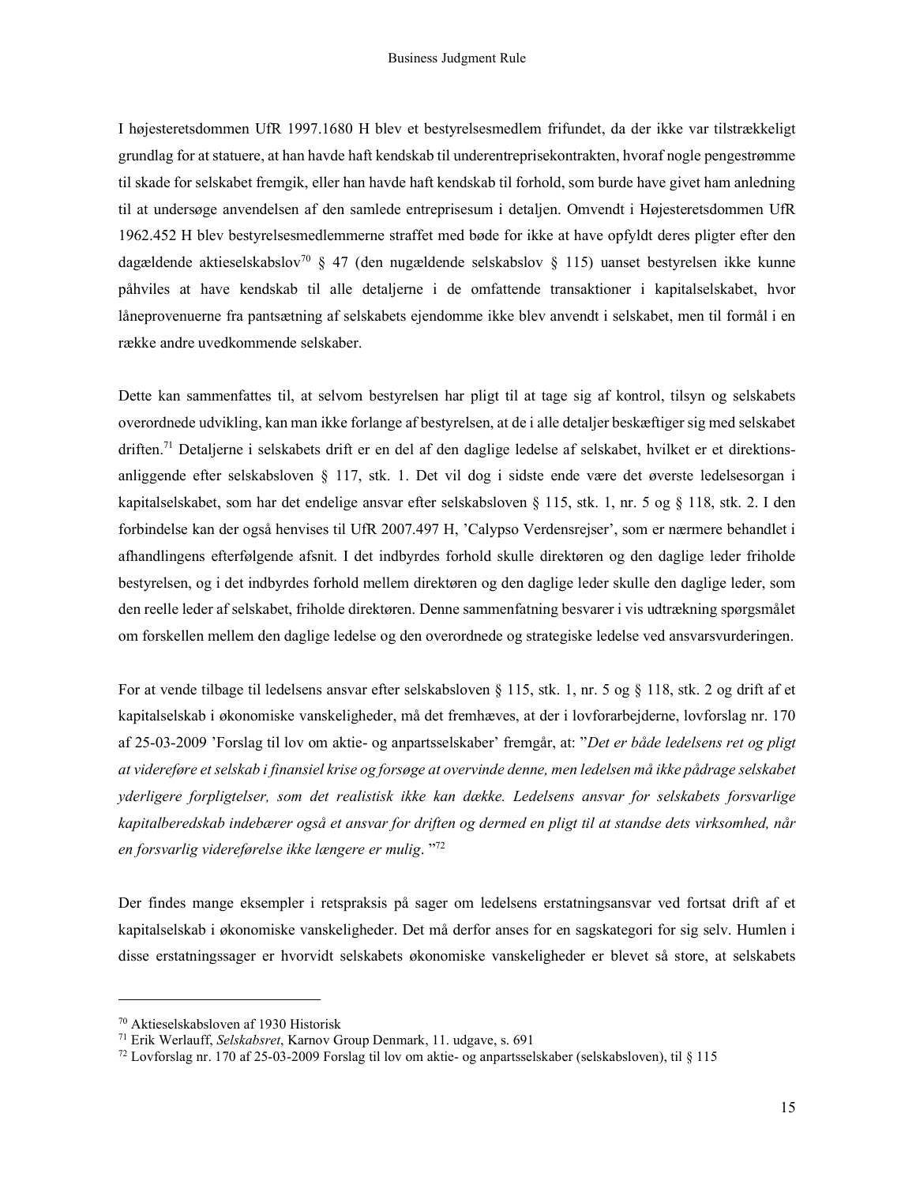I højesteretsdommen UfR 1997.1680 H blev et bestyrelsesmedlem frifundet, da der ikke var tilstrækkeligt grundlag for at statuere, at han havde haft kendskab til underentreprisekontrakten, hvoraf nogle pengestrømme til skade for selskabet fremgik, eller han havde haft kendskab til forhold, som burde have givet ham anledning til at undersøge anvendelsen af den samlede entreprisesum i detaljen. Omvendt i Højesteretsdommen UfR 1962.452 H blev bestyrelsesmedlemmerne straffet med bøde for ikke at have opfyldt deres pligter efter den dagældende aktieselskabslov[70] § 47 (den nugældende selskabslov § 115) uanset bestyrelsen ikke kunne påhviles at have kendskab til alle detaljerne i de omfattende transaktioner i kapitalselskabet, hvor låneprovenuerne fra pantsætning af selskabets ejendomme ikke blev anvendt i selskabet, men til formål i en række andre uvedkommende selskaber.

Dette kan sammenfattes til, at selvom bestyrelsen har pligt til at tage sig af kontrol, tilsyn og selskabets overordnede udvikling, kan man ikke forlange af bestyrelsen, at de i alle detaljer beskæftiger sig med selskabet driften.[71] Detaljerne i selskabets drift er en del af den daglige ledelse af selskabet, hvilket er et direktions-anliggende efter selskabsloven § 117, stk. 1. Det vil dog i sidste ende være det øverste ledelsesorgan i kapitalselskabet, som har det endelige ansvar efter selskabsloven § 115, stk. 1, nr. 5 og § 118, stk. 2. I den forbindelse kan der også henvises til UfR 2007.497 H, 'Calypso Verdensrejser', som er nærmere behandlet i afhandlingens efterfølgende afsnit. I det indbyrdes forhold skulle direktøren og den daglige leder friholde bestyrelsen, og i det indbyrdes forhold mellem direktøren og den daglige leder skulle den daglige leder, som den reelle leder af selskabet, friholde direktøren. Denne sammenfatning besvarer i vis udtrækning spørgsmålet om forskellen mellem den daglige ledelse og den overordnede og strategiske ledelse ved ansvarsvurderingen.

For at vende tilbage til ledelsens ansvar efter selskabsloven § 115, stk. 1, nr. 5 og § 118, stk. 2 og drift af et kapitalselskab i økonomiske vanskeligheder, må det fremhæves, at der i lovforarbejderne, lovforslag nr. 170 af 25-03-2009 'Forslag til lov om aktie- og anpartsselskaber' fremgår, at: "*Det er både ledelsens ret og pligt at videreføre et selskab i finansiel krise og forsøge at overvinde denne, men ledelsen må ikke pådrage selskabet yderligere forpligtelser, som det realistisk ikke kan dække. Ledelsens ansvar for selskabets forsvarlige kapitalberedskab indebærer også et ansvar for driften og dermed en pligt til at standse dets virksomhed, når en forsvarlig videreførelse ikke længere er mulig*. "[72]

Der findes mange eksempler i retspraksis på sager om ledelsens erstatningsansvar ved fortsat drift af et kapitalselskab i økonomiske vanskeligheder. Det må derfor anses for en sagskategori for sig selv. Humlen i disse erstatningssager er hvorvidt selskabets økonomiske vanskeligheder er blevet så store, at selskabets

---

[70] Aktieselskabsloven af 1930 Historisk

[71] Erik Werlauff, *Selskabsret*, Karnov Group Denmark, 11. udgave, s. 691

[72] Lovforslag nr. 170 af 25-03-2009 Forslag til lov om aktie- og anpartsselskaber (selskabsloven), til § 115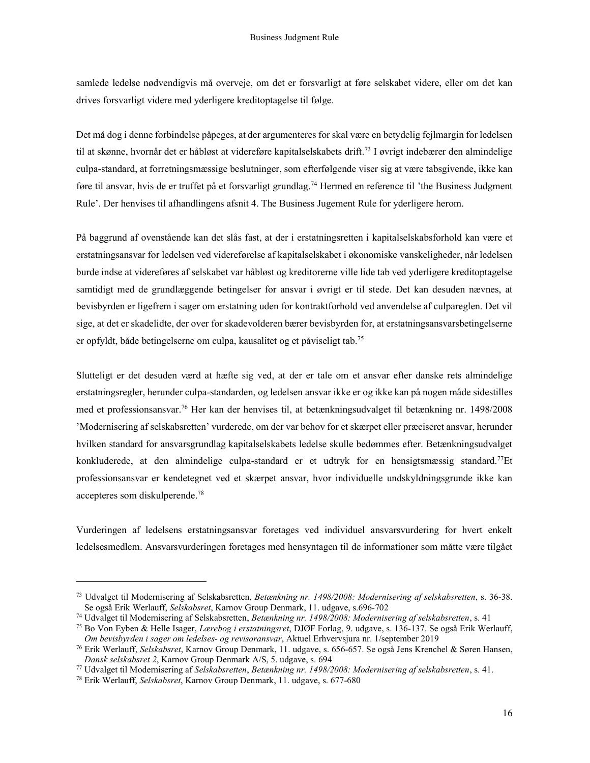samlede ledelse nødvendigvis må overveje, om det er forsvarligt at føre selskabet videre, eller om det kan drives forsvarligt videre med yderligere kreditoptagelse til følge.

Det må dog i denne forbindelse påpeges, at der argumenteres for skal være en betydelig fejlmargin for ledelsen til at skønne, hvornår det er håbløst at videreføre kapitalselskabets drift.[73] I øvrigt indebærer den almindelige culpa-standard, at forretningsmæssige beslutninger, som efterfølgende viser sig at være tabsgivende, ikke kan føre til ansvar, hvis de er truffet på et forsvarligt grundlag.[74] Hermed en reference til 'the Business Judgment Rule'. Der henvises til afhandlingens afsnit 4. The Business Jugement Rule for yderligere herom.

På baggrund af ovenstående kan det slås fast, at der i erstatningsretten i kapitalselskabsforhold kan være et erstatningsansvar for ledelsen ved videreførelse af kapitalselskabet i økonomiske vanskeligheder, når ledelsen burde indse at videreføres af selskabet var håbløst og kreditorerne ville lide tab ved yderligere kreditoptagelse samtidigt med de grundlæggende betingelser for ansvar i øvrigt er til stede. Det kan desuden nævnes, at bevisbyrden er ligefrem i sager om erstatning uden for kontraktforhold ved anvendelse af culpareglen. Det vil sige, at det er skadelidte, der over for skadevolderen bærer bevisbyrden for, at erstatningsansvarsbetingelserne er opfyldt, både betingelserne om culpa, kausalitet og et påviseligt tab.[75]

Slutteligt er det desuden værd at hæfte sig ved, at der er tale om et ansvar efter danske rets almindelige erstatningsregler, herunder culpa-standarden, og ledelsen ansvar ikke er og ikke kan på nogen måde sidestilles med et professionsansvar.[76] Her kan der henvises til, at betænkningsudvalget til betænkning nr. 1498/2008 'Modernisering af selskabsretten' vurderede, om der var behov for et skærpet eller præciseret ansvar, herunder hvilken standard for ansvarsgrundlag kapitalselskabets ledelse skulle bedømmes efter. Betænkningsudvalget konkluderede, at den almindelige culpa-standard er et udtryk for en hensigtsmæssig standard.[77]Et professionsansvar er kendetegnet ved et skærpet ansvar, hvor individuelle undskyldningsgrunde ikke kan accepteres som diskulperende.[78]

Vurderingen af ledelsens erstatningsansvar foretages ved individuel ansvarsvurdering for hvert enkelt ledelsesmedlem. Ansvarsvurderingen foretages med hensyntagen til de informationer som måtte være tilgået

---

[73] Udvalget til Modernisering af Selskabsretten, *Betænkning nr. 1498/2008: Modernisering af selskabsretten*, s. 36-38. Se også Erik Werlauff, *Selskabsret*, Karnov Group Denmark, 11. udgave, s.696-702

[74] Udvalget til Modernisering af Selskabsretten, *Betænkning nr. 1498/2008: Modernisering af selskabsretten*, s. 41

[75] Bo Von Eyben & Helle Isager, *Lærebog i erstatningsret*, DJØF Forlag, 9. udgave, s. 136-137. Se også Erik Werlauff, *Om bevisbyrden i sager om ledelses- og revisoransvar*, Aktuel Erhvervsjura nr. 1/september 2019

[76] Erik Werlauff, *Selskabsret*, Karnov Group Denmark, 11. udgave, s. 656-657. Se også Jens Krenchel & Søren Hansen, *Dansk selskabsret 2*, Karnov Group Denmark A/S, 5. udgave, s. 694

[77] Udvalget til Modernisering af *Selskabsretten*, *Betænkning nr. 1498/2008: Modernisering af selskabsretten*, s. 41.

[78] Erik Werlauff, *Selskabsret*, Karnov Group Denmark, 11. udgave, s. 677-680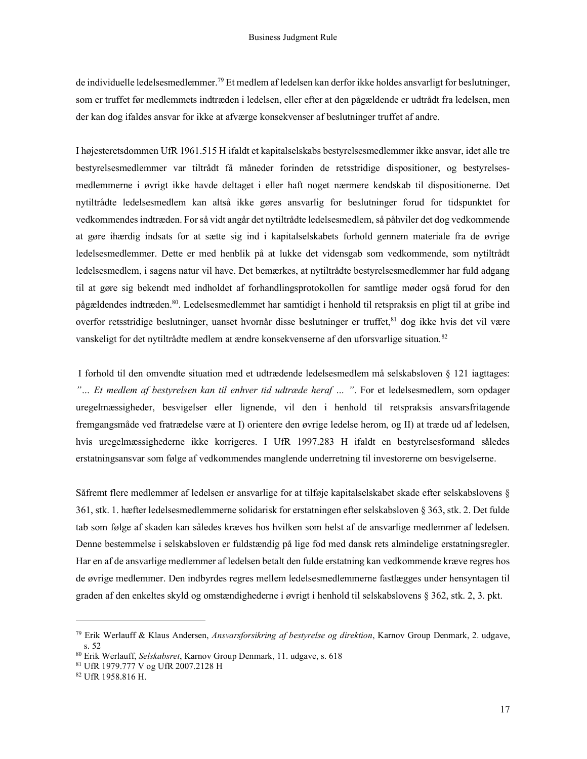de individuelle ledelsesmedlemmer.[79] Et medlem af ledelsen kan derfor ikke holdes ansvarligt for beslutninger, som er truffet før medlemmets indtræden i ledelsen, eller efter at den pågældende er udtrådt fra ledelsen, men der kan dog ifaldes ansvar for ikke at afværge konsekvenser af beslutninger truffet af andre.

I højesteretsdommen UfR 1961.515 H ifaldt et kapitalselskabs bestyrelsesmedlemmer ikke ansvar, idet alle tre bestyrelsesmedlemmer var tiltrådt få måneder forinden de retsstridige dispositioner, og bestyrelsesmedlemmerne i øvrigt ikke havde deltaget i eller haft noget nærmere kendskab til dispositionerne. Det nytiltrådte ledelsesmedlem kan altså ikke gøres ansvarlig for beslutninger forud for tidspunktet for vedkommendes indtræden. For så vidt angår det nytiltrådte ledelsesmedlem, så påhviler det dog vedkommende at gøre ihærdig indsats for at sætte sig ind i kapitalselskabets forhold gennem materiale fra de øvrige ledelsesmedlemmer. Dette er med henblik på at lukke det vidensgab som vedkommende, som nytiltrådt ledelsesmedlem, i sagens natur vil have. Det bemærkes, at nytiltrådte bestyrelsesmedlemmer har fuld adgang til at gøre sig bekendt med indholdet af forhandlingsprotokollen for samtlige møder også forud for den pågældendes indtræden.[80]. Ledelsesmedlemmet har samtidigt i henhold til retspraksis en pligt til at gribe ind overfor retsstridige beslutninger, uanset hvornår disse beslutninger er truffet,[81] dog ikke hvis det vil være vanskeligt for det nytiltrådte medlem at ændre konsekvenserne af den uforsvarlige situation.[82]

I forhold til den omvendte situation med et udtrædende ledelsesmedlem må selskabsloven § 121 iagttages: *"… Et medlem af bestyrelsen kan til enhver tid udtræde heraf … "*. For et ledelsesmedlem, som opdager uregelmæssigheder, besvigelser eller lignende, vil den i henhold til retspraksis ansvarsfritagende fremgangsmåde ved fratrædelse være at I) orientere den øvrige ledelse herom, og II) at træde ud af ledelsen, hvis uregelmæssighederne ikke korrigeres. I UfR 1997.283 H ifaldt en bestyrelsesformand således erstatningsansvar som følge af vedkommendes manglende underretning til investorerne om besvigelserne.

Såfremt flere medlemmer af ledelsen er ansvarlige for at tilføje kapitalselskabet skade efter selskabslovens § 361, stk. 1. hæfter ledelsesmedlemmerne solidarisk for erstatningen efter selskabsloven § 363, stk. 2. Det fulde tab som følge af skaden kan således kræves hos hvilken som helst af de ansvarlige medlemmer af ledelsen. Denne bestemmelse i selskabsloven er fuldstændig på lige fod med dansk rets almindelige erstatningsregler. Har en af de ansvarlige medlemmer af ledelsen betalt den fulde erstatning kan vedkommende kræve regres hos de øvrige medlemmer. Den indbyrdes regres mellem ledelsesmedlemmerne fastlægges under hensyntagen til graden af den enkeltes skyld og omstændighederne i øvrigt i henhold til selskabslovens § 362, stk. 2, 3. pkt.

---

[79] Erik Werlauff & Klaus Andersen, *Ansvarsforsikring af bestyrelse og direktion*, Karnov Group Denmark, 2. udgave, s. 52

[80] Erik Werlauff, *Selskabsret*, Karnov Group Denmark, 11. udgave, s. 618

[81] UfR 1979.777 V og UfR 2007.2128 H

[82] UfR 1958.816 H.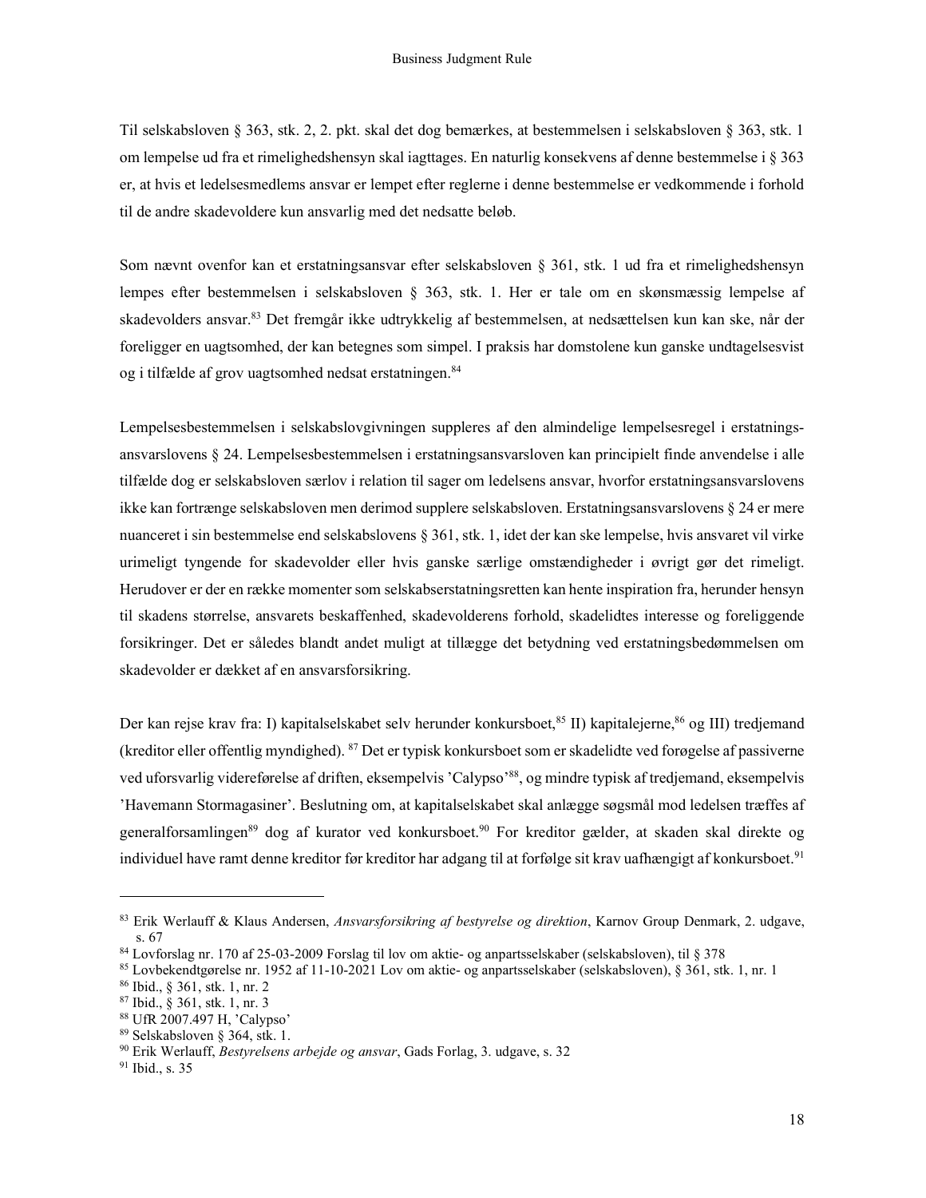Til selskabsloven § 363, stk. 2, 2. pkt. skal det dog bemærkes, at bestemmelsen i selskabsloven § 363, stk. 1 om lempelse ud fra et rimelighedshensyn skal iagttages. En naturlig konsekvens af denne bestemmelse i § 363 er, at hvis et ledelsesmedlems ansvar er lempet efter reglerne i denne bestemmelse er vedkommende i forhold til de andre skadevoldere kun ansvarlig med det nedsatte beløb.

Som nævnt ovenfor kan et erstatningsansvar efter selskabsloven § 361, stk. 1 ud fra et rimelighedshensyn lempes efter bestemmelsen i selskabsloven § 363, stk. 1. Her er tale om en skønsmæssig lempelse af skadevolders ansvar.[83] Det fremgår ikke udtrykkelig af bestemmelsen, at nedsættelsen kun kan ske, når der foreligger en uagtsomhed, der kan betegnes som simpel. I praksis har domstolene kun ganske undtagelsesvist og i tilfælde af grov uagtsomhed nedsat erstatningen.[84]

Lempelsesbestemmelsen i selskabslovgivningen suppleres af den almindelige lempelsesregel i erstatningsansvarslovens § 24. Lempelsesbestemmelsen i erstatningsansvarsloven kan principielt finde anvendelse i alle tilfælde dog er selskabsloven særlov i relation til sager om ledelsens ansvar, hvorfor erstatningsansvarslovens ikke kan fortrænge selskabsloven men derimod supplere selskabsloven. Erstatningsansvarslovens § 24 er mere nuanceret i sin bestemmelse end selskabslovens § 361, stk. 1, idet der kan ske lempelse, hvis ansvaret vil virke urimeligt tyngende for skadevolder eller hvis ganske særlige omstændigheder i øvrigt gør det rimeligt. Herudover er der en række momenter som selskabserstatningsretten kan hente inspiration fra, herunder hensyn til skadens størrelse, ansvarets beskaffenhed, skadevolderens forhold, skadelidtes interesse og foreliggende forsikringer. Det er således blandt andet muligt at tillægge det betydning ved erstatningsbedømmelsen om skadevolder er dækket af en ansvarsforsikring.

Der kan rejse krav fra: I) kapitalselskabet selv herunder konkursboet,[85] II) kapitalejerne,[86] og III) tredjemand (kreditor eller offentlig myndighed). [87] Det er typisk konkursboet som er skadelidte ved forøgelse af passiverne ved uforsvarlig videreførelse af driften, eksempelvis 'Calypso'[88], og mindre typisk af tredjemand, eksempelvis 'Havemann Stormagasiner'. Beslutning om, at kapitalselskabet skal anlægge søgsmål mod ledelsen træffes af generalforsamlingen[89] dog af kurator ved konkursboet.[90] For kreditor gælder, at skaden skal direkte og individuel have ramt denne kreditor før kreditor har adgang til at forfølge sit krav uafhængigt af konkursboet.[91]

---

[83] Erik Werlauff & Klaus Andersen, *Ansvarsforsikring af bestyrelse og direktion*, Karnov Group Denmark, 2. udgave, s. 67

[84] Lovforslag nr. 170 af 25-03-2009 Forslag til lov om aktie- og anpartsselskaber (selskabsloven), til § 378

[85] Lovbekendtgørelse nr. 1952 af 11-10-2021 Lov om aktie- og anpartsselskaber (selskabsloven), § 361, stk. 1, nr. 1

[86] Ibid., § 361, stk. 1, nr. 2

[87] Ibid., § 361, stk. 1, nr. 3

[88] UfR 2007.497 H, 'Calypso'

[89] Selskabsloven § 364, stk. 1.

[90] Erik Werlauff, *Bestyrelsens arbejde og ansvar*, Gads Forlag, 3. udgave, s. 32

[91] Ibid., s. 35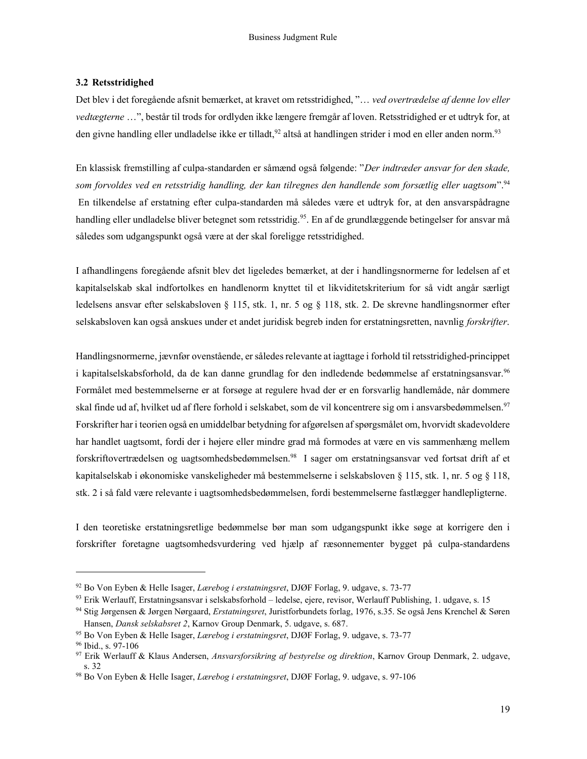### 3.2 Retsstridighed

Det blev i det foregående afsnit bemærket, at kravet om retsstridighed, "… *ved overtrædelse af denne lov eller vedtægterne* …", består til trods for ordlyden ikke længere fremgår af loven. Retsstridighed er et udtryk for, at den givne handling eller undladelse ikke er tilladt,[92] altså at handlingen strider i mod en eller anden norm.[93]

En klassisk fremstilling af culpa-standarden er såmænd også følgende: "*Der indtræder ansvar for den skade, som forvoldes ved en retsstridig handling, der kan tilregnes den handlende som forsætlig eller uagtsom*".[94] En tilkendelse af erstatning efter culpa-standarden må således være et udtryk for, at den ansvarspådragne handling eller undladelse bliver betegnet som retsstridig.[95]. En af de grundlæggende betingelser for ansvar må således som udgangspunkt også være at der skal foreligge retsstridighed.

I afhandlingens foregående afsnit blev det ligeledes bemærket, at der i handlingsnormerne for ledelsen af et kapitalselskab skal indfortolkes en handlenorm knyttet til et likviditetskriterium for så vidt angår særligt ledelsens ansvar efter selskabsloven § 115, stk. 1, nr. 5 og § 118, stk. 2. De skrevne handlingsnormer efter selskabsloven kan også anskues under et andet juridisk begreb inden for erstatningsretten, navnlig *forskrifter*.

Handlingsnormerne, jævnfør ovenstående, er således relevante at iagttage i forhold til retsstridighed-princippet i kapitalselskabsforhold, da de kan danne grundlag for den indledende bedømmelse af erstatningsansvar.[96] Formålet med bestemmelserne er at forsøge at regulere hvad der er en forsvarlig handlemåde, når dommere skal finde ud af, hvilket ud af flere forhold i selskabet, som de vil koncentrere sig om i ansvarsbedømmelsen.[97] Forskrifter har i teorien også en umiddelbar betydning for afgørelsen af spørgsmålet om, hvorvidt skadevoldere har handlet uagtsomt, fordi der i højere eller mindre grad må formodes at være en vis sammenhæng mellem forskriftovertrædelsen og uagtsomhedsbedømmelsen.[98] I sager om erstatningsansvar ved fortsat drift af et kapitalselskab i økonomiske vanskeligheder må bestemmelserne i selskabsloven § 115, stk. 1, nr. 5 og § 118, stk. 2 i så fald være relevante i uagtsomhedsbedømmelsen, fordi bestemmelserne fastlægger handlepligterne.

I den teoretiske erstatningsretlige bedømmelse bør man som udgangspunkt ikke søge at korrigere den i forskrifter foretagne uagtsomhedsvurdering ved hjælp af ræsonnementer bygget på culpa-standardens

---

[92] Bo Von Eyben & Helle Isager, *Lærebog i erstatningsret*, DJØF Forlag, 9. udgave, s. 73-77

[93] Erik Werlauff, Erstatningsansvar i selskabsforhold – ledelse, ejere, revisor, Werlauff Publishing, 1. udgave, s. 15

[94] Stig Jørgensen & Jørgen Nørgaard, *Erstatningsret*, Juristforbundets forlag, 1976, s.35. Se også Jens Krenchel & Søren Hansen, *Dansk selskabsret 2*, Karnov Group Denmark, 5. udgave, s. 687.

[95] Bo Von Eyben & Helle Isager, *Lærebog i erstatningsret*, DJØF Forlag, 9. udgave, s. 73-77

[96] Ibid., s. 97-106

[97] Erik Werlauff & Klaus Andersen, *Ansvarsforsikring af bestyrelse og direktion*, Karnov Group Denmark, 2. udgave, s. 32

[98] Bo Von Eyben & Helle Isager, *Lærebog i erstatningsret*, DJØF Forlag, 9. udgave, s. 97-106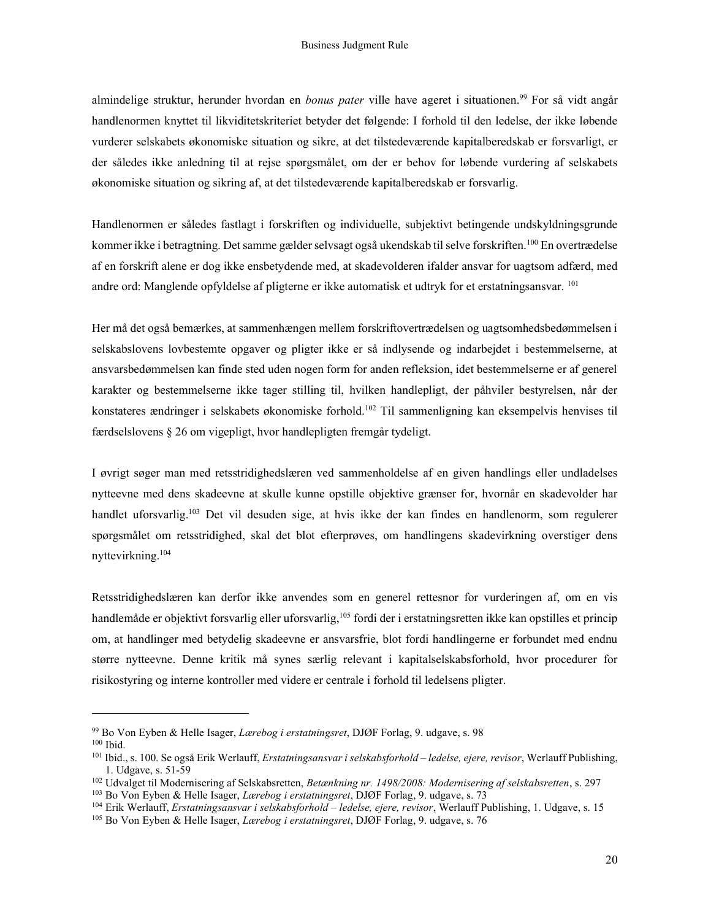almindelige struktur, herunder hvordan en *bonus pater* ville have ageret i situationen.[99] For så vidt angår handlenormen knyttet til likviditetskriteriet betyder det følgende: I forhold til den ledelse, der ikke løbende vurderer selskabets økonomiske situation og sikre, at det tilstedeværende kapitalberedskab er forsvarligt, er der således ikke anledning til at rejse spørgsmålet, om der er behov for løbende vurdering af selskabets økonomiske situation og sikring af, at det tilstedeværende kapitalberedskab er forsvarlig.

Handlenormen er således fastlagt i forskriften og individuelle, subjektivt betingende undskyldningsgrunde kommer ikke i betragtning. Det samme gælder selvsagt også ukendskab til selve forskriften.[100] En overtrædelse af en forskrift alene er dog ikke ensbetydende med, at skadevolderen ifalder ansvar for uagtsom adfærd, med andre ord: Manglende opfyldelse af pligterne er ikke automatisk et udtryk for et erstatningsansvar.[101]

Her må det også bemærkes, at sammenhængen mellem forskriftovertrædelsen og uagtsomhedsbedømmelsen i selskabslovens lovbestemte opgaver og pligter ikke er så indlysende og indarbejdet i bestemmelserne, at ansvarsbedømmelsen kan finde sted uden nogen form for anden refleksion, idet bestemmelserne er af generel karakter og bestemmelserne ikke tager stilling til, hvilken handlepligt, der påhviler bestyrelsen, når der konstateres ændringer i selskabets økonomiske forhold.[102] Til sammenligning kan eksempelvis henvises til færdselslovens § 26 om vigepligt, hvor handlepligten fremgår tydeligt.

I øvrigt søger man med retsstridighedslæren ved sammenholdelse af en given handlings eller undladelses nytteevne med dens skadeevne at skulle kunne opstille objektive grænser for, hvornår en skadevolder har handlet uforsvarlig.[103] Det vil desuden sige, at hvis ikke der kan findes en handlenorm, som regulerer spørgsmålet om retsstridighed, skal det blot efterprøves, om handlingens skadevirkning overstiger dens nyttevirkning.[104]

Retsstridighedslæren kan derfor ikke anvendes som en generel rettesnor for vurderingen af, om en vis handlemåde er objektivt forsvarlig eller uforsvarlig,[105] fordi der i erstatningsretten ikke kan opstilles et princip om, at handlinger med betydelig skadeevne er ansvarsfrie, blot fordi handlingerne er forbundet med endnu større nytteevne. Denne kritik må synes særlig relevant i kapitalselskabsforhold, hvor procedurer for risikostyring og interne kontroller med videre er centrale i forhold til ledelsens pligter.

---

[99] Bo Von Eyben & Helle Isager, *Lærebog i erstatningsret*, DJØF Forlag, 9. udgave, s. 98
[100] Ibid.
[101] Ibid., s. 100. Se også Erik Werlauff, *Erstatningsansvar i selskabsforhold – ledelse, ejere, revisor*, Werlauff Publishing, 1. Udgave, s. 51-59
[102] Udvalget til Modernisering af Selskabsretten, *Betænkning nr. 1498/2008: Modernisering af selskabsretten*, s. 297
[103] Bo Von Eyben & Helle Isager, *Lærebog i erstatningsret*, DJØF Forlag, 9. udgave, s. 73
[104] Erik Werlauff, *Erstatningsansvar i selskabsforhold – ledelse, ejere, revisor*, Werlauff Publishing, 1. Udgave, s. 15
[105] Bo Von Eyben & Helle Isager, *Lærebog i erstatningsret*, DJØF Forlag, 9. udgave, s. 76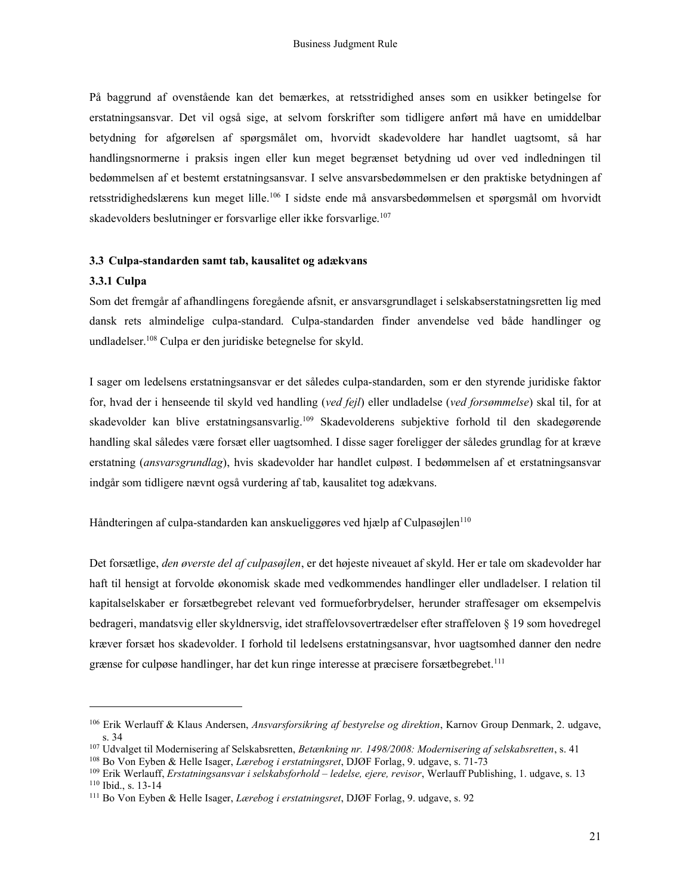På baggrund af ovenstående kan det bemærkes, at retsstridighed anses som en usikker betingelse for erstatningsansvar. Det vil også sige, at selvom forskrifter som tidligere anført må have en umiddelbar betydning for afgørelsen af spørgsmålet om, hvorvidt skadevoldere har handlet uagtsomt, så har handlingsnormerne i praksis ingen eller kun meget begrænset betydning ud over ved indledningen til bedømmelsen af et bestemt erstatningsansvar. I selve ansvarsbedømmelsen er den praktiske betydningen af retsstridighedslærens kun meget lille.[106] I sidste ende må ansvarsbedømmelsen et spørgsmål om hvorvidt skadevolders beslutninger er forsvarlige eller ikke forsvarlige.[107]

### 3.3 Culpa-standarden samt tab, kausalitet og adækvans

#### 3.3.1 Culpa

Som det fremgår af afhandlingens foregående afsnit, er ansvarsgrundlaget i selskabserstatningsretten lig med dansk rets almindelige culpa-standard. Culpa-standarden finder anvendelse ved både handlinger og undladelser.[108] Culpa er den juridiske betegnelse for skyld.

I sager om ledelsens erstatningsansvar er det således culpa-standarden, som er den styrende juridiske faktor for, hvad der i henseende til skyld ved handling (*ved fejl*) eller undladelse (*ved forsømmelse*) skal til, for at skadevolder kan blive erstatningsansvarlig.[109] Skadevolderens subjektive forhold til den skadegørende handling skal således være forsæt eller uagtsomhed. I disse sager foreligger der således grundlag for at kræve erstatning (*ansvarsgrundlag*), hvis skadevolder har handlet culpøst. I bedømmelsen af et erstatningsansvar indgår som tidligere nævnt også vurdering af tab, kausalitet tog adækvans.

Håndteringen af culpa-standarden kan anskueliggøres ved hjælp af Culpasøjlen[110]

Det forsætlige, *den øverste del af culpasøjlen*, er det højeste niveauet af skyld. Her er tale om skadevolder har haft til hensigt at forvolde økonomisk skade med vedkommendes handlinger eller undladelser. I relation til kapitalselskaber er forsætbegrebet relevant ved formueforbrydelser, herunder straffesager om eksempelvis bedrageri, mandatsvig eller skyldnersvig, idet straffelovsovertrædelser efter straffeloven § 19 som hovedregel kræver forsæt hos skadevolder. I forhold til ledelsens erstatningsansvar, hvor uagtsomhed danner den nedre grænse for culpøse handlinger, har det kun ringe interesse at præcisere forsætbegrebet.[111]

---

[106] Erik Werlauff & Klaus Andersen, *Ansvarsforsikring af bestyrelse og direktion*, Karnov Group Denmark, 2. udgave, s. 34

[107] Udvalget til Modernisering af Selskabsretten, *Betænkning nr. 1498/2008: Modernisering af selskabsretten*, s. 41

[108] Bo Von Eyben & Helle Isager, *Lærebog i erstatningsret*, DJØF Forlag, 9. udgave, s. 71-73

[109] Erik Werlauff, *Erstatningsansvar i selskabsforhold – ledelse, ejere, revisor*, Werlauff Publishing, 1. udgave, s. 13

[110] Ibid., s. 13-14

[111] Bo Von Eyben & Helle Isager, *Lærebog i erstatningsret*, DJØF Forlag, 9. udgave, s. 92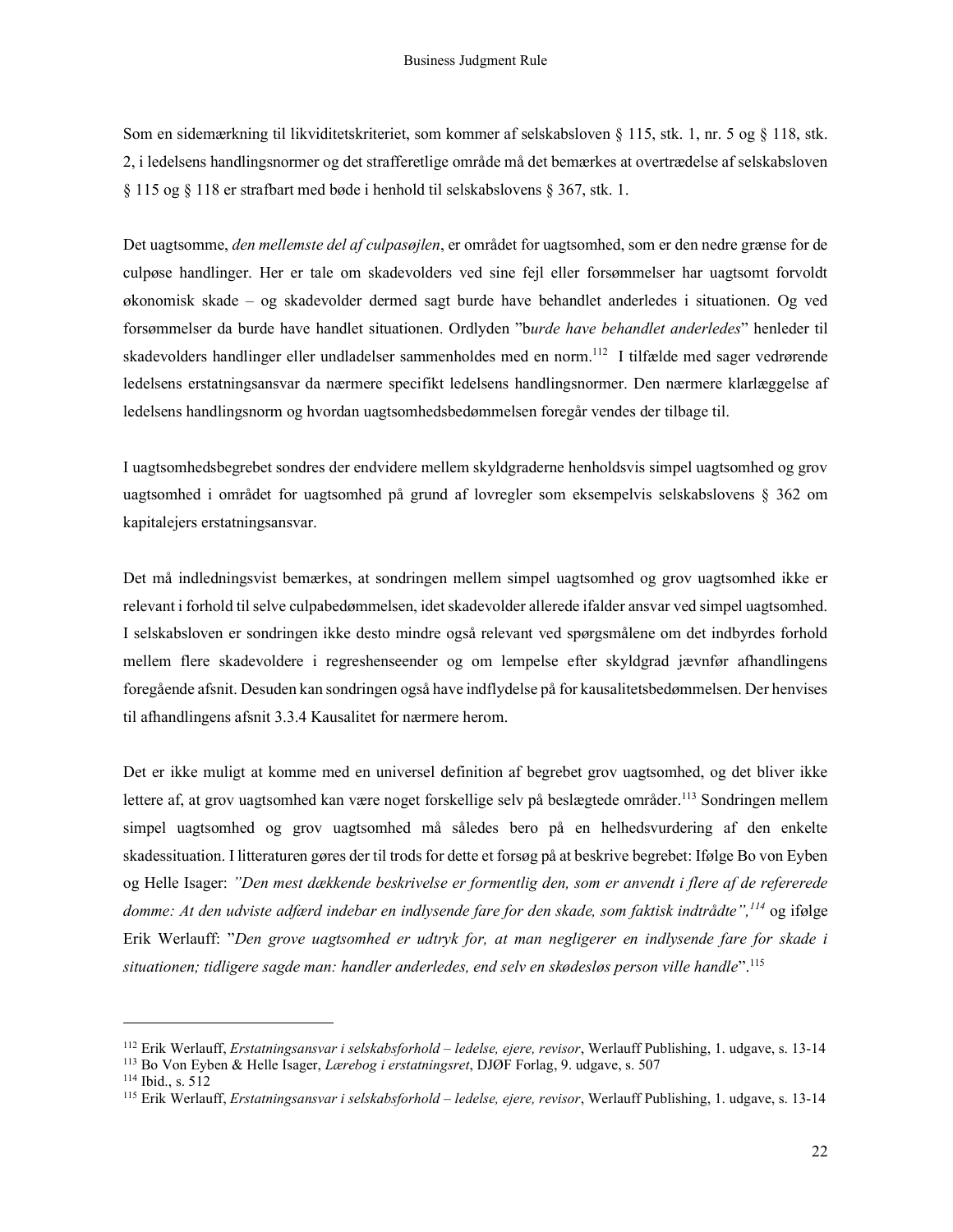Som en sidemærkning til likviditetskriteriet, som kommer af selskabsloven § 115, stk. 1, nr. 5 og § 118, stk. 2, i ledelsens handlingsnormer og det strafferetlige område må det bemærkes at overtrædelse af selskabsloven § 115 og § 118 er strafbart med bøde i henhold til selskabslovens § 367, stk. 1.

Det uagtsomme, *den mellemste del af culpasøjlen*, er området for uagtsomhed, som er den nedre grænse for de culpøse handlinger. Her er tale om skadevolders ved sine fejl eller forsømmelser har uagtsomt forvoldt økonomisk skade – og skadevolder dermed sagt burde have behandlet anderledes i situationen. Og ved forsømmelser da burde have handlet situationen. Ordlyden "b*urde have behandlet anderledes*" henleder til skadevolders handlinger eller undladelser sammenholdes med en norm.[112] I tilfælde med sager vedrørende ledelsens erstatningsansvar da nærmere specifikt ledelsens handlingsnormer. Den nærmere klarlæggelse af ledelsens handlingsnorm og hvordan uagtsomhedsbedømmelsen foregår vendes der tilbage til.

I uagtsomhedsbegrebet sondres der endvidere mellem skyldgraderne henholdsvis simpel uagtsomhed og grov uagtsomhed i området for uagtsomhed på grund af lovregler som eksempelvis selskabslovens § 362 om kapitalejers erstatningsansvar.

Det må indledningsvist bemærkes, at sondringen mellem simpel uagtsomhed og grov uagtsomhed ikke er relevant i forhold til selve culpabedømmelsen, idet skadevolder allerede ifalder ansvar ved simpel uagtsomhed. I selskabsloven er sondringen ikke desto mindre også relevant ved spørgsmålene om det indbyrdes forhold mellem flere skadevoldere i regreshenseender og om lempelse efter skyldgrad jævnfør afhandlingens foregående afsnit. Desuden kan sondringen også have indflydelse på for kausalitetsbedømmelsen. Der henvises til afhandlingens afsnit 3.3.4 Kausalitet for nærmere herom.

Det er ikke muligt at komme med en universel definition af begrebet grov uagtsomhed, og det bliver ikke lettere af, at grov uagtsomhed kan være noget forskellige selv på beslægtede områder.[113] Sondringen mellem simpel uagtsomhed og grov uagtsomhed må således bero på en helhedsvurdering af den enkelte skadessituation. I litteraturen gøres der til trods for dette et forsøg på at beskrive begrebet: Ifølge Bo von Eyben og Helle Isager: *"Den mest dækkende beskrivelse er formentlig den, som er anvendt i flere af de refererede domme: At den udviste adfærd indebar en indlysende fare for den skade, som faktisk indtrådte",*[114] og ifølge Erik Werlauff: "*Den grove uagtsomhed er udtryk for, at man negligerer en indlysende fare for skade i situationen; tidligere sagde man: handler anderledes, end selv en skødesløs person ville handle*".[115]

---

[112] Erik Werlauff, *Erstatningsansvar i selskabsforhold – ledelse, ejere, revisor*, Werlauff Publishing, 1. udgave, s. 13-14

[113] Bo Von Eyben & Helle Isager, *Lærebog i erstatningsret*, DJØF Forlag, 9. udgave, s. 507

[114] Ibid., s. 512

[115] Erik Werlauff, *Erstatningsansvar i selskabsforhold – ledelse, ejere, revisor*, Werlauff Publishing, 1. udgave, s. 13-14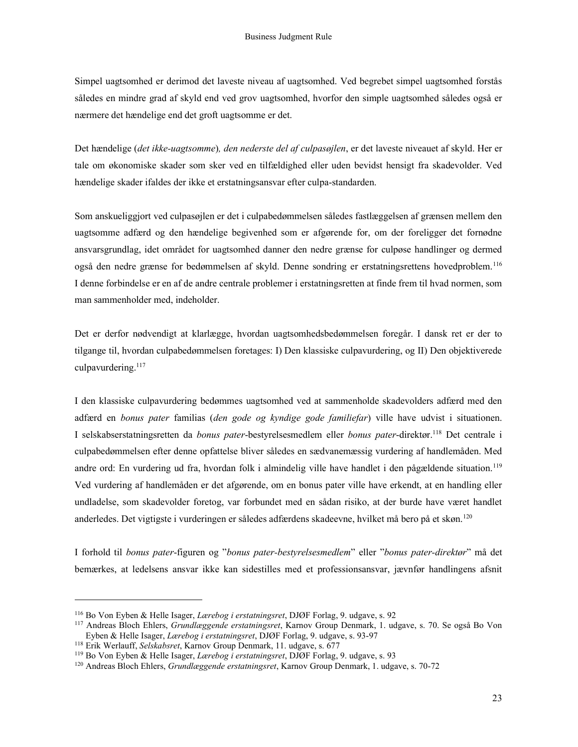Simpel uagtsomhed er derimod det laveste niveau af uagtsomhed. Ved begrebet simpel uagtsomhed forstås således en mindre grad af skyld end ved grov uagtsomhed, hvorfor den simple uagtsomhed således også er nærmere det hændelige end det groft uagtsomme er det.

Det hændelige (*det ikke-uagtsomme*)*, den nederste del af culpasøjlen*, er det laveste niveauet af skyld. Her er tale om økonomiske skader som sker ved en tilfældighed eller uden bevidst hensigt fra skadevolder. Ved hændelige skader ifaldes der ikke et erstatningsansvar efter culpa-standarden.

Som anskueliggjort ved culpasøjlen er det i culpabedømmelsen således fastlæggelsen af grænsen mellem den uagtsomme adfærd og den hændelige begivenhed som er afgørende for, om der foreligger det fornødne ansvarsgrundlag, idet området for uagtsomhed danner den nedre grænse for culpøse handlinger og dermed også den nedre grænse for bedømmelsen af skyld. Denne sondring er erstatningsrettens hovedproblem.[116] I denne forbindelse er en af de andre centrale problemer i erstatningsretten at finde frem til hvad normen, som man sammenholder med, indeholder.

Det er derfor nødvendigt at klarlægge, hvordan uagtsomhedsbedømmelsen foregår. I dansk ret er der to tilgange til, hvordan culpabedømmelsen foretages: I) Den klassiske culpavurdering, og II) Den objektiverede culpavurdering.[117]

I den klassiske culpavurdering bedømmes uagtsomhed ved at sammenholde skadevolders adfærd med den adfærd en *bonus pater* familias (*den gode og kyndige gode familiefar*) ville have udvist i situationen. I selskabserstatningsretten da *bonus pater*-bestyrelsesmedlem eller *bonus pater*-direktør.[118] Det centrale i culpabedømmelsen efter denne opfattelse bliver således en sædvanemæssig vurdering af handlemåden. Med andre ord: En vurdering ud fra, hvordan folk i almindelig ville have handlet i den pågældende situation.[119] Ved vurdering af handlemåden er det afgørende, om en bonus pater ville have erkendt, at en handling eller undladelse, som skadevolder foretog, var forbundet med en sådan risiko, at der burde have været handlet anderledes. Det vigtigste i vurderingen er således adfærdens skadeevne, hvilket må bero på et skøn.[120]

I forhold til *bonus pater*-figuren og "*bonus pater-bestyrelsesmedlem*" eller "*bonus pater-direktør*" må det bemærkes, at ledelsens ansvar ikke kan sidestilles med et professionsansvar, jævnfør handlingens afsnit

---

[116] Bo Von Eyben & Helle Isager, *Lærebog i erstatningsret*, DJØF Forlag, 9. udgave, s. 92

[117] Andreas Bloch Ehlers, *Grundlæggende erstatningsret*, Karnov Group Denmark, 1. udgave, s. 70. Se også Bo Von Eyben & Helle Isager, *Lærebog i erstatningsret*, DJØF Forlag, 9. udgave, s. 93-97

[118] Erik Werlauff, *Selskabsret*, Karnov Group Denmark, 11. udgave, s. 677

[119] Bo Von Eyben & Helle Isager, *Lærebog i erstatningsret*, DJØF Forlag, 9. udgave, s. 93

[120] Andreas Bloch Ehlers, *Grundlæggende erstatningsret*, Karnov Group Denmark, 1. udgave, s. 70-72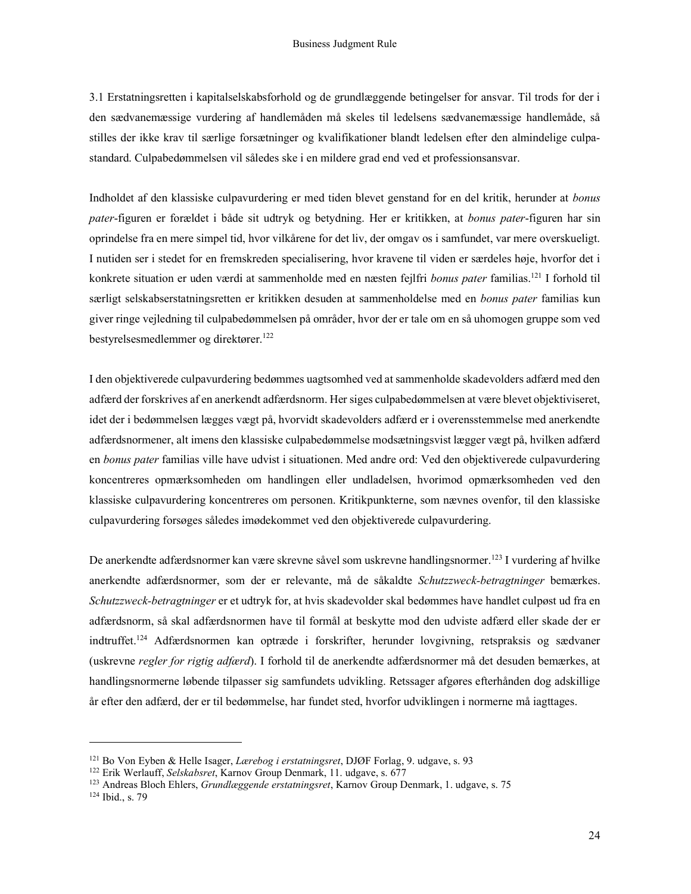3.1 Erstatningsretten i kapitalselskabsforhold og de grundlæggende betingelser for ansvar. Til trods for der i den sædvanemæssige vurdering af handlemåden må skeles til ledelsens sædvanemæssige handlemåde, så stilles der ikke krav til særlige forsætninger og kvalifikationer blandt ledelsen efter den almindelige culpa-standard. Culpabedømmelsen vil således ske i en mildere grad end ved et professionsansvar.

Indholdet af den klassiske culpavurdering er med tiden blevet genstand for en del kritik, herunder at *bonus pater*-figuren er forældet i både sit udtryk og betydning. Her er kritikken, at *bonus pater*-figuren har sin oprindelse fra en mere simpel tid, hvor vilkårene for det liv, der omgav os i samfundet, var mere overskueligt. I nutiden ser i stedet for en fremskreden specialisering, hvor kravene til viden er særdeles høje, hvorfor det i konkrete situation er uden værdi at sammenholde med en næsten fejlfri *bonus pater* familias.[121] I forhold til særligt selskabserstatningsretten er kritikken desuden at sammenholdelse med en *bonus pater* familias kun giver ringe vejledning til culpabedømmelsen på områder, hvor der er tale om en så uhomogen gruppe som ved bestyrelsesmedlemmer og direktører.[122]

I den objektiverede culpavurdering bedømmes uagtsomhed ved at sammenholde skadevolders adfærd med den adfærd der forskrives af en anerkendt adfærdsnorm. Her siges culpabedømmelsen at være blevet objektiviseret, idet der i bedømmelsen lægges vægt på, hvorvidt skadevolders adfærd er i overensstemmelse med anerkendte adfærdsnormener, alt imens den klassiske culpabedømmelse modsætningsvist lægger vægt på, hvilken adfærd en *bonus pater* familias ville have udvist i situationen. Med andre ord: Ved den objektiverede culpavurdering koncentreres opmærksomheden om handlingen eller undladelsen, hvorimod opmærksomheden ved den klassiske culpavurdering koncentreres om personen. Kritikpunkterne, som nævnes ovenfor, til den klassiske culpavurdering forsøges således imødekommet ved den objektiverede culpavurdering.

De anerkendte adfærdsnormer kan være skrevne såvel som uskrevne handlingsnormer.[123] I vurdering af hvilke anerkendte adfærdsnormer, som der er relevante, må de såkaldte *Schutzzweck-betragtninger* bemærkes. *Schutzzweck-betragtninger* er et udtryk for, at hvis skadevolder skal bedømmes have handlet culpøst ud fra en adfærdsnorm, så skal adfærdsnormen have til formål at beskytte mod den udviste adfærd eller skade der er indtruffet.[124] Adfærdsnormen kan optræde i forskrifter, herunder lovgivning, retspraksis og sædvaner (uskrevne *regler for rigtig adfærd*). I forhold til de anerkendte adfærdsnormer må det desuden bemærkes, at handlingsnormerne løbende tilpasser sig samfundets udvikling. Retssager afgøres efterhånden dog adskillige år efter den adfærd, der er til bedømmelse, har fundet sted, hvorfor udviklingen i normerne må iagttages.

---

[121] Bo Von Eyben & Helle Isager, *Lærebog i erstatningsret*, DJØF Forlag, 9. udgave, s. 93
[122] Erik Werlauff, *Selskabsret*, Karnov Group Denmark, 11. udgave, s. 677
[123] Andreas Bloch Ehlers, *Grundlæggende erstatningsret*, Karnov Group Denmark, 1. udgave, s. 75
[124] Ibid., s. 79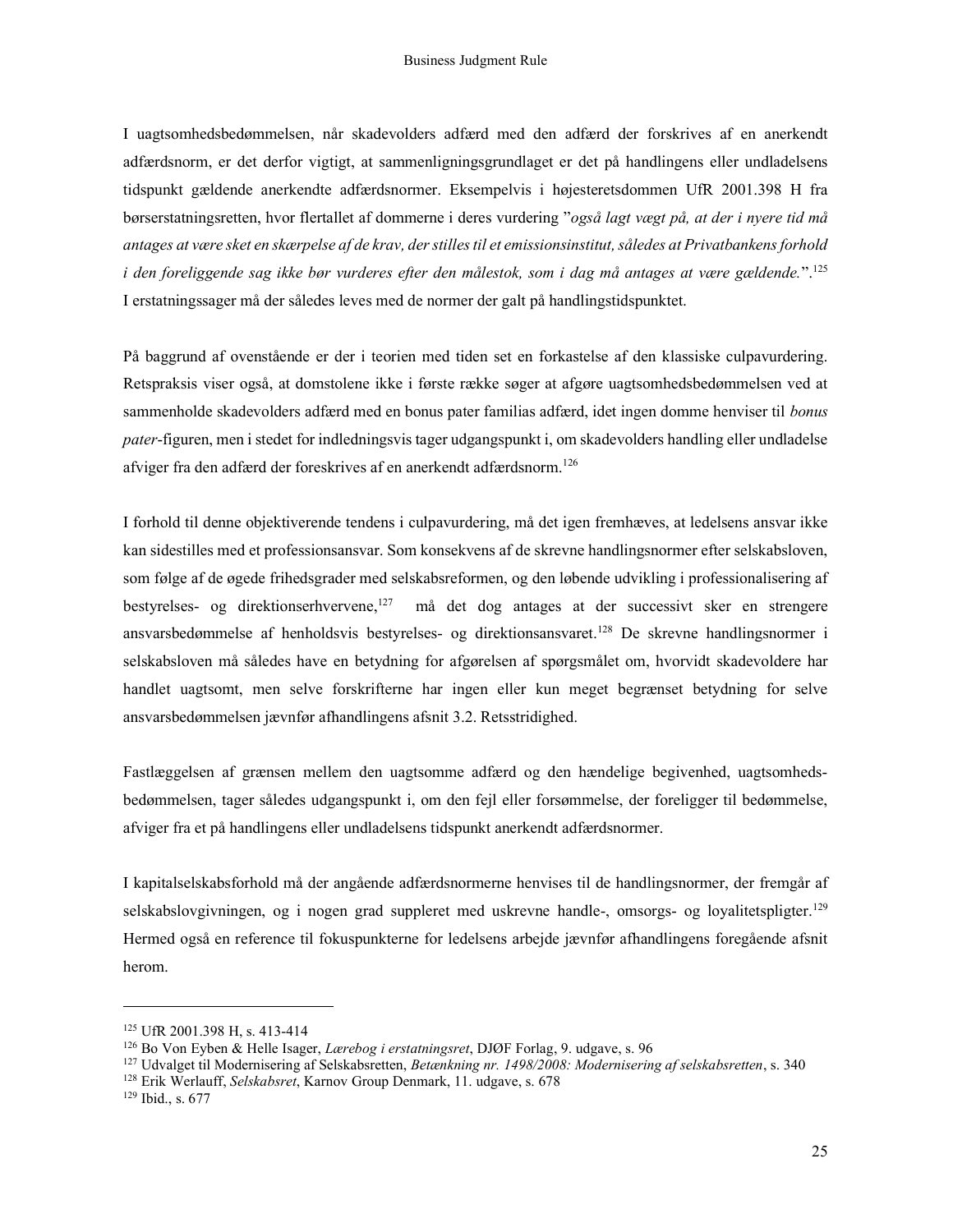I uagtsomhedsbedømmelsen, når skadevolders adfærd med den adfærd der forskrives af en anerkendt adfærdsnorm, er det derfor vigtigt, at sammenligningsgrundlaget er det på handlingens eller undladelsens tidspunkt gældende anerkendte adfærdsnormer. Eksempelvis i højesteretsdommen UfR 2001.398 H fra børserstatningsretten, hvor flertallet af dommerne i deres vurdering "*også lagt vægt på, at der i nyere tid må antages at være sket en skærpelse af de krav, der stilles til et emissionsinstitut, således at Privatbankens forhold i den foreliggende sag ikke bør vurderes efter den målestok, som i dag må antages at være gældende.*".[125] I erstatningssager må der således leves med de normer der galt på handlingstidspunktet.

På baggrund af ovenstående er der i teorien med tiden set en forkastelse af den klassiske culpavurdering. Retspraksis viser også, at domstolene ikke i første række søger at afgøre uagtsomhedsbedømmelsen ved at sammenholde skadevolders adfærd med en bonus pater familias adfærd, idet ingen domme henviser til *bonus pater*-figuren, men i stedet for indledningsvis tager udgangspunkt i, om skadevolders handling eller undladelse afviger fra den adfærd der foreskrives af en anerkendt adfærdsnorm.[126]

I forhold til denne objektiverende tendens i culpavurdering, må det igen fremhæves, at ledelsens ansvar ikke kan sidestilles med et professionsansvar. Som konsekvens af de skrevne handlingsnormer efter selskabsloven, som følge af de øgede frihedsgrader med selskabsreformen, og den løbende udvikling i professionalisering af bestyrelses- og direktionserhvervene,[127] må det dog antages at der successivt sker en strengere ansvarsbedømmelse af henholdsvis bestyrelses- og direktionsansvaret.[128] De skrevne handlingsnormer i selskabsloven må således have en betydning for afgørelsen af spørgsmålet om, hvorvidt skadevoldere har handlet uagtsomt, men selve forskrifterne har ingen eller kun meget begrænset betydning for selve ansvarsbedømmelsen jævnfør afhandlingens afsnit 3.2. Retsstridighed.

Fastlæggelsen af grænsen mellem den uagtsomme adfærd og den hændelige begivenhed, uagtsomhedsbedømmelsen, tager således udgangspunkt i, om den fejl eller forsømmelse, der foreligger til bedømmelse, afviger fra et på handlingens eller undladelsens tidspunkt anerkendt adfærdsnormer.

I kapitalselskabsforhold må der angående adfærdsnormerne henvises til de handlingsnormer, der fremgår af selskabslovgivningen, og i nogen grad suppleret med uskrevne handle-, omsorgs- og loyalitetspligter.[129] Hermed også en reference til fokuspunkterne for ledelsens arbejde jævnfør afhandlingens foregående afsnit herom.

---

[125] UfR 2001.398 H, s. 413-414

[126] Bo Von Eyben & Helle Isager, *Lærebog i erstatningsret*, DJØF Forlag, 9. udgave, s. 96

[127] Udvalget til Modernisering af Selskabsretten, *Betænkning nr. 1498/2008: Modernisering af selskabsretten*, s. 340

[128] Erik Werlauff, *Selskabsret*, Karnov Group Denmark, 11. udgave, s. 678

[129] Ibid., s. 677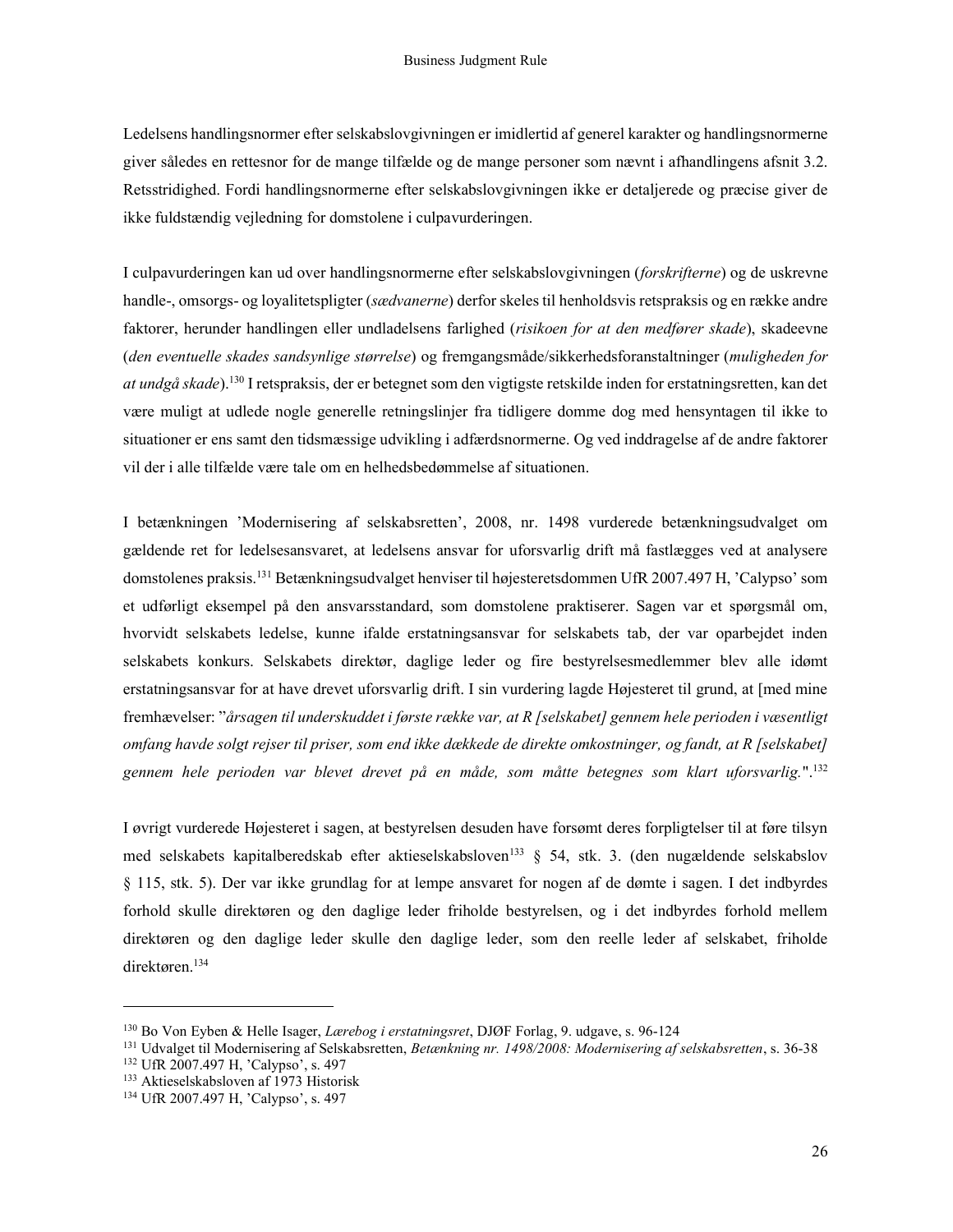Ledelsens handlingsnormer efter selskabslovgivningen er imidlertid af generel karakter og handlingsnormerne giver således en rettesnor for de mange tilfælde og de mange personer som nævnt i afhandlingens afsnit 3.2. Retsstridighed. Fordi handlingsnormerne efter selskabslovgivningen ikke er detaljerede og præcise giver de ikke fuldstændig vejledning for domstolene i culpavurderingen.

I culpavurderingen kan ud over handlingsnormerne efter selskabslovgivningen (*forskrifterne*) og de uskrevne handle-, omsorgs- og loyalitetspligter (*sædvanerne*) derfor skeles til henholdsvis retspraksis og en række andre faktorer, herunder handlingen eller undladelsens farlighed (*risikoen for at den medfører skade*), skadeevne (*den eventuelle skades sandsynlige størrelse*) og fremgangsmåde/sikkerhedsforanstaltninger (*muligheden for at undgå skade*).[130] I retspraksis, der er betegnet som den vigtigste retskilde inden for erstatningsretten, kan det være muligt at udlede nogle generelle retningslinjer fra tidligere domme dog med hensyntagen til ikke to situationer er ens samt den tidsmæssige udvikling i adfærdsnormerne. Og ved inddragelse af de andre faktorer vil der i alle tilfælde være tale om en helhedsbedømmelse af situationen.

I betænkningen 'Modernisering af selskabsretten', 2008, nr. 1498 vurderede betænkningsudvalget om gældende ret for ledelsesansvaret, at ledelsens ansvar for uforsvarlig drift må fastlægges ved at analysere domstolenes praksis.[131] Betænkningsudvalget henviser til højesteretsdommen UfR 2007.497 H, 'Calypso' som et udførligt eksempel på den ansvarsstandard, som domstolene praktiserer. Sagen var et spørgsmål om, hvorvidt selskabets ledelse, kunne ifalde erstatningsansvar for selskabets tab, der var oparbejdet inden selskabets konkurs. Selskabets direktør, daglige leder og fire bestyrelsesmedlemmer blev alle idømt erstatningsansvar for at have drevet uforsvarlig drift. I sin vurdering lagde Højesteret til grund, at [med mine fremhævelser: "*årsagen til underskuddet i første række var, at R [selskabet] gennem hele perioden i væsentligt omfang havde solgt rejser til priser, som end ikke dækkede de direkte omkostninger, og fandt, at R [selskabet] gennem hele perioden var blevet drevet på en måde, som måtte betegnes som klart uforsvarlig.*".[132]

I øvrigt vurderede Højesteret i sagen, at bestyrelsen desuden have forsømt deres forpligtelser til at føre tilsyn med selskabets kapitalberedskab efter aktieselskabsloven[133] § 54, stk. 3. (den nugældende selskabslov § 115, stk. 5). Der var ikke grundlag for at lempe ansvaret for nogen af de dømte i sagen. I det indbyrdes forhold skulle direktøren og den daglige leder friholde bestyrelsen, og i det indbyrdes forhold mellem direktøren og den daglige leder skulle den daglige leder, som den reelle leder af selskabet, friholde direktøren.[134]

---

[130] Bo Von Eyben & Helle Isager, *Lærebog i erstatningsret*, DJØF Forlag, 9. udgave, s. 96-124
[131] Udvalget til Modernisering af Selskabsretten, *Betænkning nr. 1498/2008: Modernisering af selskabsretten*, s. 36-38
[132] UfR 2007.497 H, 'Calypso', s. 497
[133] Aktieselskabsloven af 1973 Historisk
[134] UfR 2007.497 H, 'Calypso', s. 497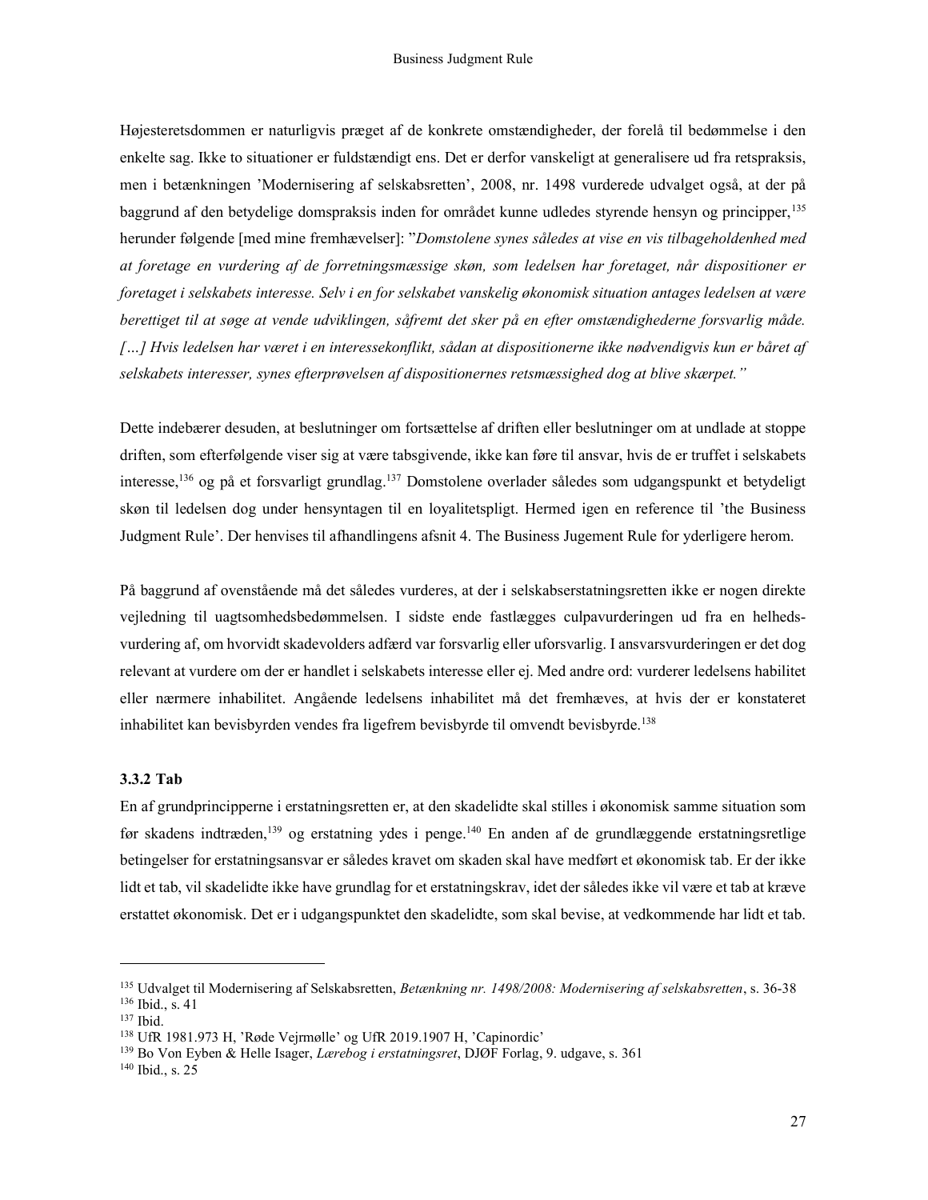Højesteretsdommen er naturligvis præget af de konkrete omstændigheder, der forelå til bedømmelse i den enkelte sag. Ikke to situationer er fuldstændigt ens. Det er derfor vanskeligt at generalisere ud fra retspraksis, men i betænkningen 'Modernisering af selskabsretten', 2008, nr. 1498 vurderede udvalget også, at der på baggrund af den betydelige domspraksis inden for området kunne udledes styrende hensyn og principper,[135] herunder følgende [med mine fremhævelser]: "*Domstolene synes således at vise en vis tilbageholdenhed med at foretage en vurdering af de forretningsmæssige skøn, som ledelsen har foretaget, når dispositioner er foretaget i selskabets interesse. Selv i en for selskabet vanskelig økonomisk situation antages ledelsen at være berettiget til at søge at vende udviklingen, såfremt det sker på en efter omstændighederne forsvarlig måde. […] Hvis ledelsen har været i en interessekonflikt, sådan at dispositionerne ikke nødvendigvis kun er båret af selskabets interesser, synes efterprøvelsen af dispositionernes retsmæssighed dog at blive skærpet.*"

Dette indebærer desuden, at beslutninger om fortsættelse af driften eller beslutninger om at undlade at stoppe driften, som efterfølgende viser sig at være tabsgivende, ikke kan føre til ansvar, hvis de er truffet i selskabets interesse,[136] og på et forsvarligt grundlag.[137] Domstolene overlader således som udgangspunkt et betydeligt skøn til ledelsen dog under hensyntagen til en loyalitetspligt. Hermed igen en reference til 'the Business Judgment Rule'. Der henvises til afhandlingens afsnit 4. The Business Jugement Rule for yderligere herom.

På baggrund af ovenstående må det således vurderes, at der i selskabserstatningsretten ikke er nogen direkte vejledning til uagtsomhedsbedømmelsen. I sidste ende fastlægges culpavurderingen ud fra en helhedsvurdering af, om hvorvidt skadevolders adfærd var forsvarlig eller uforsvarlig. I ansvarsvurderingen er det dog relevant at vurdere om der er handlet i selskabets interesse eller ej. Med andre ord: vurderer ledelsens habilitet eller nærmere inhabilitet. Angående ledelsens inhabilitet må det fremhæves, at hvis der er konstateret inhabilitet kan bevisbyrden vendes fra ligefrem bevisbyrde til omvendt bevisbyrde.[138]

### 3.3.2 Tab

En af grundprincipperne i erstatningsretten er, at den skadelidte skal stilles i økonomisk samme situation som før skadens indtræden,[139] og erstatning ydes i penge.[140] En anden af de grundlæggende erstatningsretlige betingelser for erstatningsansvar er således kravet om skaden skal have medført et økonomisk tab. Er der ikke lidt et tab, vil skadelidte ikke have grundlag for et erstatningskrav, idet der således ikke vil være et tab at kræve erstattet økonomisk. Det er i udgangspunktet den skadelidte, som skal bevise, at vedkommende har lidt et tab.

---

[135] Udvalget til Modernisering af Selskabsretten, *Betænkning nr. 1498/2008: Modernisering af selskabsretten*, s. 36-38

[136] Ibid., s. 41

[137] Ibid.

[138] UfR 1981.973 H, 'Røde Vejrmølle' og UfR 2019.1907 H, 'Capinordic'

[139] Bo Von Eyben & Helle Isager, *Lærebog i erstatningsret*, DJØF Forlag, 9. udgave, s. 361

[140] Ibid., s. 25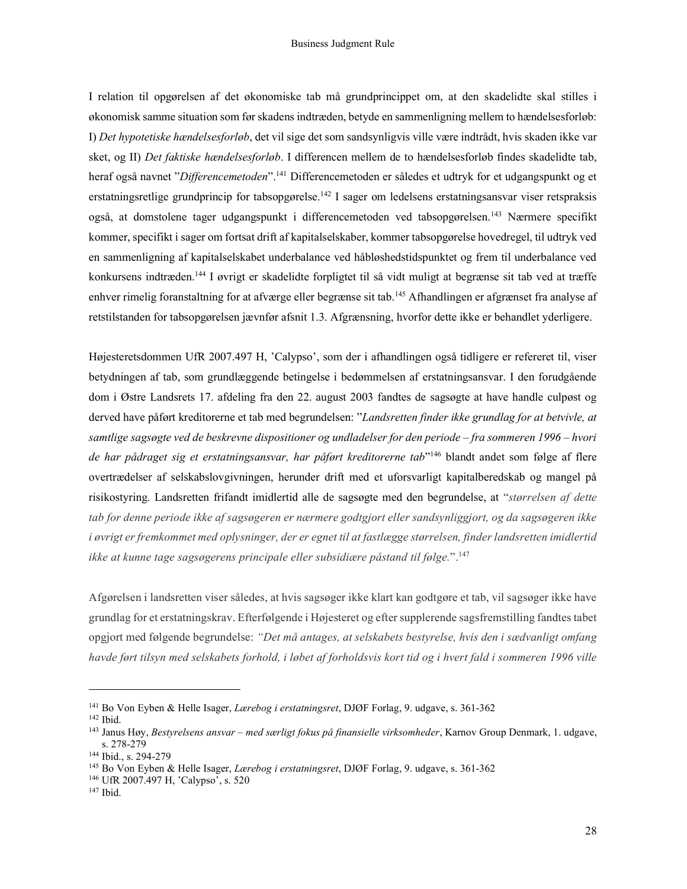I relation til opgørelsen af det økonomiske tab må grundprincippet om, at den skadelidte skal stilles i økonomisk samme situation som før skadens indtræden, betyde en sammenligning mellem to hændelsesforløb: I) *Det hypotetiske hændelsesforløb*, det vil sige det som sandsynligvis ville være indtrådt, hvis skaden ikke var sket, og II) *Det faktiske hændelsesforløb*. I differencen mellem de to hændelsesforløb findes skadelidte tab, heraf også navnet "*Differencemetoden*".[141] Differencemetoden er således et udtryk for et udgangspunkt og et erstatningsretlige grundprincip for tabsopgørelse.[142] I sager om ledelsens erstatningsansvar viser retspraksis også, at domstolene tager udgangspunkt i differencemetoden ved tabsopgørelsen.[143] Nærmere specifikt kommer, specifikt i sager om fortsat drift af kapitalselskaber, kommer tabsopgørelse hovedregel, til udtryk ved en sammenligning af kapitalselskabet underbalance ved håbløshedstidspunktet og frem til underbalance ved konkursens indtræden.[144] I øvrigt er skadelidte forpligtet til så vidt muligt at begrænse sit tab ved at træffe enhver rimelig foranstaltning for at afværge eller begrænse sit tab.[145] Afhandlingen er afgrænset fra analyse af retstilstanden for tabsopgørelsen jævnfør afsnit 1.3. Afgrænsning, hvorfor dette ikke er behandlet yderligere.

Højesteretsdommen UfR 2007.497 H, 'Calypso', som der i afhandlingen også tidligere er refereret til, viser betydningen af tab, som grundlæggende betingelse i bedømmelsen af erstatningsansvar. I den forudgående dom i Østre Landsrets 17. afdeling fra den 22. august 2003 fandtes de sagsøgte at have handle culpøst og derved have påført kreditorerne et tab med begrundelsen: "*Landsretten finder ikke grundlag for at betvivle, at samtlige sagsøgte ved de beskrevne dispositioner og undladelser for den periode – fra sommeren 1996 – hvori de har pådraget sig et erstatningsansvar, har påført kreditorerne tab*"[146] blandt andet som følge af flere overtrædelser af selskabslovgivningen, herunder drift med et uforsvarligt kapitalberedskab og mangel på risikostyring. Landsretten frifandt imidlertid alle de sagsøgte med den begrundelse, at "*størrelsen af dette tab for denne periode ikke af sagsøgeren er nærmere godtgjort eller sandsynliggjort, og da sagsøgeren ikke i øvrigt er fremkommet med oplysninger, der er egnet til at fastlægge størrelsen, finder landsretten imidlertid ikke at kunne tage sagsøgerens principale eller subsidiære påstand til følge.*".[147]

Afgørelsen i landsretten viser således, at hvis sagsøger ikke klart kan godtgøre et tab, vil sagsøger ikke have grundlag for et erstatningskrav. Efterfølgende i Højesteret og efter supplerende sagsfremstilling fandtes tabet opgjort med følgende begrundelse: *"Det må antages, at selskabets bestyrelse, hvis den i sædvanligt omfang havde ført tilsyn med selskabets forhold, i løbet af forholdsvis kort tid og i hvert fald i sommeren 1996 ville*

---

[141] Bo Von Eyben & Helle Isager, *Lærebog i erstatningsret*, DJØF Forlag, 9. udgave, s. 361-362
[142] Ibid.
[143] Janus Høy, *Bestyrelsens ansvar – med særligt fokus på finansielle virksomheder*, Karnov Group Denmark, 1. udgave, s. 278-279
[144] Ibid., s. 294-279
[145] Bo Von Eyben & Helle Isager, *Lærebog i erstatningsret*, DJØF Forlag, 9. udgave, s. 361-362
[146] UfR 2007.497 H, 'Calypso', s. 520
[147] Ibid.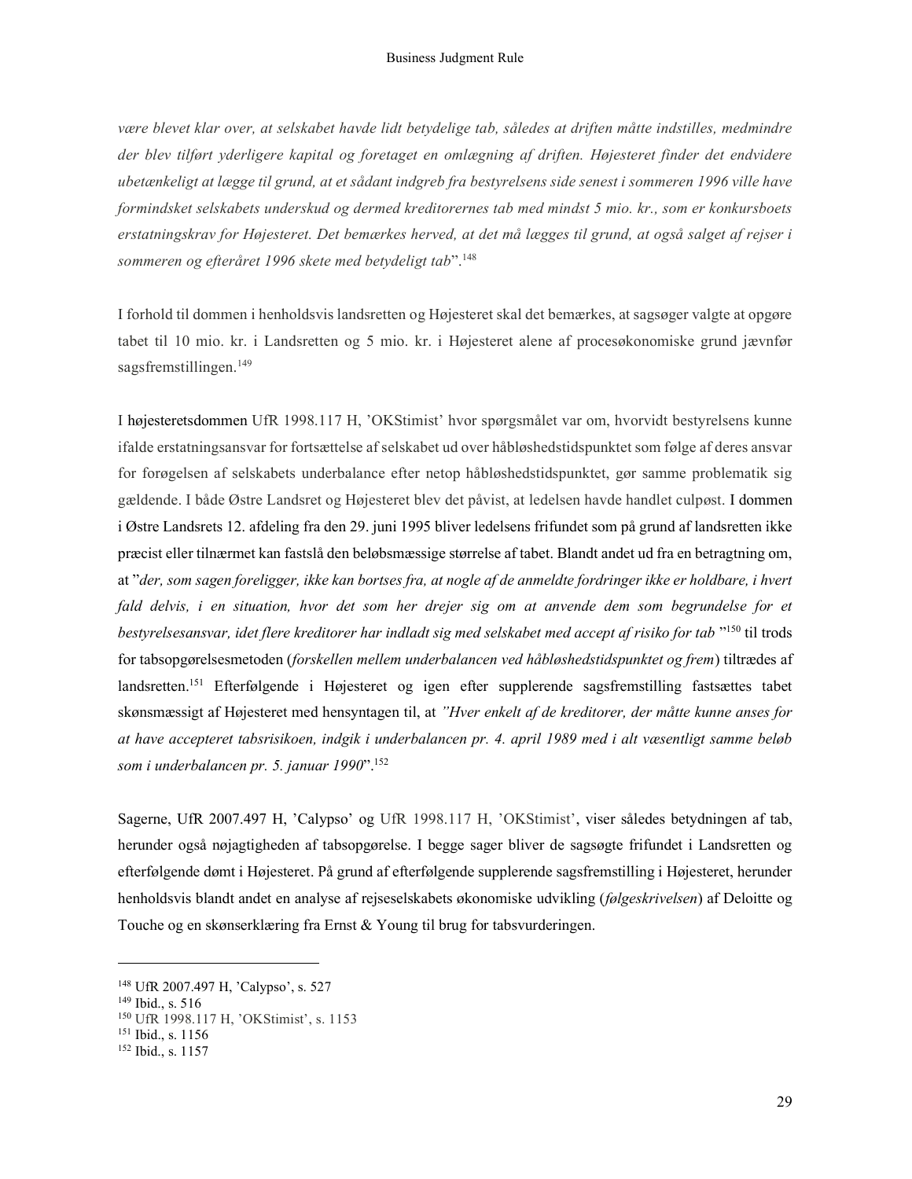*være blevet klar over, at selskabet havde lidt betydelige tab, således at driften måtte indstilles, medmindre der blev tilført yderligere kapital og foretaget en omlægning af driften. Højesteret finder det endvidere ubetænkeligt at lægge til grund, at et sådant indgreb fra bestyrelsens side senest i sommeren 1996 ville have formindsket selskabets underskud og dermed kreditorernes tab med mindst 5 mio. kr., som er konkursboets erstatningskrav for Højesteret. Det bemærkes herved, at det må lægges til grund, at også salget af rejser i sommeren og efteråret 1996 skete med betydeligt tab*".[148]

I forhold til dommen i henholdsvis landsretten og Højesteret skal det bemærkes, at sagsøger valgte at opgøre tabet til 10 mio. kr. i Landsretten og 5 mio. kr. i Højesteret alene af procesøkonomiske grund jævnfør sagsfremstillingen.[149]

I højesteretsdommen UfR 1998.117 H, 'OKStimist' hvor spørgsmålet var om, hvorvidt bestyrelsens kunne ifalde erstatningsansvar for fortsættelse af selskabet ud over håbløshedstidspunktet som følge af deres ansvar for forøgelsen af selskabets underbalance efter netop håbløshedstidspunktet, gør samme problematik sig gældende. I både Østre Landsret og Højesteret blev det påvist, at ledelsen havde handlet culpøst. I dommen i Østre Landsrets 12. afdeling fra den 29. juni 1995 bliver ledelsens frifundet som på grund af landsretten ikke præcist eller tilnærmet kan fastslå den beløbsmæssige størrelse af tabet. Blandt andet ud fra en betragtning om, at "*der, som sagen foreligger, ikke kan bortses fra, at nogle af de anmeldte fordringer ikke er holdbare, i hvert fald delvis, i en situation, hvor det som her drejer sig om at anvende dem som begrundelse for et bestyrelsesansvar, idet flere kreditorer har indladt sig med selskabet med accept af risiko for tab* "[150] til trods for tabsopgørelsesmetoden (*forskellen mellem underbalancen ved håbløshedstidspunktet og frem*) tiltrædes af landsretten.[151] Efterfølgende i Højesteret og igen efter supplerende sagsfremstilling fastsættes tabet skønsmæssigt af Højesteret med hensyntagen til, at *"Hver enkelt af de kreditorer, der måtte kunne anses for at have accepteret tabsrisikoen, indgik i underbalancen pr. 4. april 1989 med i alt væsentligt samme beløb som i underbalancen pr. 5. januar 1990*".[152]

Sagerne, UfR 2007.497 H, 'Calypso' og UfR 1998.117 H, 'OKStimist', viser således betydningen af tab, herunder også nøjagtigheden af tabsopgørelse. I begge sager bliver de sagsøgte frifundet i Landsretten og efterfølgende dømt i Højesteret. På grund af efterfølgende supplerende sagsfremstilling i Højesteret, herunder henholdsvis blandt andet en analyse af rejseselskabets økonomiske udvikling (*følgeskrivelsen*) af Deloitte og Touche og en skønserklæring fra Ernst & Young til brug for tabsvurderingen.

---

[148] UfR 2007.497 H, 'Calypso', s. 527
[149] Ibid., s. 516
[150] UfR 1998.117 H, 'OKStimist', s. 1153
[151] Ibid., s. 1156
[152] Ibid., s. 1157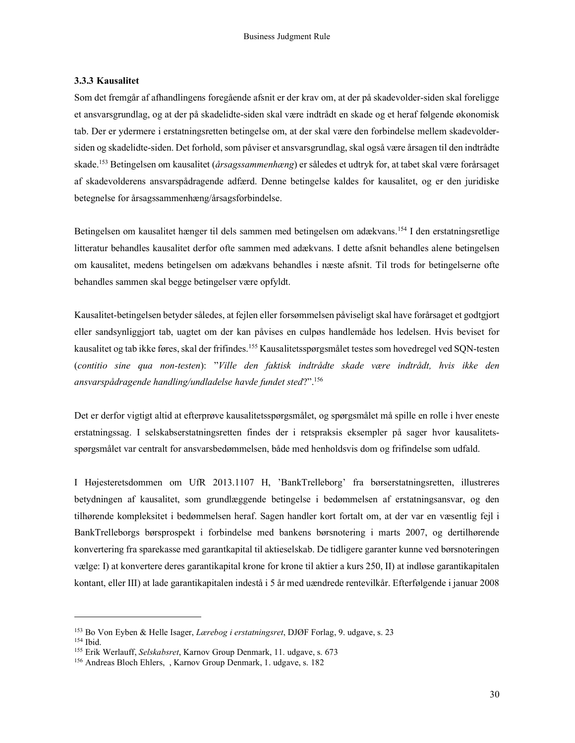### 3.3.3 Kausalitet

Som det fremgår af afhandlingens foregående afsnit er der krav om, at der på skadevolder-siden skal foreligge et ansvarsgrundlag, og at der på skadelidte-siden skal være indtrådt en skade og et heraf følgende økonomisk tab. Der er ydermere i erstatningsretten betingelse om, at der skal være den forbindelse mellem skadevolder-siden og skadelidte-siden. Det forhold, som påviser et ansvarsgrundlag, skal også være årsagen til den indtrådte skade.[153] Betingelsen om kausalitet (*årsagssammenhæng*) er således et udtryk for, at tabet skal være forårsaget af skadevolderens ansvarspådragende adfærd. Denne betingelse kaldes for kausalitet, og er den juridiske betegnelse for årsagssammenhæng/årsagsforbindelse.

Betingelsen om kausalitet hænger til dels sammen med betingelsen om adækvans.[154] I den erstatningsretlige litteratur behandles kausalitet derfor ofte sammen med adækvans. I dette afsnit behandles alene betingelsen om kausalitet, medens betingelsen om adækvans behandles i næste afsnit. Til trods for betingelserne ofte behandles sammen skal begge betingelser være opfyldt.

Kausalitet-betingelsen betyder således, at fejlen eller forsømmelsen påviseligt skal have forårsaget et godtgjort eller sandsynliggjort tab, uagtet om der kan påvises en culpøs handlemåde hos ledelsen. Hvis beviset for kausalitet og tab ikke føres, skal der frifindes.[155] Kausalitetsspørgsmålet testes som hovedregel ved SQN-testen (*contitio sine qua non-testen*): "*Ville den faktisk indtrådte skade være indtrådt, hvis ikke den ansvarspådragende handling/undladelse havde fundet sted*?".[156]

Det er derfor vigtigt altid at efterprøve kausalitetsspørgsmålet, og spørgsmålet må spille en rolle i hver eneste erstatningssag. I selskabserstatningsretten findes der i retspraksis eksempler på sager hvor kausalitets-spørgsmålet var centralt for ansvarsbedømmelsen, både med henholdsvis dom og frifindelse som udfald.

I Højesteretsdommen om UfR 2013.1107 H, 'BankTrelleborg' fra børserstatningsretten, illustreres betydningen af kausalitet, som grundlæggende betingelse i bedømmelsen af erstatningsansvar, og den tilhørende kompleksitet i bedømmelsen heraf. Sagen handler kort fortalt om, at der var en væsentlig fejl i BankTrelleborgs børsprospekt i forbindelse med bankens børsnotering i marts 2007, og dertilhørende konvertering fra sparekasse med garantkapital til aktieselskab. De tidligere garanter kunne ved børsnoteringen vælge: I) at konvertere deres garantikapital krone for krone til aktier a kurs 250, II) at indløse garantikapitalen kontant, eller III) at lade garantikapitalen indestå i 5 år med uændrede rentevilkår. Efterfølgende i januar 2008

---

[153] Bo Von Eyben & Helle Isager, *Lærebog i erstatningsret*, DJØF Forlag, 9. udgave, s. 23

[154] Ibid.

[155] Erik Werlauff, *Selskabsret*, Karnov Group Denmark, 11. udgave, s. 673

[156] Andreas Bloch Ehlers, , Karnov Group Denmark, 1. udgave, s. 182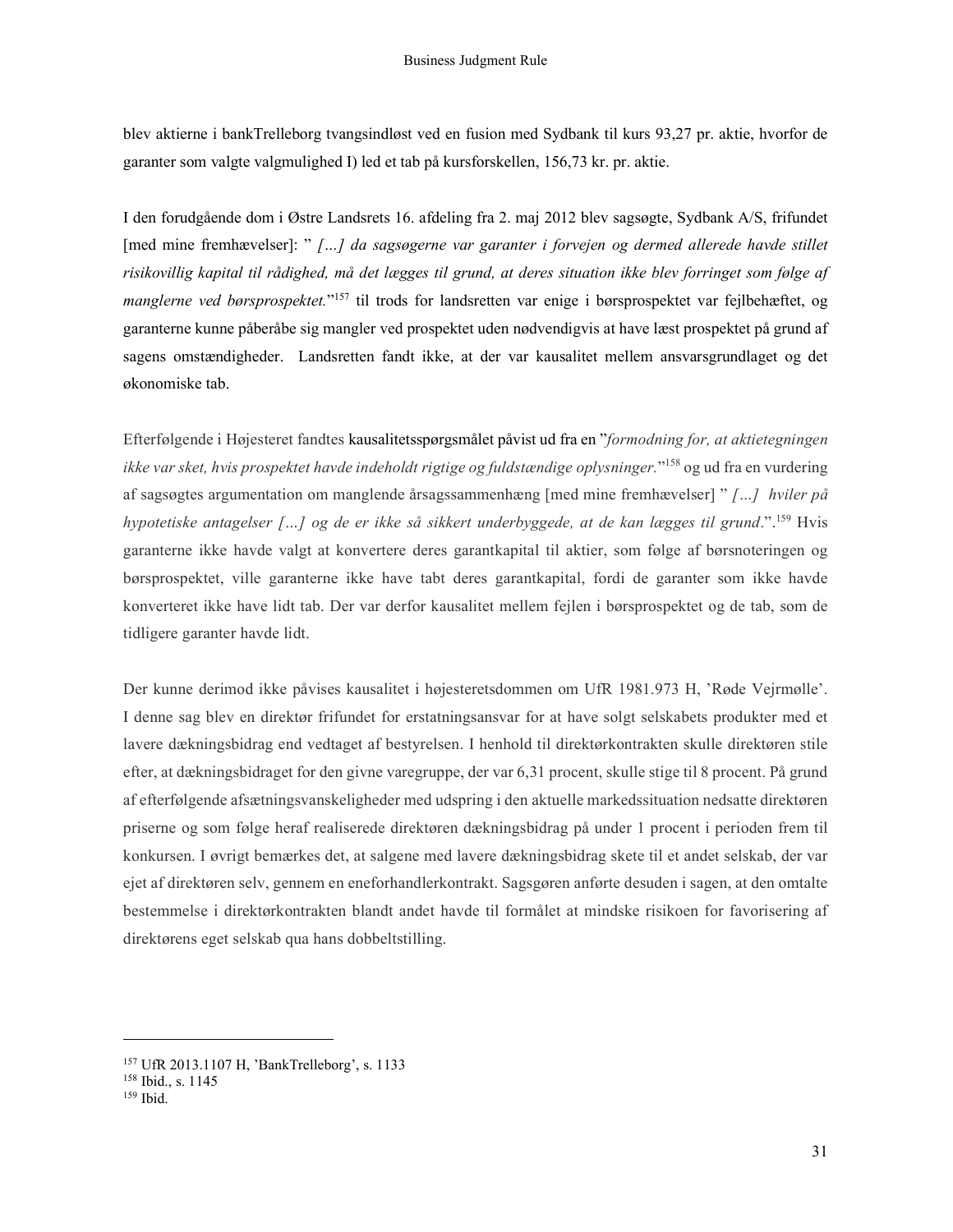blev aktierne i bankTrelleborg tvangsindløst ved en fusion med Sydbank til kurs 93,27 pr. aktie, hvorfor de garanter som valgte valgmulighed I) led et tab på kursforskellen, 156,73 kr. pr. aktie.

I den forudgående dom i Østre Landsrets 16. afdeling fra 2. maj 2012 blev sagsøgte, Sydbank A/S, frifundet [med mine fremhævelser]: " *[…] da sagsøgerne var garanter i forvejen og dermed allerede havde stillet risikovillig kapital til rådighed, må det lægges til grund, at deres situation ikke blev forringet som følge af manglerne ved børsprospektet.*"[157] til trods for landsretten var enige i børsprospektet var fejlbehæftet, og garanterne kunne påberåbe sig mangler ved prospektet uden nødvendigvis at have læst prospektet på grund af sagens omstændigheder. Landsretten fandt ikke, at der var kausalitet mellem ansvarsgrundlaget og det økonomiske tab.

Efterfølgende i Højesteret fandtes kausalitetsspørgsmålet påvist ud fra en "*formodning for, at aktietegningen ikke var sket, hvis prospektet havde indeholdt rigtige og fuldstændige oplysninger.*"[158] og ud fra en vurdering af sagsøgtes argumentation om manglende årsagssammenhæng [med mine fremhævelser] " *[…] hviler på hypotetiske antagelser […] og de er ikke så sikkert underbyggede, at de kan lægges til grund*.".[159] Hvis garanterne ikke havde valgt at konvertere deres garantkapital til aktier, som følge af børsnoteringen og børsprospektet, ville garanterne ikke have tabt deres garantkapital, fordi de garanter som ikke havde konverteret ikke have lidt tab. Der var derfor kausalitet mellem fejlen i børsprospektet og de tab, som de tidligere garanter havde lidt.

Der kunne derimod ikke påvises kausalitet i højesteretsdommen om UfR 1981.973 H, 'Røde Vejrmølle'. I denne sag blev en direktør frifundet for erstatningsansvar for at have solgt selskabets produkter med et lavere dækningsbidrag end vedtaget af bestyrelsen. I henhold til direktørkontrakten skulle direktøren stile efter, at dækningsbidraget for den givne varegruppe, der var 6,31 procent, skulle stige til 8 procent. På grund af efterfølgende afsætningsvanskeligheder med udspring i den aktuelle markedssituation nedsatte direktøren priserne og som følge heraf realiserede direktøren dækningsbidrag på under 1 procent i perioden frem til konkursen. I øvrigt bemærkes det, at salgene med lavere dækningsbidrag skete til et andet selskab, der var ejet af direktøren selv, gennem en eneforhandlerkontrakt. Sagsgøren anførte desuden i sagen, at den omtalte bestemmelse i direktørkontrakten blandt andet havde til formålet at mindske risikoen for favorisering af direktørens eget selskab qua hans dobbeltstilling.

---

[157] UfR 2013.1107 H, 'BankTrelleborg', s. 1133

[158] Ibid., s. 1145

[159] Ibid.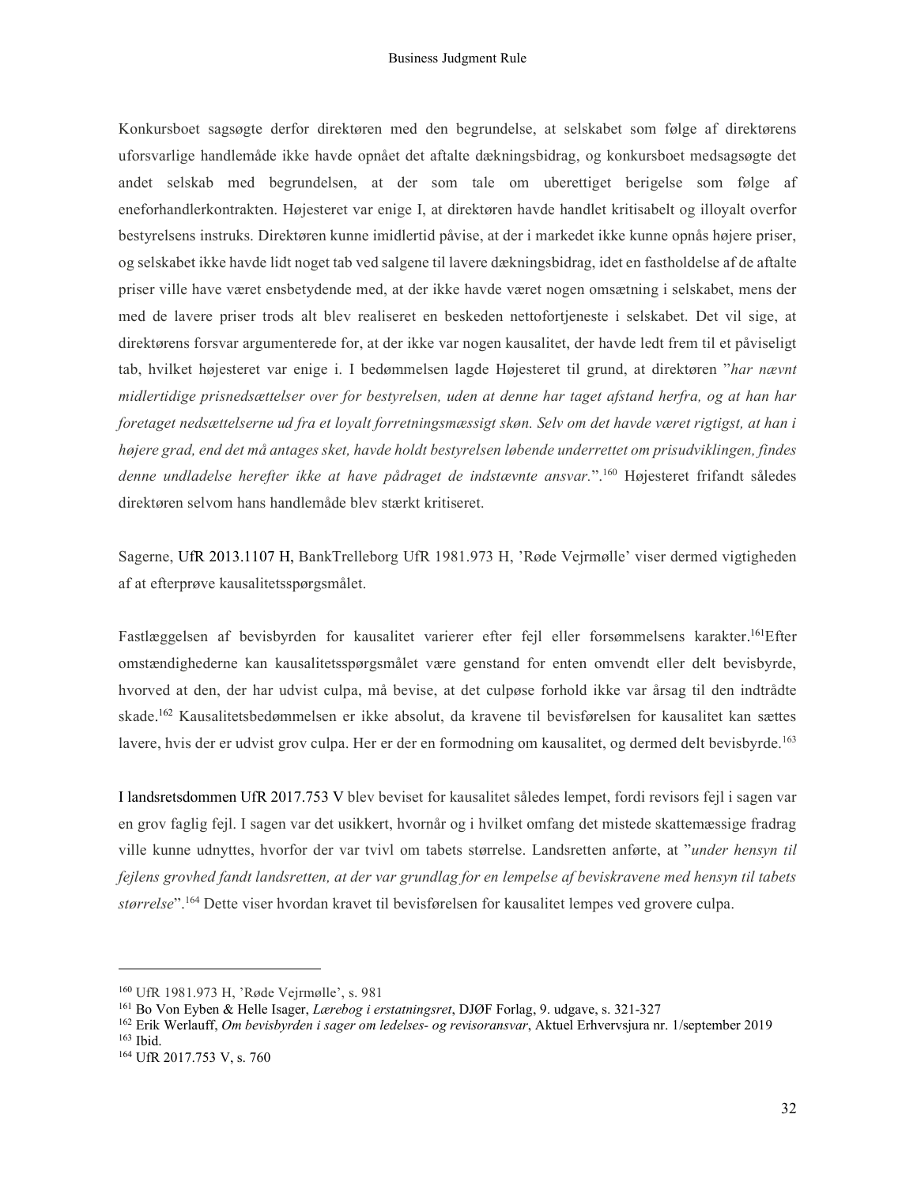Konkursboet sagsøgte derfor direktøren med den begrundelse, at selskabet som følge af direktørens uforsvarlige handlemåde ikke havde opnået det aftalte dækningsbidrag, og konkursboet medsagsøgte det andet selskab med begrundelsen, at der som tale om uberettiget berigelse som følge af eneforhandlerkontrakten. Højesteret var enige I, at direktøren havde handlet kritisabelt og illoyalt overfor bestyrelsens instruks. Direktøren kunne imidlertid påvise, at der i markedet ikke kunne opnås højere priser, og selskabet ikke havde lidt noget tab ved salgene til lavere dækningsbidrag, idet en fastholdelse af de aftalte priser ville have været ensbetydende med, at der ikke havde været nogen omsætning i selskabet, mens der med de lavere priser trods alt blev realiseret en beskeden nettofortjeneste i selskabet. Det vil sige, at direktørens forsvar argumenterede for, at der ikke var nogen kausalitet, der havde ledt frem til et påviseligt tab, hvilket højesteret var enige i. I bedømmelsen lagde Højesteret til grund, at direktøren "*har nævnt midlertidige prisnedsættelser over for bestyrelsen, uden at denne har taget afstand herfra, og at han har foretaget nedsættelserne ud fra et loyalt forretningsmæssigt skøn. Selv om det havde været rigtigst, at han i højere grad, end det må antages sket, havde holdt bestyrelsen løbende underrettet om prisudviklingen, findes denne undladelse herefter ikke at have pådraget de indstævnte ansvar.*".[160] Højesteret frifandt således direktøren selvom hans handlemåde blev stærkt kritiseret.

Sagerne, UfR 2013.1107 H, BankTrelleborg UfR 1981.973 H, 'Røde Vejrmølle' viser dermed vigtigheden af at efterprøve kausalitetsspørgsmålet.

Fastlæggelsen af bevisbyrden for kausalitet varierer efter fejl eller forsømmelsens karakter.[161]Efter omstændighederne kan kausalitetsspørgsmålet være genstand for enten omvendt eller delt bevisbyrde, hvorved at den, der har udvist culpa, må bevise, at det culpøse forhold ikke var årsag til den indtrådte skade.[162] Kausalitetsbedømmelsen er ikke absolut, da kravene til bevisførelsen for kausalitet kan sættes lavere, hvis der er udvist grov culpa. Her er der en formodning om kausalitet, og dermed delt bevisbyrde.[163]

I landsretsdommen UfR 2017.753 V blev beviset for kausalitet således lempet, fordi revisors fejl i sagen var en grov faglig fejl. I sagen var det usikkert, hvornår og i hvilket omfang det mistede skattemæssige fradrag ville kunne udnyttes, hvorfor der var tvivl om tabets størrelse. Landsretten anførte, at "*under hensyn til fejlens grovhed fandt landsretten, at der var grundlag for en lempelse af beviskravene med hensyn til tabets størrelse*".[164] Dette viser hvordan kravet til bevisførelsen for kausalitet lempes ved grovere culpa.

---

[160] UfR 1981.973 H, 'Røde Vejrmølle', s. 981

[161] Bo Von Eyben & Helle Isager, *Lærebog i erstatningsret*, DJØF Forlag, 9. udgave, s. 321-327

[162] Erik Werlauff, *Om bevisbyrden i sager om ledelses- og revisoransvar*, Aktuel Erhvervsjura nr. 1/september 2019

[163] Ibid.

[164] UfR 2017.753 V, s. 760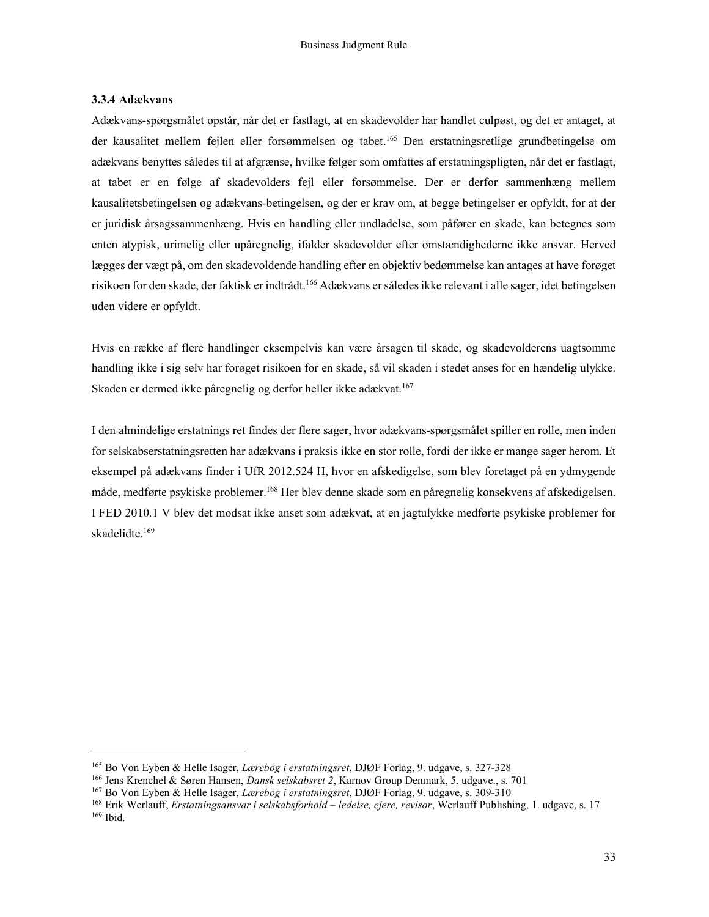### 3.3.4 Adækvans

Adækvans-spørgsmålet opstår, når det er fastlagt, at en skadevolder har handlet culpøst, og det er antaget, at der kausalitet mellem fejlen eller forsømmelsen og tabet.[165] Den erstatningsretlige grundbetingelse om adækvans benyttes således til at afgrænse, hvilke følger som omfattes af erstatningspligten, når det er fastlagt, at tabet er en følge af skadevolders fejl eller forsømmelse. Der er derfor sammenhæng mellem kausalitetsbetingelsen og adækvans-betingelsen, og der er krav om, at begge betingelser er opfyldt, for at der er juridisk årsagssammenhæng. Hvis en handling eller undladelse, som påfører en skade, kan betegnes som enten atypisk, urimelig eller upåregnelig, ifalder skadevolder efter omstændighederne ikke ansvar. Herved lægges der vægt på, om den skadevoldende handling efter en objektiv bedømmelse kan antages at have forøget risikoen for den skade, der faktisk er indtrådt.[166] Adækvans er således ikke relevant i alle sager, idet betingelsen uden videre er opfyldt.

Hvis en række af flere handlinger eksempelvis kan være årsagen til skade, og skadevolderens uagtsomme handling ikke i sig selv har forøget risikoen for en skade, så vil skaden i stedet anses for en hændelig ulykke. Skaden er dermed ikke påregnelig og derfor heller ikke adækvat.[167]

I den almindelige erstatnings ret findes der flere sager, hvor adækvans-spørgsmålet spiller en rolle, men inden for selskabserstatningsretten har adækvans i praksis ikke en stor rolle, fordi der ikke er mange sager herom. Et eksempel på adækvans finder i UfR 2012.524 H, hvor en afskedigelse, som blev foretaget på en ydmygende måde, medførte psykiske problemer.[168] Her blev denne skade som en påregnelig konsekvens af afskedigelsen. I FED 2010.1 V blev det modsat ikke anset som adækvat, at en jagtulykke medførte psykiske problemer for skadelidte.[169]

---

[165] Bo Von Eyben & Helle Isager, *Lærebog i erstatningsret*, DJØF Forlag, 9. udgave, s. 327-328

[166] Jens Krenchel & Søren Hansen, *Dansk selskabsret 2*, Karnov Group Denmark, 5. udgave., s. 701

[167] Bo Von Eyben & Helle Isager, *Lærebog i erstatningsret*, DJØF Forlag, 9. udgave, s. 309-310

[168] Erik Werlauff, *Erstatningsansvar i selskabsforhold – ledelse, ejere, revisor*, Werlauff Publishing, 1. udgave, s. 17

[169] Ibid.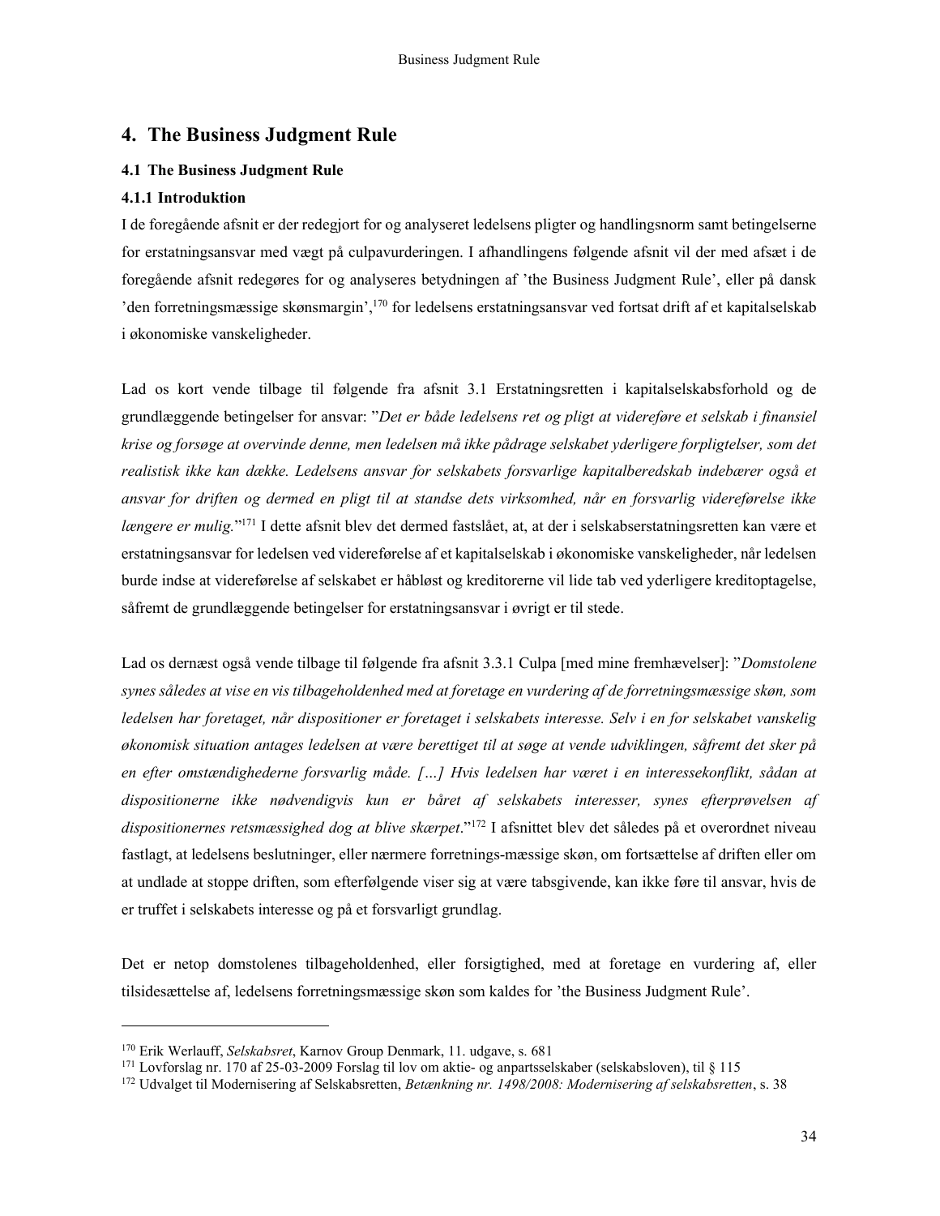# 4. The Business Judgment Rule

## 4.1 The Business Judgment Rule

### 4.1.1 Introduktion

I de foregående afsnit er der redegjort for og analyseret ledelsens pligter og handlingsnorm samt betingelserne for erstatningsansvar med vægt på culpavurderingen. I afhandlingens følgende afsnit vil der med afsæt i de foregående afsnit redegøres for og analyseres betydningen af 'the Business Judgment Rule', eller på dansk 'den forretningsmæssige skønsmargin',[170] for ledelsens erstatningsansvar ved fortsat drift af et kapitalselskab i økonomiske vanskeligheder.

Lad os kort vende tilbage til følgende fra afsnit 3.1 Erstatningsretten i kapitalselskabsforhold og de grundlæggende betingelser for ansvar: "*Det er både ledelsens ret og pligt at videreføre et selskab i finansiel krise og forsøge at overvinde denne, men ledelsen må ikke pådrage selskabet yderligere forpligtelser, som det realistisk ikke kan dække. Ledelsens ansvar for selskabets forsvarlige kapitalberedskab indebærer også et ansvar for driften og dermed en pligt til at standse dets virksomhed, når en forsvarlig videreførelse ikke længere er mulig.*"[171] I dette afsnit blev det dermed fastslået, at, at der i selskabserstatningsretten kan være et erstatningsansvar for ledelsen ved videreførelse af et kapitalselskab i økonomiske vanskeligheder, når ledelsen burde indse at videreførelse af selskabet er håbløst og kreditorerne vil lide tab ved yderligere kreditoptagelse, såfremt de grundlæggende betingelser for erstatningsansvar i øvrigt er til stede.

Lad os dernæst også vende tilbage til følgende fra afsnit 3.3.1 Culpa [med mine fremhævelser]: "*Domstolene synes således at vise en vis tilbageholdenhed med at foretage en vurdering af de forretningsmæssige skøn, som ledelsen har foretaget, når dispositioner er foretaget i selskabets interesse. Selv i en for selskabet vanskelig økonomisk situation antages ledelsen at være berettiget til at søge at vende udviklingen, såfremt det sker på en efter omstændighederne forsvarlig måde. […] Hvis ledelsen har været i en interessekonflikt, sådan at dispositionerne ikke nødvendigvis kun er båret af selskabets interesser, synes efterprøvelsen af dispositionernes retsmæssighed dog at blive skærpet*."[172] I afsnittet blev det således på et overordnet niveau fastlagt, at ledelsens beslutninger, eller nærmere forretnings-mæssige skøn, om fortsættelse af driften eller om at undlade at stoppe driften, som efterfølgende viser sig at være tabsgivende, kan ikke føre til ansvar, hvis de er truffet i selskabets interesse og på et forsvarligt grundlag.

Det er netop domstolenes tilbageholdenhed, eller forsigtighed, med at foretage en vurdering af, eller tilsidesættelse af, ledelsens forretningsmæssige skøn som kaldes for 'the Business Judgment Rule'.

---

[170] Erik Werlauff, *Selskabsret*, Karnov Group Denmark, 11. udgave, s. 681

[171] Lovforslag nr. 170 af 25-03-2009 Forslag til lov om aktie- og anpartsselskaber (selskabsloven), til § 115

[172] Udvalget til Modernisering af Selskabsretten, *Betænkning nr. 1498/2008: Modernisering af selskabsretten*, s. 38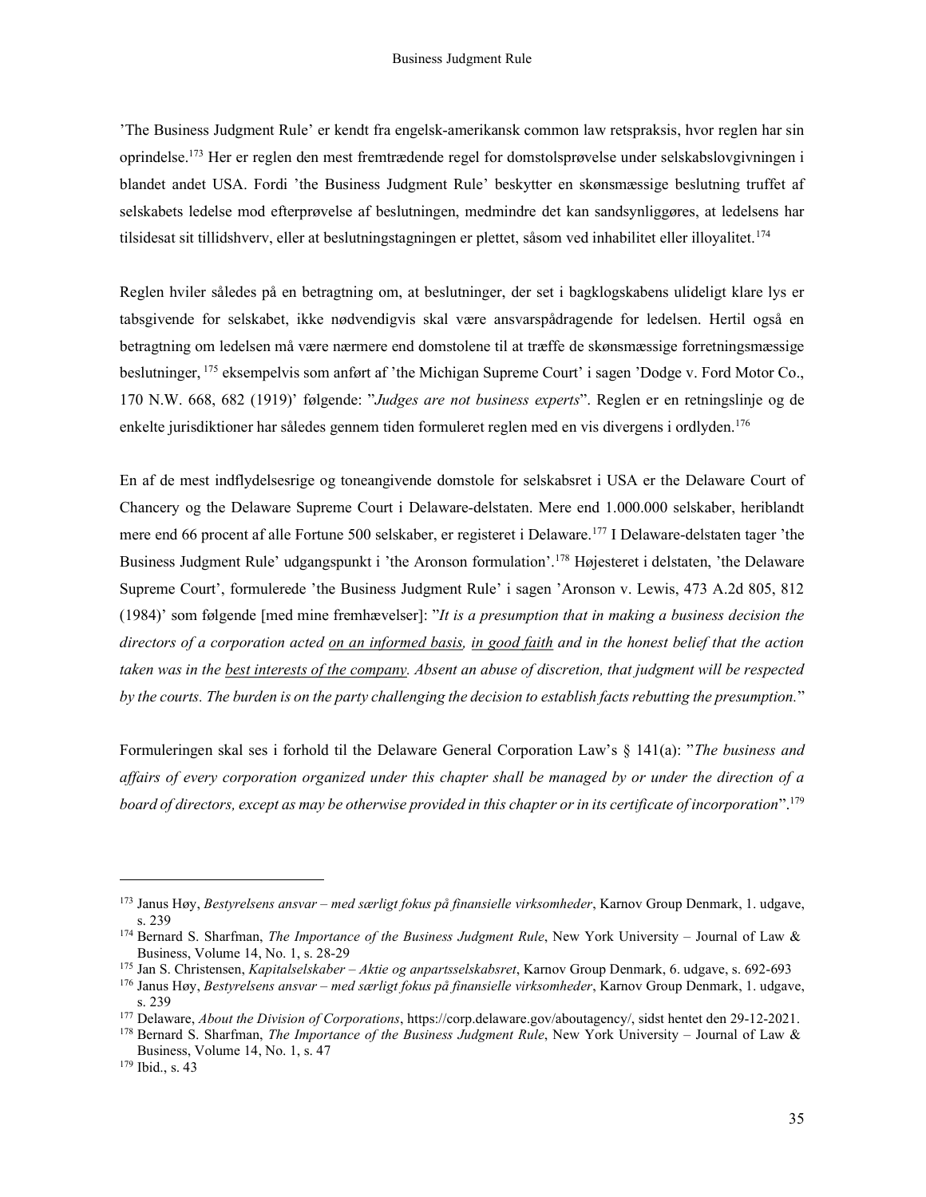'The Business Judgment Rule' er kendt fra engelsk-amerikansk common law retspraksis, hvor reglen har sin oprindelse.[173] Her er reglen den mest fremtrædende regel for domstolsprøvelse under selskabslovgivningen i blandet andet USA. Fordi 'the Business Judgment Rule' beskytter en skønsmæssige beslutning truffet af selskabets ledelse mod efterprøvelse af beslutningen, medmindre det kan sandsynliggøres, at ledelsens har tilsidesat sit tillidshverv, eller at beslutningstagningen er plettet, såsom ved inhabilitet eller illoyalitet.[174]

Reglen hviler således på en betragtning om, at beslutninger, der set i bagklogskabens ulideligt klare lys er tabsgivende for selskabet, ikke nødvendigvis skal være ansvarspådragende for ledelsen. Hertil også en betragtning om ledelsen må være nærmere end domstolene til at træffe de skønsmæssige forretningsmæssige beslutninger, [175] eksempelvis som anført af 'the Michigan Supreme Court' i sagen 'Dodge v. Ford Motor Co., 170 N.W. 668, 682 (1919)' følgende: "*Judges are not business experts*". Reglen er en retningslinje og de enkelte jurisdiktioner har således gennem tiden formuleret reglen med en vis divergens i ordlyden.[176]

En af de mest indflydelsesrige og toneangivende domstole for selskabsret i USA er the Delaware Court of Chancery og the Delaware Supreme Court i Delaware-delstaten. Mere end 1.000.000 selskaber, heriblandt mere end 66 procent af alle Fortune 500 selskaber, er registeret i Delaware.[177] I Delaware-delstaten tager 'the Business Judgment Rule' udgangspunkt i 'the Aronson formulation'.[178] Højesteret i delstaten, 'the Delaware Supreme Court', formulerede 'the Business Judgment Rule' i sagen 'Aronson v. Lewis, 473 A.2d 805, 812 (1984)' som følgende [med mine fremhævelser]: "*It is a presumption that in making a business decision the directors of a corporation acted <u>on an informed basis,</u> <u>in good faith</u> and in the honest belief that the action taken was in the <u>best interests of the company</u>. Absent an abuse of discretion, that judgment will be respected by the courts. The burden is on the party challenging the decision to establish facts rebutting the presumption.*"

Formuleringen skal ses i forhold til the Delaware General Corporation Law's § 141(a): "*The business and affairs of every corporation organized under this chapter shall be managed by or under the direction of a board of directors, except as may be otherwise provided in this chapter or in its certificate of incorporation*".[179]

---

[173] Janus Høy, *Bestyrelsens ansvar – med særligt fokus på finansielle virksomheder*, Karnov Group Denmark, 1. udgave, s. 239

[174] Bernard S. Sharfman, *The Importance of the Business Judgment Rule*, New York University – Journal of Law & Business, Volume 14, No. 1, s. 28-29

[175] Jan S. Christensen, *Kapitalselskaber – Aktie og anpartsselskabsret*, Karnov Group Denmark, 6. udgave, s. 692-693

[176] Janus Høy, *Bestyrelsens ansvar – med særligt fokus på finansielle virksomheder*, Karnov Group Denmark, 1. udgave, s. 239

[177] Delaware, *About the Division of Corporations*, https://corp.delaware.gov/aboutagency/, sidst hentet den 29-12-2021.

[178] Bernard S. Sharfman, *The Importance of the Business Judgment Rule*, New York University – Journal of Law & Business, Volume 14, No. 1, s. 47

[179] Ibid., s. 43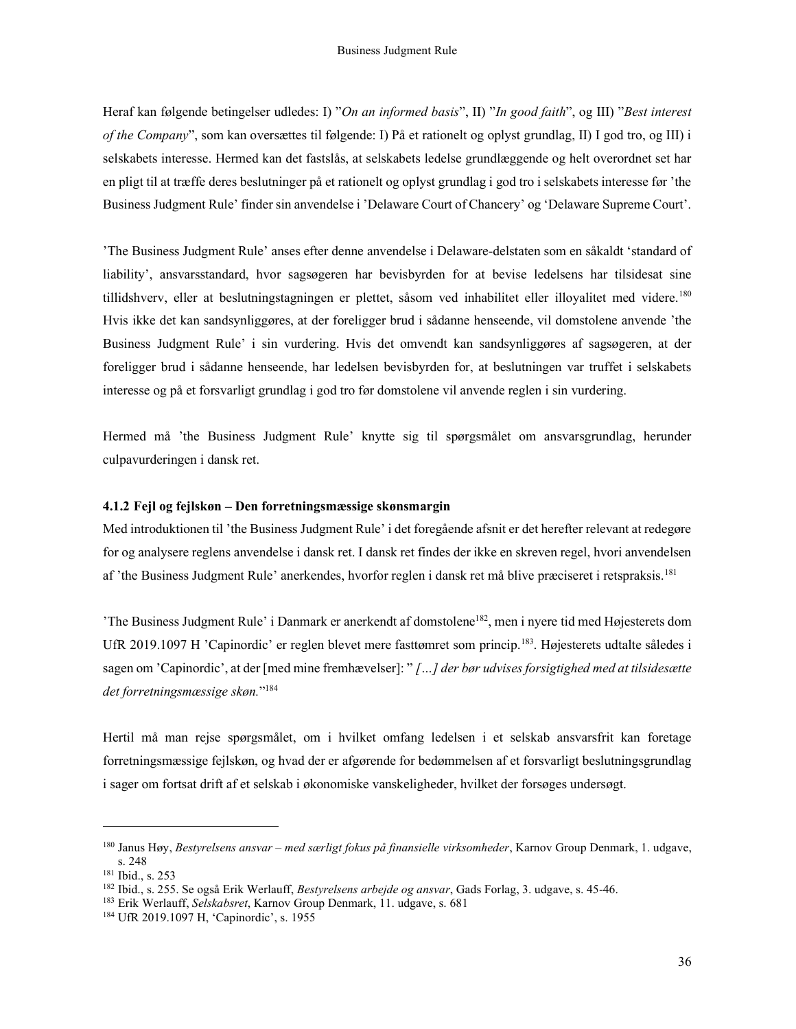Heraf kan følgende betingelser udledes: I) "*On an informed basis*", II) "*In good faith*", og III) "*Best interest of the Company*", som kan oversættes til følgende: I) På et rationelt og oplyst grundlag, II) I god tro, og III) i selskabets interesse. Hermed kan det fastslås, at selskabets ledelse grundlæggende og helt overordnet set har en pligt til at træffe deres beslutninger på et rationelt og oplyst grundlag i god tro i selskabets interesse før 'the Business Judgment Rule' finder sin anvendelse i 'Delaware Court of Chancery' og 'Delaware Supreme Court'.

'The Business Judgment Rule' anses efter denne anvendelse i Delaware-delstaten som en såkaldt 'standard of liability', ansvarsstandard, hvor sagsøgeren har bevisbyrden for at bevise ledelsens har tilsidesat sine tillidshverv, eller at beslutningstagningen er plettet, såsom ved inhabilitet eller illoyalitet med videre.[180] Hvis ikke det kan sandsynliggøres, at der foreligger brud i sådanne henseende, vil domstolene anvende 'the Business Judgment Rule' i sin vurdering. Hvis det omvendt kan sandsynliggøres af sagsøgeren, at der foreligger brud i sådanne henseende, har ledelsen bevisbyrden for, at beslutningen var truffet i selskabets interesse og på et forsvarligt grundlag i god tro før domstolene vil anvende reglen i sin vurdering.

Hermed må 'the Business Judgment Rule' knytte sig til spørgsmålet om ansvarsgrundlag, herunder culpavurderingen i dansk ret.

### 4.1.2 Fejl og fejlskøn – Den forretningsmæssige skønsmargin

Med introduktionen til 'the Business Judgment Rule' i det foregående afsnit er det herefter relevant at redegøre for og analysere reglens anvendelse i dansk ret. I dansk ret findes der ikke en skreven regel, hvori anvendelsen af 'the Business Judgment Rule' anerkendes, hvorfor reglen i dansk ret må blive præciseret i retspraksis.[181]

'The Business Judgment Rule' i Danmark er anerkendt af domstolene[182], men i nyere tid med Højesterets dom UfR 2019.1097 H 'Capinordic' er reglen blevet mere fasttømret som princip.[183]. Højesterets udtalte således i sagen om 'Capinordic', at der [med mine fremhævelser]: " *[…] der bør udvises forsigtighed med at tilsidesætte det forretningsmæssige skøn.*"[184]

Hertil må man rejse spørgsmålet, om i hvilket omfang ledelsen i et selskab ansvarsfrit kan foretage forretningsmæssige fejlskøn, og hvad der er afgørende for bedømmelsen af et forsvarligt beslutningsgrundlag i sager om fortsat drift af et selskab i økonomiske vanskeligheder, hvilket der forsøges undersøgt.

---

[180] Janus Høy, *Bestyrelsens ansvar – med særligt fokus på finansielle virksomheder*, Karnov Group Denmark, 1. udgave, s. 248

[181] Ibid., s. 253

[182] Ibid., s. 255. Se også Erik Werlauff, *Bestyrelsens arbejde og ansvar*, Gads Forlag, 3. udgave, s. 45-46.

[183] Erik Werlauff, *Selskabsret*, Karnov Group Denmark, 11. udgave, s. 681

[184] UfR 2019.1097 H, 'Capinordic', s. 1955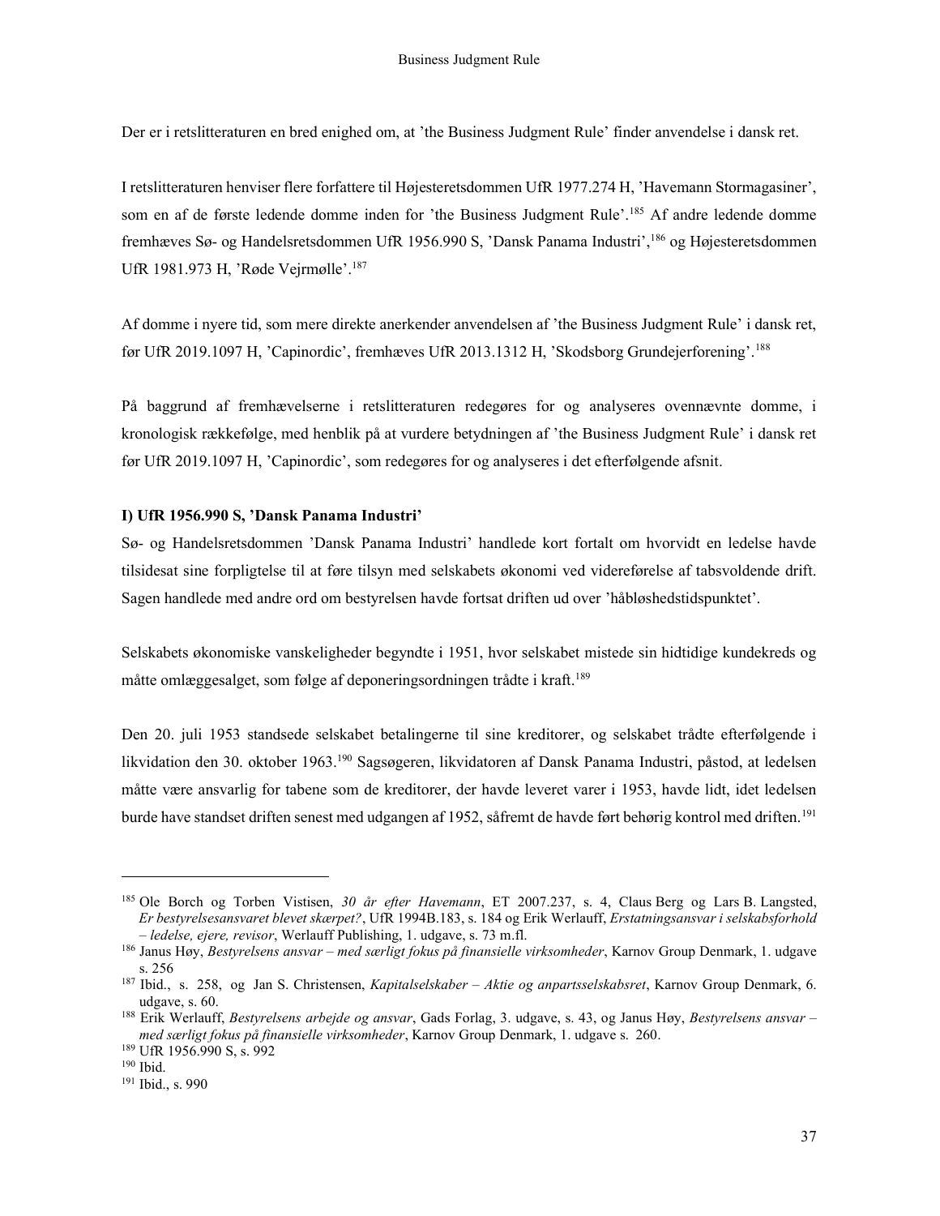Der er i retslitteraturen en bred enighed om, at 'the Business Judgment Rule' finder anvendelse i dansk ret.

I retslitteraturen henviser flere forfattere til Højesteretsdommen UfR 1977.274 H, 'Havemann Stormagasiner', som en af de første ledende domme inden for 'the Business Judgment Rule'.[185] Af andre ledende domme fremhæves Sø- og Handelsretsdommen UfR 1956.990 S, 'Dansk Panama Industri',[186] og Højesteretsdommen UfR 1981.973 H, 'Røde Vejrmølle'.[187]

Af domme i nyere tid, som mere direkte anerkender anvendelsen af 'the Business Judgment Rule' i dansk ret, før UfR 2019.1097 H, 'Capinordic', fremhæves UfR 2013.1312 H, 'Skodsborg Grundejerforening'.[188]

På baggrund af fremhævelserne i retslitteraturen redegøres for og analyseres ovennævnte domme, i kronologisk rækkefølge, med henblik på at vurdere betydningen af 'the Business Judgment Rule' i dansk ret før UfR 2019.1097 H, 'Capinordic', som redegøres for og analyseres i det efterfølgende afsnit.

**I) UfR 1956.990 S, 'Dansk Panama Industri'**

Sø- og Handelsretsdommen 'Dansk Panama Industri' handlede kort fortalt om hvorvidt en ledelse havde tilsidesat sine forpligtelse til at føre tilsyn med selskabets økonomi ved videreførelse af tabsvoldende drift. Sagen handlede med andre ord om bestyrelsen havde fortsat driften ud over 'håbløshedstidspunktet'.

Selskabets økonomiske vanskeligheder begyndte i 1951, hvor selskabet mistede sin hidtidige kundekreds og måtte omlæggesalget, som følge af deponeringsordningen trådte i kraft.[189]

Den 20. juli 1953 standsede selskabet betalingerne til sine kreditorer, og selskabet trådte efterfølgende i likvidation den 30. oktober 1963.[190] Sagsøgeren, likvidatoren af Dansk Panama Industri, påstod, at ledelsen måtte være ansvarlig for tabene som de kreditorer, der havde leveret varer i 1953, havde lidt, idet ledelsen burde have standset driften senest med udgangen af 1952, såfremt de havde ført behørig kontrol med driften.[191]

---

[185] Ole Borch og Torben Vistisen, *30 år efter Havemann*, ET 2007.237, s. 4, Claus Berg og Lars B. Langsted, *Er bestyrelsesansvaret blevet skærpet?*, UfR 1994B.183, s. 184 og Erik Werlauff, *Erstatningsansvar i selskabsforhold – ledelse, ejere, revisor*, Werlauff Publishing, 1. udgave, s. 73 m.fl.

[186] Janus Høy, *Bestyrelsens ansvar – med særligt fokus på finansielle virksomheder*, Karnov Group Denmark, 1. udgave s. 256

[187] Ibid., s. 258, og Jan S. Christensen, *Kapitalselskaber – Aktie og anpartsselskabsret*, Karnov Group Denmark, 6. udgave, s. 60.

[188] Erik Werlauff, *Bestyrelsens arbejde og ansvar*, Gads Forlag, 3. udgave, s. 43, og Janus Høy, *Bestyrelsens ansvar – med særligt fokus på finansielle virksomheder*, Karnov Group Denmark, 1. udgave s. 260.

[189] UfR 1956.990 S, s. 992

[190] Ibid.

[191] Ibid., s. 990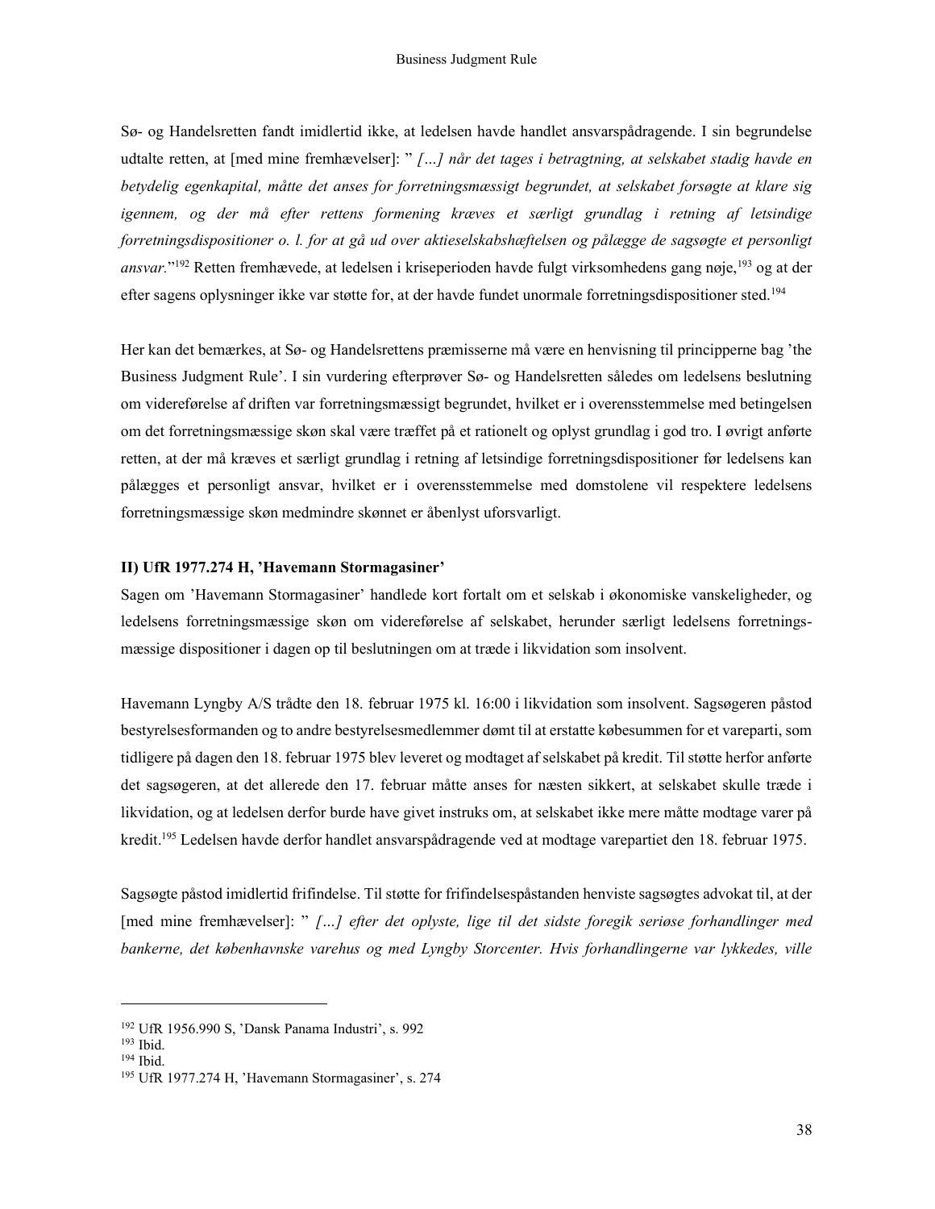Sø- og Handelsretten fandt imidlertid ikke, at ledelsen havde handlet ansvarspådragende. I sin begrundelse udtalte retten, at [med mine fremhævelser]: " *[…] når det tages i betragtning, at selskabet stadig havde en betydelig egenkapital, måtte det anses for forretningsmæssigt begrundet, at selskabet forsøgte at klare sig igennem, og der må efter rettens formening kræves et særligt grundlag i retning af letsindige forretningsdispositioner o. l. for at gå ud over aktieselskabshæftelsen og pålægge de sagsøgte et personligt ansvar.*"[192] Retten fremhævede, at ledelsen i kriseperioden havde fulgt virksomhedens gang nøje,[193] og at der efter sagens oplysninger ikke var støtte for, at der havde fundet unormale forretningsdispositioner sted.[194]

Her kan det bemærkes, at Sø- og Handelsrettens præmisserne må være en henvisning til principperne bag 'the Business Judgment Rule'. I sin vurdering efterprøver Sø- og Handelsretten således om ledelsens beslutning om videreførelse af driften var forretningsmæssigt begrundet, hvilket er i overensstemmelse med betingelsen om det forretningsmæssige skøn skal være truffet på et rationelt og oplyst grundlag i god tro. I øvrigt anførte retten, at der må kræves et særligt grundlag i retning af letsindige forretningsdispositioner før ledelsens kan pålægges et personligt ansvar, hvilket er i overensstemmelse med domstolene vil respektere ledelsens forretningsmæssige skøn medmindre skønnet er åbenlyst uforsvarligt.

### II) UfR 1977.274 H, 'Havemann Stormagasiner'

Sagen om 'Havemann Stormagasiner' handlede kort fortalt om et selskab i økonomiske vanskeligheder, og ledelsens forretningsmæssige skøn om videreførelse af selskabet, herunder særligt ledelsens forretnings-mæssige dispositioner i dagen op til beslutningen om at træde i likvidation som insolvent.

Havemann Lyngby A/S trådte den 18. februar 1975 kl. 16:00 i likvidation som insolvent. Sagsøgeren påstod bestyrelsesformanden og to andre bestyrelsesmedlemmer dømt til at erstatte købesummen for et varparti, som tidligere på dagen den 18. februar 1975 blev leveret og modtaget af selskabet på kredit. Til støtte herfor anførte det sagsøgeren, at det allerede den 17. februar måtte anses for næsten sikkert, at selskabet skulle træde i likvidation, og at ledelsen derfor burde have givet instruks om, at selskabet ikke mere måtte modtage varer på kredit.[195] Ledelsen havde derfor handlet ansvarspådragende ved at modtage varepartiet den 18. februar 1975.

Sagsøgte påstod imidlertid frifindelse. Til støtte for frifindelsespåstanden henviste sagsøgtes advokat til, at der [med mine fremhævelser]: " *[…] efter det oplyste, lige til det sidste foregik seriøse forhandlinger med bankerne, det københavnske varehus og med Lyngby Storcenter. Hvis forhandlingerne var lykkedes, ville*

---

[192] UfR 1956.990 S, 'Dansk Panama Industri', s. 992

[193] Ibid.

[194] Ibid.

[195] UfR 1977.274 H, 'Havemann Stormagasiner', s. 274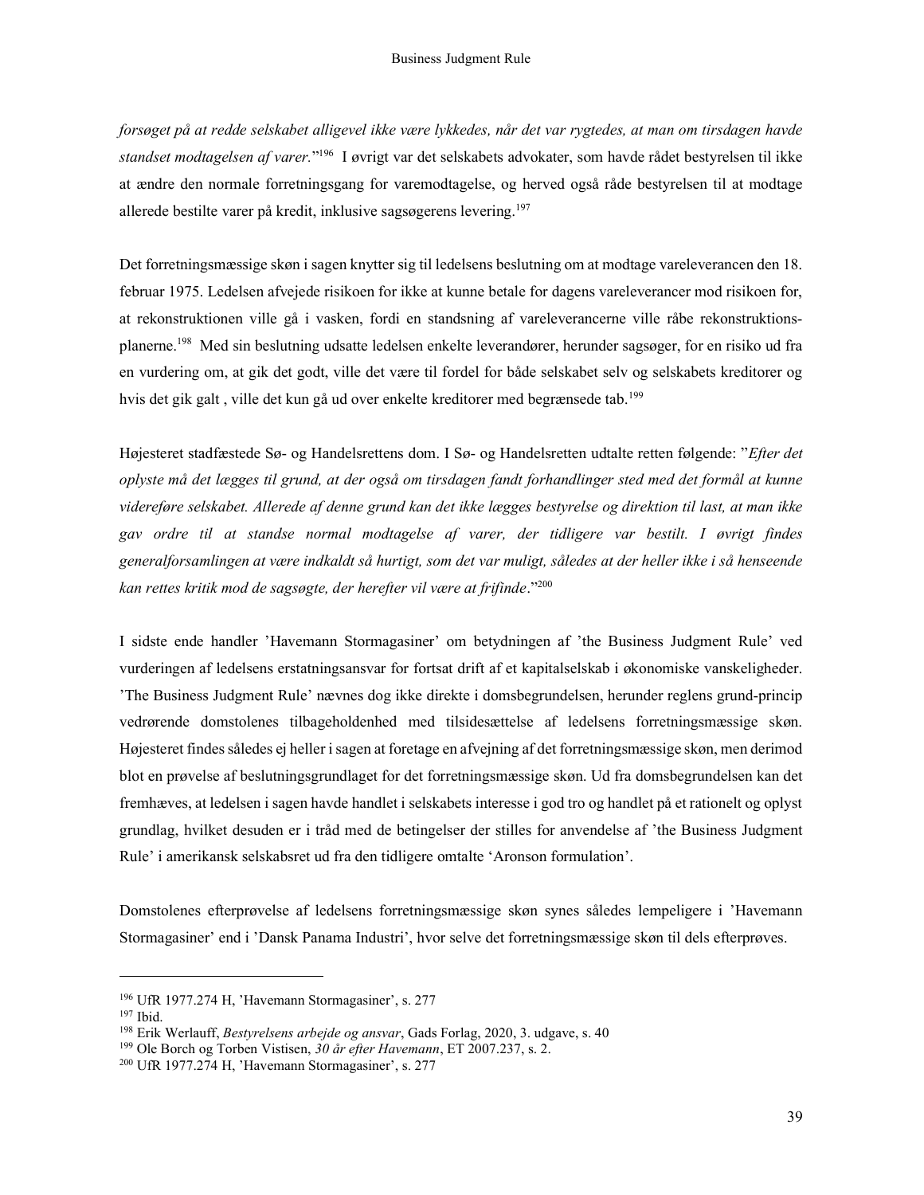*forsøget på at redde selskabet alligevel ikke være lykkedes, når det var rygtedes, at man om tirsdagen havde standset modtagelsen af varer.*”[196] I øvrigt var det selskabets advokater, som havde rådet bestyrelsen til ikke at ændre den normale forretningsgang for varemodtagelse, og herved også råde bestyrelsen til at modtage allerede bestilte varer på kredit, inklusive sagsøgerens levering.[197]

Det forretningsmæssige skøn i sagen knytter sig til ledelsens beslutning om at modtage vareleverancen den 18. februar 1975. Ledelsen afvejede risikoen for ikke at kunne betale for dagens vareleverancer mod risikoen for, at rekonstruktionen ville gå i vasken, fordi en standsning af vareleverancerne ville råbe rekonstruktionsplanerne.[198] Med sin beslutning udsatte ledelsen enkelte leverandører, herunder sagsøger, for en risiko ud fra en vurdering om, at gik det godt, ville det være til fordel for både selskabet selv og selskabets kreditorer og hvis det gik galt , ville det kun gå ud over enkelte kreditorer med begrænsede tab.[199]

Højesteret stadfæstede Sø- og Handelsrettens dom. I Sø- og Handelsretten udtalte retten følgende: ”*Efter det oplyste må det lægges til grund, at der også om tirsdagen fandt forhandlinger sted med det formål at kunne videreføre selskabet. Allerede af denne grund kan det ikke lægges bestyrelse og direktion til last, at man ikke gav ordre til at standse normal modtagelse af varer, der tidligere var bestilt. I øvrigt findes generalforsamlingen at være indkaldt så hurtigt, som det var muligt, således at der heller ikke i så henseende kan rettes kritik mod de sagsøgte, der herefter vil være at frifinde*.”[200]

I sidste ende handler 'Havemann Stormagasiner' om betydningen af 'the Business Judgment Rule' ved vurderingen af ledelsens erstatningsansvar for fortsat drift af et kapitalselskab i økonomiske vanskeligheder. 'The Business Judgment Rule' nævnes dog ikke direkte i domsbegrundelsen, herunder reglens grund-princip vedrørende domstolenes tilbageholdenhed med tilsidesættelse af ledelsens forretningsmæssige skøn. Højesteret findes således ej heller i sagen at foretage en afvejning af det forretningsmæssige skøn, men derimod blot en prøvelse af beslutningsgrundlaget for det forretningsmæssige skøn. Ud fra domsbegrundelsen kan det fremhæves, at ledelsen i sagen havde handlet i selskabets interesse i god tro og handlet på et rationelt og oplyst grundlag, hvilket desuden er i tråd med de betingelser der stilles for anvendelse af 'the Business Judgment Rule' i amerikansk selskabsret ud fra den tidligere omtalte 'Aronson formulation'.

Domstolenes efterprøvelse af ledelsens forretningsmæssige skøn synes således lempeligere i 'Havemann Stormagasiner' end i 'Dansk Panama Industri', hvor selve det forretningsmæssige skøn til dels efterprøves.

---

[196] UfR 1977.274 H, 'Havemann Stormagasiner', s. 277

[197] Ibid.

[198] Erik Werlauff, *Bestyrelsens arbejde og ansvar*, Gads Forlag, 2020, 3. udgave, s. 40

[199] Ole Borch og Torben Vistisen, *30 år efter Havemann*, ET 2007.237, s. 2.

[200] UfR 1977.274 H, 'Havemann Stormagasiner', s. 277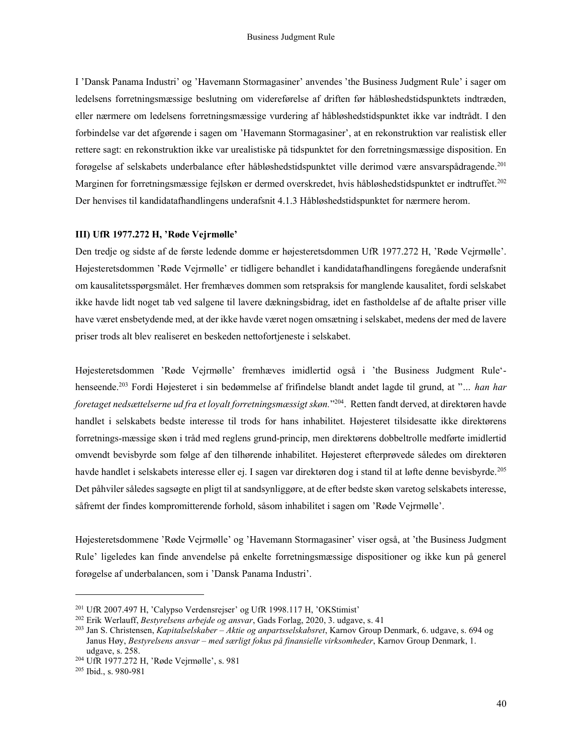I 'Dansk Panama Industri' og 'Havemann Stormagasiner' anvendes 'the Business Judgment Rule' i sager om ledelsens forretningsmæssige beslutning om videreførelse af driften før håbløshedstidspunktets indtræden, eller nærmere om ledelsens forretningsmæssige vurdering af håbløshedstidspunktet ikke var indtrådt. I den forbindelse var det afgørende i sagen om 'Havemann Stormagasiner', at en rekonstruktion var realistisk eller rettere sagt: en rekonstruktion ikke var urealistiske på tidspunktet for den forretningsmæssige disposition. En forøgelse af selskabets underbalance efter håbløshedstidspunktet ville derimod være ansvarspådragende.[201] Marginen for forretningsmæssige fejlskøn er dermed overskredet, hvis håbløshedstidspunktet er indtruffet.[202] Der henvises til kandidatafhandlingens underafsnit 4.1.3 Håbløshedstidspunktet for nærmere herom.

**III) UfR 1977.272 H, 'Røde Vejrmølle'**

Den tredje og sidste af de første ledende domme er højesteretsdommen UfR 1977.272 H, 'Røde Vejrmølle'. Højesteretsdommen 'Røde Vejrmølle' er tidligere behandlet i kandidatafhandlingens foregående underafsnit om kausalitetsspørgsmålet. Her fremhæves dommen som retspraksis for manglende kausalitet, fordi selskabet ikke havde lidt noget tab ved salgene til lavere dækningsbidrag, idet en fastholdelse af de aftalte priser ville have været ensbetydende med, at der ikke havde været nogen omsætning i selskabet, medens der med de lavere priser trods alt blev realiseret en beskeden nettofortjeneste i selskabet.

Højesteretsdommen 'Røde Vejrmølle' fremhæves imidlertid også i 'the Business Judgment Rule'-henseende.[203] Fordi Højesteret i sin bedømmelse af frifindelse blandt andet lagde til grund, at "*… han har foretaget nedsættelserne ud fra et loyalt forretningsmæssigt skøn.*"[204]. Retten fandt derved, at direktøren havde handlet i selskabets bedste interesse til trods for hans inhabilitet. Højesteret tilsidesatte ikke direktørens forretnings-mæssige skøn i tråd med reglens grund-princip, men direktørens dobbeltrolle medførte imidlertid omvendt bevisbyrde som følge af den tilhørende inhabilitet. Højesteret efterprøvede således om direktøren havde handlet i selskabets interesse eller ej. I sagen var direktøren dog i stand til at løfte denne bevisbyrde.[205] Det påhviler således sagsøgte en pligt til at sandsynliggøre, at de efter bedste skøn varetog selskabets interesse, såfremt der findes kompromitterende forhold, såsom inhabilitet i sagen om 'Røde Vejrmølle'.

Højesteretsdommene 'Røde Vejrmølle' og 'Havemann Stormagasiner' viser også, at 'the Business Judgment Rule' ligeledes kan finde anvendelse på enkelte forretningsmæssige dispositioner og ikke kun på generel forøgelse af underbalancen, som i 'Dansk Panama Industri'.

---

[201] UfR 2007.497 H, 'Calypso Verdensrejser' og UfR 1998.117 H, 'OKStimist'

[202] Erik Werlauff, *Bestyrelsens arbejde og ansvar*, Gads Forlag, 2020, 3. udgave, s. 41

[203] Jan S. Christensen, *Kapitalselskaber – Aktie og anpartsselskabsret*, Karnov Group Denmark, 6. udgave, s. 694 og Janus Høy, *Bestyrelsens ansvar – med særligt fokus på finansielle virksomheder*, Karnov Group Denmark, 1. udgave, s. 258.

[204] UfR 1977.272 H, 'Røde Vejrmølle', s. 981

[205] Ibid., s. 980-981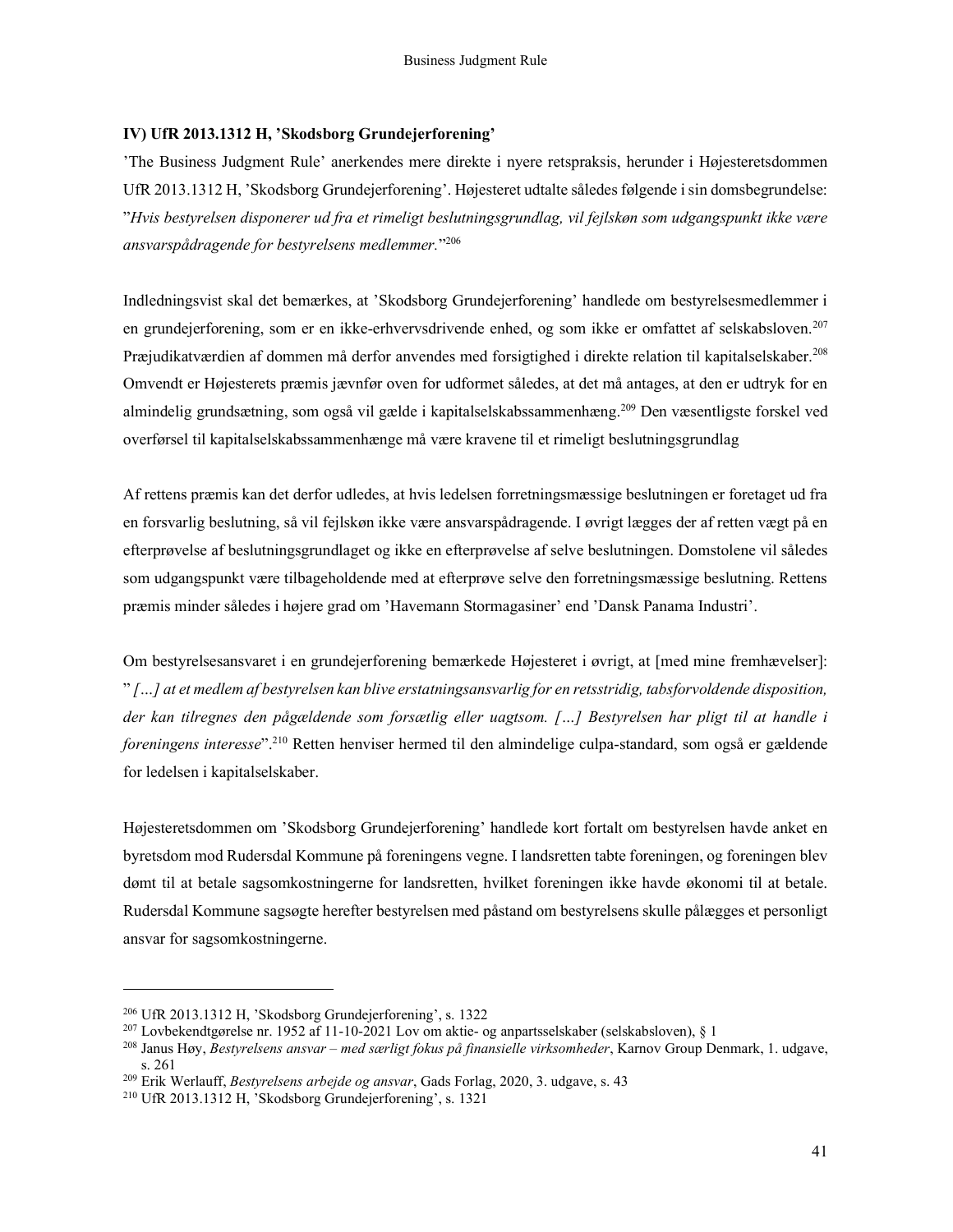### IV) UfR 2013.1312 H, 'Skodsborg Grundejerforening'

'The Business Judgment Rule' anerkendes mere direkte i nyere retspraksis, herunder i Højesteretsdommen UfR 2013.1312 H, 'Skodsborg Grundejerforening'. Højesteret udtalte således følgende i sin domsbegrundelse: "*Hvis bestyrelsen disponerer ud fra et rimeligt beslutningsgrundlag, vil fejlskøn som udgangspunkt ikke være ansvarspådragende for bestyrelsens medlemmer.*"[206]

Indledningsvist skal det bemærkes, at 'Skodsborg Grundejerforening' handlede om bestyrelsesmedlemmer i en grundejerforening, som er en ikke-erhvervsdrivende enhed, og som ikke er omfattet af selskabsloven.[207] Præjudikatværdien af dommen må derfor anvendes med forsigtighed i direkte relation til kapitalselskaber.[208] Omvendt er Højesterets præmis jævnfør oven for udformet således, at det må antages, at den er udtryk for en almindelig grundsætning, som også vil gælde i kapitalselskabssammenhæng.[209] Den væsentligste forskel ved overførsel til kapitalselskabssammenhænge må være kravene til et rimeligt beslutningsgrundlag

Af rettens præmis kan det derfor udledes, at hvis ledelsen forretningsmæssige beslutningen er foretaget ud fra en forsvarlig beslutning, så vil fejlskøn ikke være ansvarspådragende. I øvrigt lægges der af retten vægt på en efterprøvelse af beslutningsgrundlaget og ikke en efterprøvelse af selve beslutningen. Domstolene vil således som udgangspunkt være tilbageholdende med at efterprøve selve den forretningsmæssige beslutning. Rettens præmis minder således i højere grad om 'Havemann Stormagasiner' end 'Dansk Panama Industri'.

Om bestyrelsesansvaret i en grundejerforening bemærkede Højesteret i øvrigt, at [med mine fremhævelser]: " *[…] at et medlem af bestyrelsen kan blive erstatningsansvarlig for en retsstridig, tabsforvoldende disposition, der kan tilregnes den pågældende som forsætlig eller uagtsom. […] Bestyrelsen har pligt til at handle i foreningens interesse*".[210] Retten henviser hermed til den almindelige culpa-standard, som også er gældende for ledelsen i kapitalselskaber.

Højesteretsdommen om 'Skodsborg Grundejerforening' handlede kort fortalt om bestyrelsen havde anket en byretsdom mod Rudersdal Kommune på foreningens vegne. I landsretten tabte foreningen, og foreningen blev dømt til at betale sagsomkostningerne for landsretten, hvilket foreningen ikke havde økonomi til at betale. Rudersdal Kommune sagsøgte herefter bestyrelsen med påstand om bestyrelsens skulle pålægges et personligt ansvar for sagsomkostningerne.

---

[206] UfR 2013.1312 H, 'Skodsborg Grundejerforening', s. 1322

[207] Lovbekendtgørelse nr. 1952 af 11-10-2021 Lov om aktie- og anpartsselskaber (selskabsloven), § 1

[208] Janus Høy, *Bestyrelsens ansvar – med særligt fokus på finansielle virksomheder*, Karnov Group Denmark, 1. udgave, s. 261

[209] Erik Werlauff, *Bestyrelsens arbejde og ansvar*, Gads Forlag, 2020, 3. udgave, s. 43

[210] UfR 2013.1312 H, 'Skodsborg Grundejerforening', s. 1321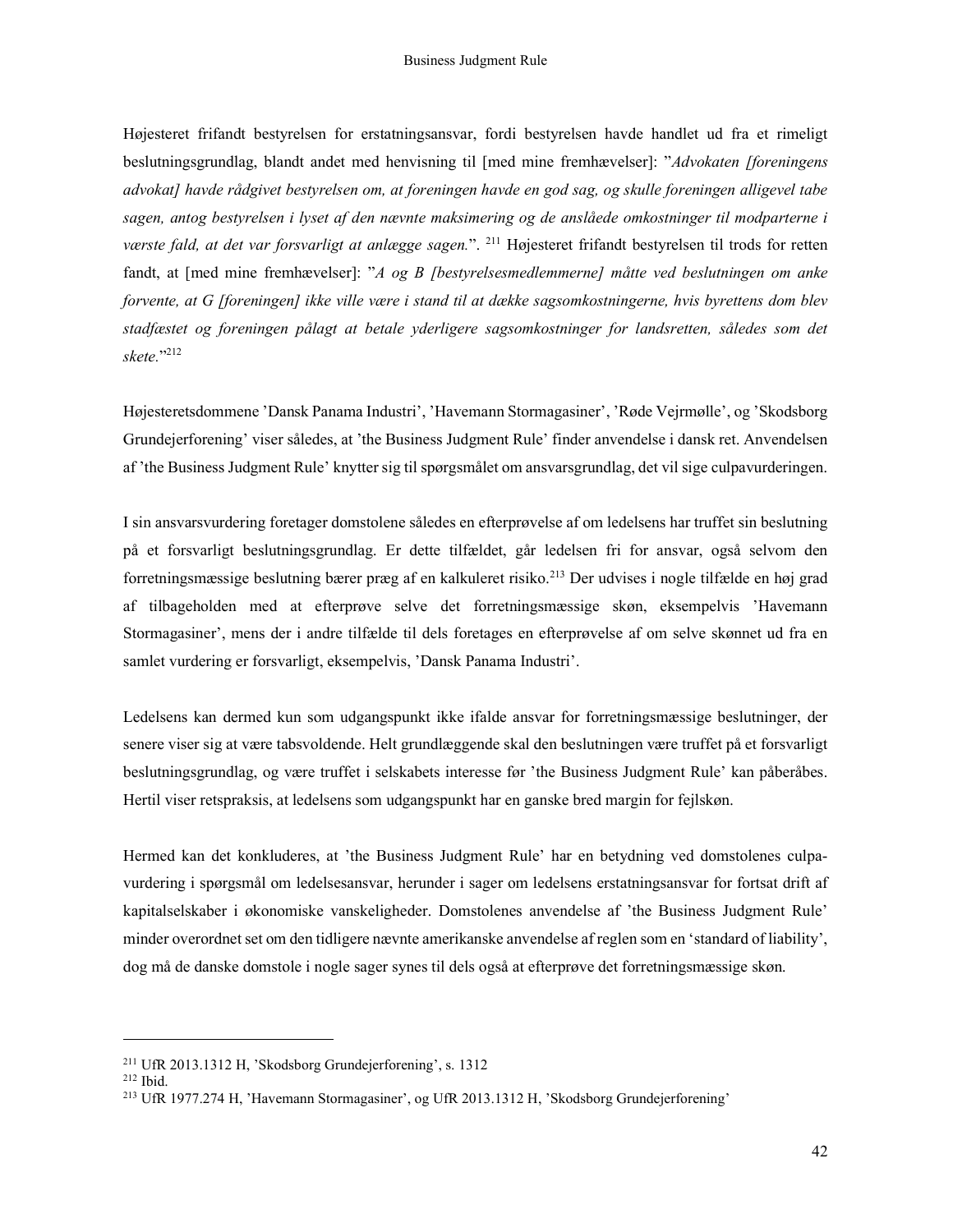Højesteret frifandt bestyrelsen for erstatningsansvar, fordi bestyrelsen havde handlet ud fra et rimeligt beslutningsgrundlag, blandt andet med henvisning til [med mine fremhævelser]: "*Advokaten [foreningens advokat] havde rådgivet bestyrelsen om, at foreningen havde en god sag, og skulle foreningen alligevel tabe sagen, antog bestyrelsen i lyset af den nævnte maksimering og de anslåede omkostninger til modparterne i værste fald, at det var forsvarligt at anlægge sagen.*".[211] Højesteret frifandt bestyrelsen til trods for retten fandt, at [med mine fremhævelser]: "*A og B [bestyrelsesmedlemmerne] måtte ved beslutningen om anke forvente, at G [foreningen] ikke ville være i stand til at dække sagsomkostningerne, hvis byrettens dom blev stadfæstet og foreningen pålagt at betale yderligere sagsomkostninger for landsretten, således som det skete.*"[212]

Højesteretsdommene 'Dansk Panama Industri', 'Havemann Stormagasiner', 'Røde Vejrmølle', og 'Skodsborg Grundejerforening' viser således, at 'the Business Judgment Rule' finder anvendelse i dansk ret. Anvendelsen af 'the Business Judgment Rule' knytter sig til spørgsmålet om ansvarsgrundlag, det vil sige culpavurderingen.

I sin ansvarsvurdering foretager domstolene således en efterprøvelse af om ledelsens har truffet sin beslutning på et forsvarligt beslutningsgrundlag. Er dette tilfældet, går ledelsen fri for ansvar, også selvom den forretningsmæssige beslutning bærer præg af en kalkuleret risiko.[213] Der udvises i nogle tilfælde en høj grad af tilbageholden med at efterprøve selve det forretningsmæssige skøn, eksempelvis 'Havemann Stormagasiner', mens der i andre tilfælde til dels foretages en efterprøvelse af om selve skønnet ud fra en samlet vurdering er forsvarligt, eksempelvis, 'Dansk Panama Industri'.

Ledelsens kan dermed kun som udgangspunkt ikke ifalde ansvar for forretningsmæssige beslutninger, der senere viser sig at være tabsvoldende. Helt grundlæggende skal den beslutningen være truffet på et forsvarligt beslutningsgrundlag, og være truffet i selskabets interesse før 'the Business Judgment Rule' kan påberåbes. Hertil viser retspraksis, at ledelsens som udgangspunkt har en ganske bred margin for fejlskøn.

Hermed kan det konkluderes, at 'the Business Judgment Rule' har en betydning ved domstolenes culpavurdering i spørgsmål om ledelsesansvar, herunder i sager om ledelsens erstatningsansvar for fortsat drift af kapitalselskaber i økonomiske vanskeligheder. Domstolenes anvendelse af 'the Business Judgment Rule' minder overordnet set om den tidligere nævnte amerikanske anvendelse af reglen som en 'standard of liability', dog må de danske domstole i nogle sager synes til dels også at efterprøve det forretningsmæssige skøn.

---

[211] UfR 2013.1312 H, 'Skodsborg Grundejerforening', s. 1312

[212] Ibid.

[213] UfR 1977.274 H, 'Havemann Stormagasiner', og UfR 2013.1312 H, 'Skodsborg Grundejerforening'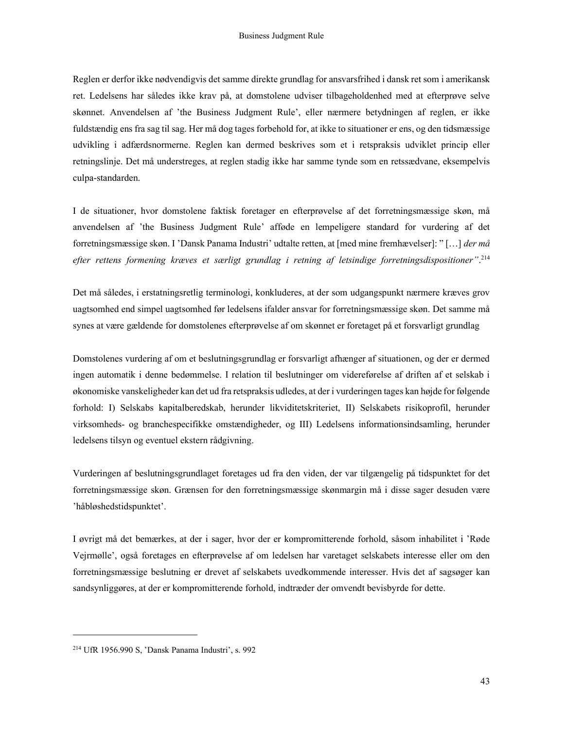Reglen er derfor ikke nødvendigvis det samme direkte grundlag for ansvarsfrihed i dansk ret som i amerikansk ret. Ledelsens har således ikke krav på, at domstolene udviser tilbageholdenhed med at efterprøve selve skønnet. Anvendelsen af 'the Business Judgment Rule', eller nærmere betydningen af reglen, er ikke fuldstændig ens fra sag til sag. Her må dog tages forbehold for, at ikke to situationer er ens, og den tidsmæssige udvikling i adfærdsnormerne. Reglen kan dermed beskrives som et i retspraksis udviklet princip eller retningslinje. Det må understreges, at reglen stadig ikke har samme tynde som en retssædvane, eksempelvis culpa-standarden.

I de situationer, hvor domstolene faktisk foretager en efterprøvelse af det forretningsmæssige skøn, må anvendelsen af 'the Business Judgment Rule' afføde en lempeligere standard for vurdering af det forretningsmæssige skøn. I 'Dansk Panama Industri' udtalte retten, at [med mine fremhævelser]: " […] *der må efter rettens formening kræves et særligt grundlag i retning af letsindige forretningsdispositioner"*.[214]

Det må således, i erstatningsretlig terminologi, konkluderes, at der som udgangspunkt nærmere kræves grov uagtsomhed end simpel uagtsomhed før ledelsens ifalder ansvar for forretningsmæssige skøn. Det samme må synes at være gældende for domstolenes efterprøvelse af om skønnet er foretaget på et forsvarligt grundlag

Domstolenes vurdering af om et beslutningsgrundlag er forsvarligt afhænger af situationen, og der er dermed ingen automatik i denne bedømmelse. I relation til beslutninger om videreførelse af driften af et selskab i økonomiske vanskeligheder kan det ud fra retspraksis udledes, at der i vurderingen tages kan højde for følgende forhold: I) Selskabs kapitalberedskab, herunder likviditetskriteriet, II) Selskabets risikoprofil, herunder virksomheds- og branchespecifikke omstændigheder, og III) Ledelsens informationsindsamling, herunder ledelsens tilsyn og eventuel ekstern rådgivning.

Vurderingen af beslutningsgrundlaget foretages ud fra den viden, der var tilgængelig på tidspunktet for det forretningsmæssige skøn. Grænsen for den forretningsmæssige skønmargin må i disse sager desuden være 'håbløshedstidspunktet'.

I øvrigt må det bemærkes, at der i sager, hvor der er kompromitterende forhold, såsom inhabilitet i 'Røde Vejrmølle', også foretages en efterprøvelse af om ledelsen har varetaget selskabets interesse eller om den forretningsmæssige beslutning er drevet af selskabets uvedkommende interesser. Hvis det af sagsøger kan sandsynliggøres, at der er kompromitterende forhold, indtræder der omvendt bevisbyrde for dette.

---

[214] UfR 1956.990 S, 'Dansk Panama Industri', s. 992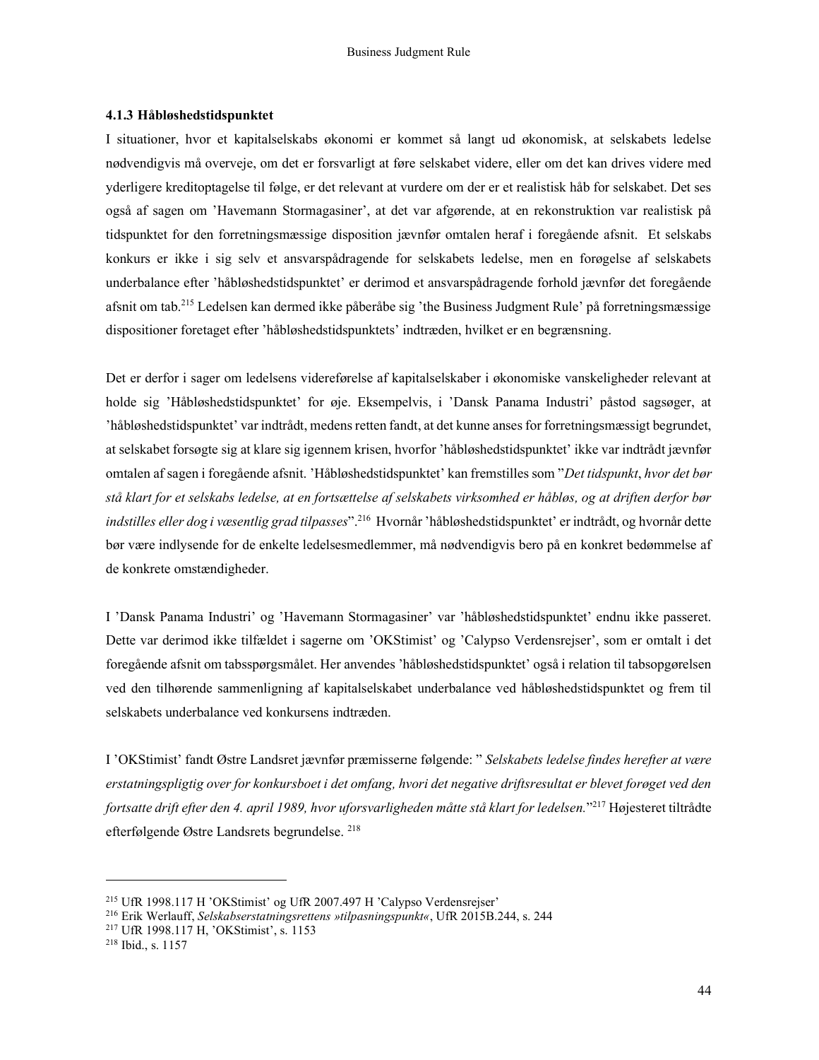### 4.1.3 Håbløshedstidspunktet

I situationer, hvor et kapitalselskabs økonomi er kommet så langt ud økonomisk, at selskabets ledelse nødvendigvis må overveje, om det er forsvarligt at føre selskabet videre, eller om det kan drives videre med yderligere kreditoptagelse til følge, er det relevant at vurdere om der er et realistisk håb for selskabet. Det ses også af sagen om 'Havemann Stormagasiner', at det var afgørende, at en rekonstruktion var realistisk på tidspunktet for den forretningsmæssige disposition jævnfør omtalen heraf i foregående afsnit. Et selskabs konkurs er ikke i sig selv et ansvarspådragende for selskabets ledelse, men en forøgelse af selskabets underbalance efter 'håbløshedstidspunktet' er derimod et ansvarspådragende forhold jævnfør det foregående afsnit om tab.[215] Ledelsen kan dermed ikke påberåbe sig 'the Business Judgment Rule' på forretningsmæssige dispositioner foretaget efter 'håbløshedstidspunktets' indtræden, hvilket er en begrænsning.

Det er derfor i sager om ledelsens videreførelse af kapitalselskaber i økonomiske vanskeligheder relevant at holde sig 'Håbløshedstidspunktet' for øje. Eksempelvis, i 'Dansk Panama Industri' påstod sagsøger, at 'håbløshedstidspunktet' var indtrådt, medens retten fandt, at det kunne anses for forretningsmæssigt begrundet, at selskabet forsøgte sig at klare sig igennem krisen, hvorfor 'håbløshedstidspunktet' ikke var indtrådt jævnfør omtalen af sagen i foregående afsnit. 'Håbløshedstidspunktet' kan fremstilles som "*Det tidspunkt*, *hvor det bør stå klart for et selskabs ledelse, at en fortsættelse af selskabets virksomhed er håbløs, og at driften derfor bør indstilles eller dog i væsentlig grad tilpasses*".[216] Hvornår 'håbløshedstidspunktet' er indtrådt, og hvornår dette bør være indlysende for de enkelte ledelsesmedlemmer, må nødvendigvis bero på en konkret bedømmelse af de konkrete omstændigheder.

I 'Dansk Panama Industri' og 'Havemann Stormagasiner' var 'håbløshedstidspunktet' endnu ikke passeret. Dette var derimod ikke tilfældet i sagerne om 'OKStimist' og 'Calypso Verdensrejser', som er omtalt i det foregående afsnit om tabsspørgsmålet. Her anvendes 'håbløshedstidspunktet' også i relation til tabsopgørelsen ved den tilhørende sammenligning af kapitalselskabet underbalance ved håbløshedstidspunktet og frem til selskabets underbalance ved konkursens indtræden.

I 'OKStimist' fandt Østre Landsret jævnfør præmisserne følgende: " *Selskabets ledelse findes herefter at være erstatningspligtig over for konkursboet i det omfang, hvori det negative driftsresultat er blevet forøget ved den fortsatte drift efter den 4. april 1989, hvor uforsvarligheden måtte stå klart for ledelsen.*"[217] Højesteret tiltrådte efterfølgende Østre Landsrets begrundelse. [218]

---

[215] UfR 1998.117 H 'OKStimist' og UfR 2007.497 H 'Calypso Verdensrejser'
[216] Erik Werlauff, *Selskabserstatningsrettens »tilpasningspunkt«*, UfR 2015B.244, s. 244
[217] UfR 1998.117 H, 'OKStimist', s. 1153
[218] Ibid., s. 1157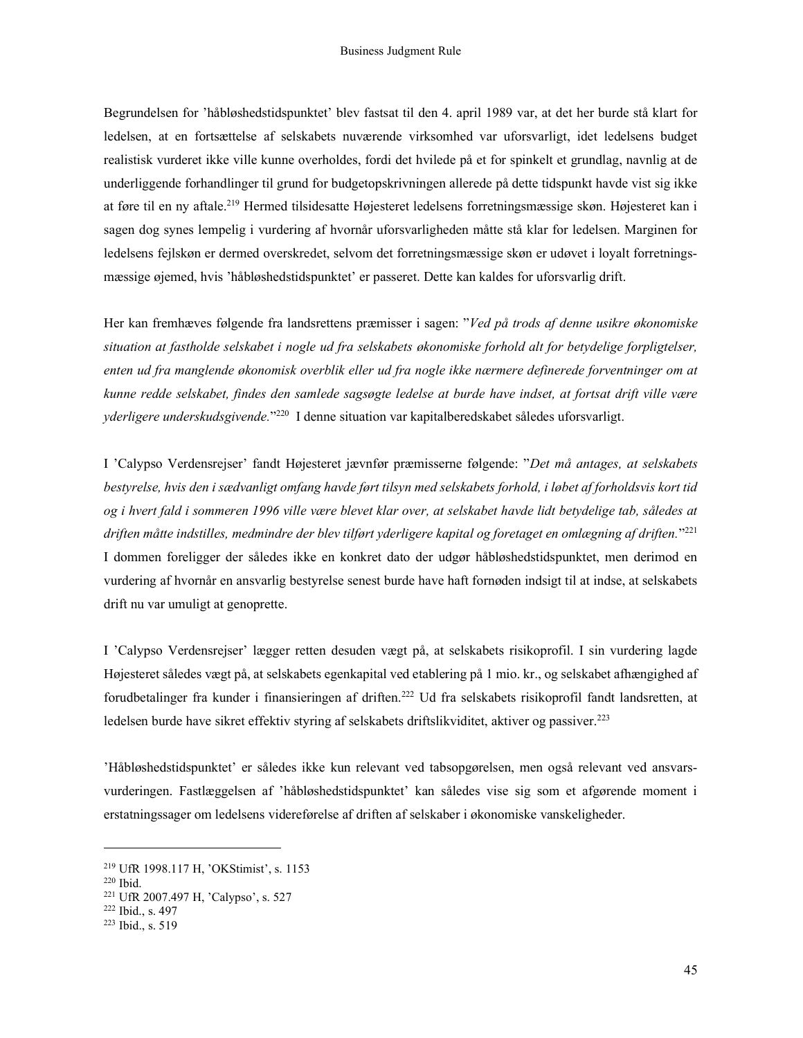Begrundelsen for 'håbløshedstidspunktet' blev fastsat til den 4. april 1989 var, at det her burde stå klart for ledelsen, at en fortsættelse af selskabets nuværende virksomhed var uforsvarligt, idet ledelsens budget realistisk vurderet ikke ville kunne overholdes, fordi det hvilede på et for spinkelt et grundlag, navnlig at de underliggende forhandlinger til grund for budgetopskrivningen allerede på dette tidspunkt havde vist sig ikke at føre til en ny aftale.[219] Hermed tilsidesatte Højesteret ledelsens forretningsmæssige skøn. Højesteret kan i sagen dog synes lempelig i vurdering af hvornår uforsvarligheden måtte stå klar for ledelsen. Marginen for ledelsens fejlskøn er dermed overskredet, selvom det forretningsmæssige skøn er udøvet i loyalt forretningsmæssige øjemed, hvis 'håbløshedstidspunktet' er passeret. Dette kan kaldes for uforsvarlig drift.

Her kan fremhæves følgende fra landsrettens præmisser i sagen: "*Ved på trods af denne usikre økonomiske situation at fastholde selskabet i nogle ud fra selskabets økonomiske forhold alt for betydelige forpligtelser, enten ud fra manglende økonomisk overblik eller ud fra nogle ikke nærmere definerede forventninger om at kunne redde selskabet, findes den samlede sagsøgte ledelse at burde have indset, at fortsat drift ville være yderligere underskudsgivende.*"[220] I denne situation var kapitalberedskabet således uforsvarligt.

I 'Calypso Verdensrejser' fandt Højesteret jævnfør præmisserne følgende: "*Det må antages, at selskabets bestyrelse, hvis den i sædvanligt omfang havde ført tilsyn med selskabets forhold, i løbet af forholdsvis kort tid og i hvert fald i sommeren 1996 ville være blevet klar over, at selskabet havde lidt betydelige tab, således at driften måtte indstilles, medmindre der blev tilført yderligere kapital og foretaget en omlægning af driften.*"[221] I dommen foreligger der således ikke en konkret dato der udgør håbløshedstidspunktet, men derimod en vurdering af hvornår en ansvarlig bestyrelse senest burde have haft fornøden indsigt til at indse, at selskabets drift nu var umuligt at genoprette.

I 'Calypso Verdensrejser' lægger retten desuden vægt på, at selskabets risikoprofil. I sin vurdering lagde Højesteret således vægt på, at selskabets egenkapital ved etablering på 1 mio. kr., og selskabet afhængighed af forudbetalinger fra kunder i finansieringen af driften.[222] Ud fra selskabets risikoprofil fandt landsretten, at ledelsen burde have sikret effektiv styring af selskabets driftslikviditet, aktiver og passiver.[223]

'Håbløshedstidspunktet' er således ikke kun relevant ved tabsopgørelsen, men også relevant ved ansvarsvurderingen. Fastlæggelsen af 'håbløshedstidspunktet' kan således vise sig som et afgørende moment i erstatningssager om ledelsens videreførelse af driften af selskaber i økonomiske vanskeligheder.

---

[219] UfR 1998.117 H, 'OKStimist', s. 1153
[220] Ibid.
[221] UfR 2007.497 H, 'Calypso', s. 527
[222] Ibid., s. 497
[223] Ibid., s. 519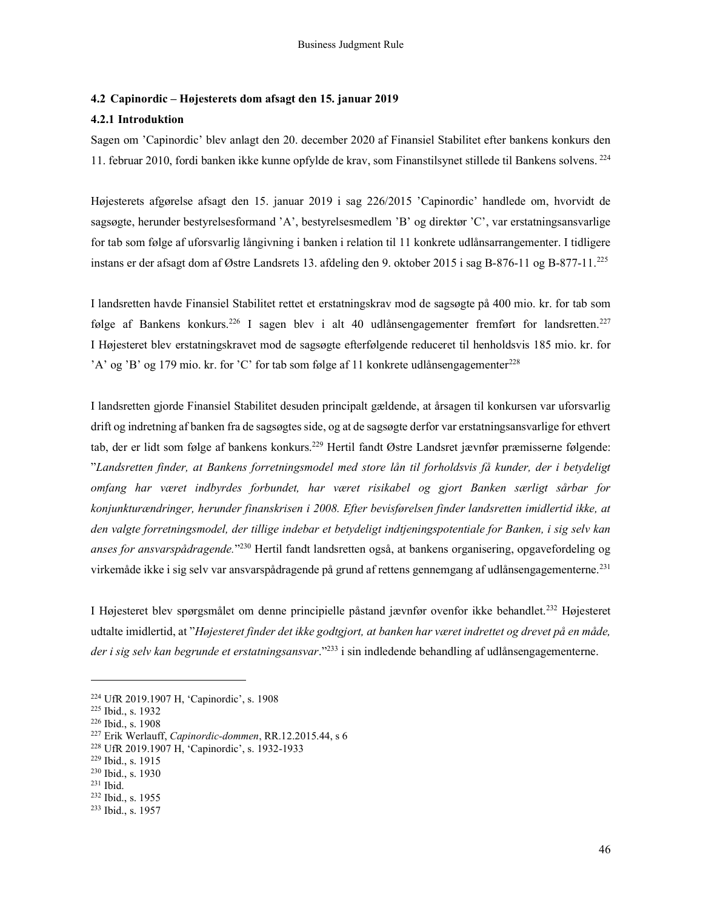### 4.2 Capinordic – Højesterets dom afsagt den 15. januar 2019

#### 4.2.1 Introduktion

Sagen om 'Capinordic' blev anlagt den 20. december 2020 af Finansiel Stabilitet efter bankens konkurs den 11. februar 2010, fordi banken ikke kunne opfylde de krav, som Finanstilsynet stillede til Bankens solvens. [224]

Højesterets afgørelse afsagt den 15. januar 2019 i sag 226/2015 'Capinordic' handlede om, hvorvidt de sagsøgte, herunder bestyrelsesformand 'A', bestyrelsesmedlem 'B' og direktør 'C', var erstatningsansvarlige for tab som følge af uforsvarlig långivning i banken i relation til 11 konkrete udlånsarrangementer. I tidligere instans er der afsagt dom af Østre Landsrets 13. afdeling den 9. oktober 2015 i sag B-876-11 og B-877-11.[225]

I landsretten havde Finansiel Stabilitet rettet et erstatningskrav mod de sagsøgte på 400 mio. kr. for tab som følge af Bankens konkurs.[226] I sagen blev i alt 40 udlånsengagementer fremført for landsretten.[227] I Højesteret blev erstatningskravet mod de sagsøgte efterfølgende reduceret til henholdsvis 185 mio. kr. for 'A' og 'B' og 179 mio. kr. for 'C' for tab som følge af 11 konkrete udlånsengagementer[228]

I landsretten gjorde Finansiel Stabilitet desuden principalt gældende, at årsagen til konkursen var uforsvarlig drift og indretning af banken fra de sagsøgtes side, og at de sagsøgte derfor var erstatningsansvarlige for ethvert tab, der er lidt som følge af bankens konkurs.[229] Hertil fandt Østre Landsret jævnfør præmisserne følgende: "*Landsretten finder, at Bankens forretningsmodel med store lån til forholdsvis få kunder, der i betydeligt omfang har været indbyrdes forbundet, har været risikabel og gjort Banken særligt sårbar for konjunkturændringer, herunder finanskrisen i 2008. Efter bevisførelsen finder landsretten imidlertid ikke, at den valgte forretningsmodel, der tillige indebar et betydeligt indtjeningspotentiale for Banken, i sig selv kan anses for ansvarspådragende.*"[230] Hertil fandt landsretten også, at bankens organisering, opgavefordeling og virkemåde ikke i sig selv var ansvarspådragende på grund af rettens gennemgang af udlånsengagementerne.[231]

I Højesteret blev spørgsmålet om denne principielle påstand jævnfør ovenfor ikke behandlet.[232] Højesteret udtalte imidlertid, at "*Højesteret finder det ikke godtgjort, at banken har været indrettet og drevet på en måde, der i sig selv kan begrunde et erstatningsansvar*."[233] i sin indledende behandling af udlånsengagementerne.

---

[224] UfR 2019.1907 H, 'Capinordic', s. 1908
[225] Ibid., s. 1932
[226] Ibid., s. 1908
[227] Erik Werlauff, *Capinordic-dommen*, RR.12.2015.44, s 6
[228] UfR 2019.1907 H, 'Capinordic', s. 1932-1933
[229] Ibid., s. 1915
[230] Ibid., s. 1930
[231] Ibid.
[232] Ibid., s. 1955
[233] Ibid., s. 1957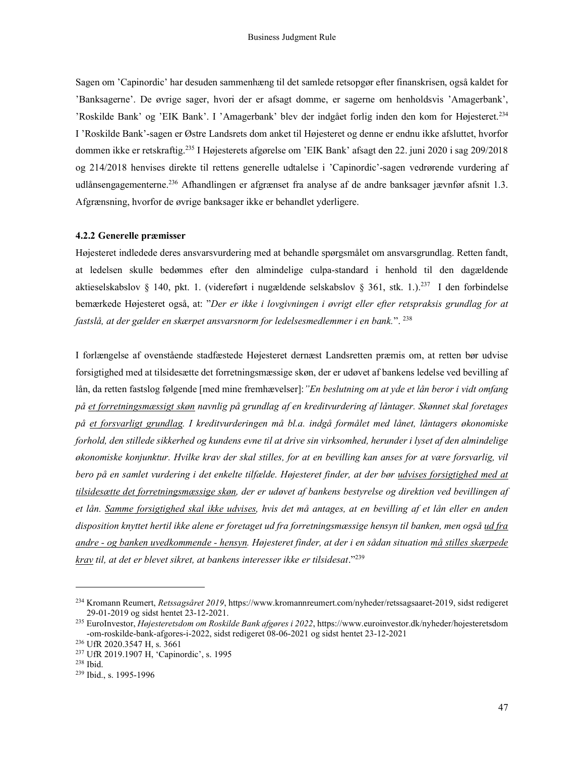Sagen om 'Capinordic' har desuden sammenhæng til det samlede retsopgør efter finanskrisen, også kaldet for 'Banksagerne'. De øvrige sager, hvori der er afsagt domme, er sagerne om henholdsvis 'Amagerbank', 'Roskilde Bank' og 'EIK Bank'. I 'Amagerbank' blev der indgået forlig inden den kom for Højesteret.[234] I 'Roskilde Bank'-sagen er Østre Landsrets dom anket til Højesteret og denne er endnu ikke afsluttet, hvorfor dommen ikke er retskraftig.[235] I Højesterets afgørelse om 'EIK Bank' afsagt den 22. juni 2020 i sag 209/2018 og 214/2018 henvises direkte til rettens generelle udtalelse i 'Capinordic'-sagen vedrørende vurdering af udlånsengagementerne.[236] Afhandlingen er afgrænset fra analyse af de andre banksager jævnfør afsnit 1.3. Afgrænsning, hvorfor de øvrige banksager ikke er behandlet yderligere.

#### 4.2.2 Generelle præmisser

Højesteret indledede deres ansvarsvurdering med at behandle spørgsmålet om ansvarsgrundlag. Retten fandt, at ledelsen skulle bedømmes efter den almindelige culpa-standard i henhold til den dagældende aktieselskabslov § 140, pkt. 1. (videreført i nugældende selskabslov § 361, stk. 1.).[237] I den forbindelse bemærkede Højesteret også, at: "*Der er ikke i lovgivningen i øvrigt eller efter retspraksis grundlag for at fastslå, at der gælder en skærpet ansvarsnorm for ledelsesmedlemmer i en bank.*". [238]

I forlængelse af ovenstående stadfæstede Højesteret dernæst Landsretten præmis om, at retten bør udvise forsigtighed med at tilsidesætte det forretningsmæssige skøn, der er udøvet af bankens ledelse ved bevilling af lån, da retten fastslog følgende [med mine fremhævelser]:*"En beslutning om at yde et lån beror i vidt omfang på <u>et forretningsmæssigt skøn</u> navnlig på grundlag af en kreditvurdering af låntager. Skønnet skal foretages på <u>et forsvarligt grundlag</u>. I kreditvurderingen må bl.a. indgå formålet med lånet, låntagers økonomiske forhold, den stillede sikkerhed og kundens evne til at drive sin virksomhed, herunder i lyset af den almindelige økonomiske konjunktur. Hvilke krav der skal stilles, for at en bevilling kan anses for at være forsvarlig, vil bero på en samlet vurdering i det enkelte tilfælde. Højesteret finder, at der bør <u>udvises forsigtighed med at tilsidesætte det forretningsmæssige skøn</u>, der er udøvet af bankens bestyrelse og direktion ved bevillingen af et lån. <u>Samme forsigtighed skal ikke udvises</u>, hvis det må antages, at en bevilling af et lån eller en anden disposition knyttet hertil ikke alene er foretaget ud fra forretningsmæssige hensyn til banken, men også <u>ud fra andre - og banken uvedkommende - hensyn</u>. Højesteret finder, at der i en sådan situation <u>må stilles skærpede krav</u> til, at det er blevet sikret, at bankens interesser ikke er tilsidesat*."[239]

---

[234] Kromann Reumert, *Retssagsåret 2019*, https://www.kromannreumert.com/nyheder/retssagsaaret-2019, sidst redigeret 29-01-2019 og sidst hentet 23-12-2021.

[235] EuroInvestor, *Højesteretsdom om Roskilde Bank afgøres i 2022*, https://www.euroinvestor.dk/nyheder/hojesteretsdom-om-roskilde-bank-afgores-i-2022, sidst redigeret 08-06-2021 og sidst hentet 23-12-2021

[236] UfR 2020.3547 H, s. 3661

[237] UfR 2019.1907 H, 'Capinordic', s. 1995

[238] Ibid.

[239] Ibid., s. 1995-1996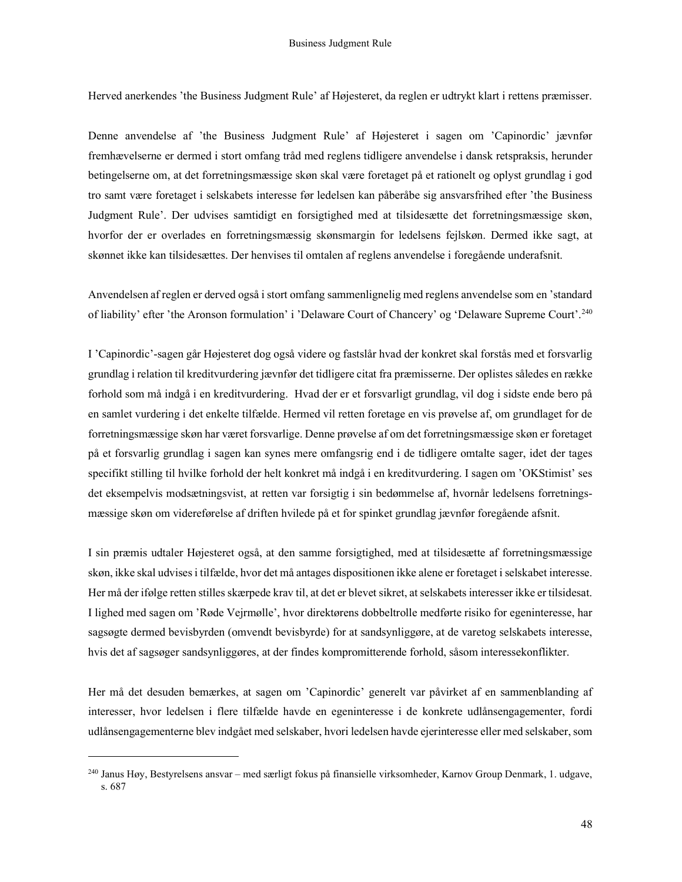Herved anerkendes 'the Business Judgment Rule' af Højesteret, da reglen er udtrykt klart i rettens præmisser.

Denne anvendelse af 'the Business Judgment Rule' af Højesteret i sagen om 'Capinordic' jævnfør fremhævelserne er dermed i stort omfang tråd med reglens tidligere anvendelse i dansk retspraksis, herunder betingelserne om, at det forretningsmæssige skøn skal være foretaget på et rationelt og oplyst grundlag i god tro samt være foretaget i selskabets interesse før ledelsen kan påberåbe sig ansvarsfrihed efter 'the Business Judgment Rule'. Der udvises samtidigt en forsigtighed med at tilsidesætte det forretningsmæssige skøn, hvorfor der er overlades en forretningsmæssig skønsmargin for ledelsens fejlskøn. Dermed ikke sagt, at skønnet ikke kan tilsidesættes. Der henvises til omtalen af reglens anvendelse i foregående underafsnit.

Anvendelsen af reglen er derved også i stort omfang sammenlignelig med reglens anvendelse som en 'standard of liability' efter 'the Aronson formulation' i 'Delaware Court of Chancery' og 'Delaware Supreme Court'.[240]

I 'Capinordic'-sagen går Højesteret dog også videre og fastslår hvad der konkret skal forstås med et forsvarlig grundlag i relation til kreditvurdering jævnfør det tidligere citat fra præmisserne. Der oplistes således en række forhold som må indgå i en kreditvurdering. Hvad der er et forsvarligt grundlag, vil dog i sidste ende bero på en samlet vurdering i det enkelte tilfælde. Hermed vil retten foretage en vis prøvelse af, om grundlaget for de forretningsmæssige skøn har været forsvarlige. Denne prøvelse af om det forretningsmæssige skøn er foretaget på et forsvarlig grundlag i sagen kan synes mere omfangsrig end i de tidligere omtalte sager, idet der tages specifikt stilling til hvilke forhold der helt konkret må indgå i en kreditvurdering. I sagen om 'OKStimist' ses det eksempelvis modsætningsvist, at retten var forsigtig i sin bedømmelse af, hvornår ledelsens forretningsmæssige skøn om videreførelse af driften hvilede på et for spinket grundlag jævnfør foregående afsnit.

I sin præmis udtaler Højesteret også, at den samme forsigtighed, med at tilsidesætte af forretningsmæssige skøn, ikke skal udvises i tilfælde, hvor det må antages dispositionen ikke alene er foretaget i selskabet interesse. Her må der ifølge retten stilles skærpede krav til, at det er blevet sikret, at selskabets interesser ikke er tilsidesat. I lighed med sagen om 'Røde Vejrmølle', hvor direktørens dobbeltrolle medførte risiko for egeninteresse, har sagsøgte dermed bevisbyrden (omvendt bevisbyrde) for at sandsynliggøre, at de varetog selskabets interesse, hvis det af sagsøger sandsynliggøres, at der findes kompromitterende forhold, såsom interessekonflikter.

Her må det desuden bemærkes, at sagen om 'Capinordic' generelt var påvirket af en sammenblanding af interesser, hvor ledelsen i flere tilfælde havde en egeninteresse i de konkrete udlånsengagementer, fordi udlånsengagementerne blev indgået med selskaber, hvori ledelsen havde ejerinteresse eller med selskaber, som

---

[240] Janus Høy, Bestyrelsens ansvar – med særligt fokus på finansielle virksomheder, Karnov Group Denmark, 1. udgave, s. 687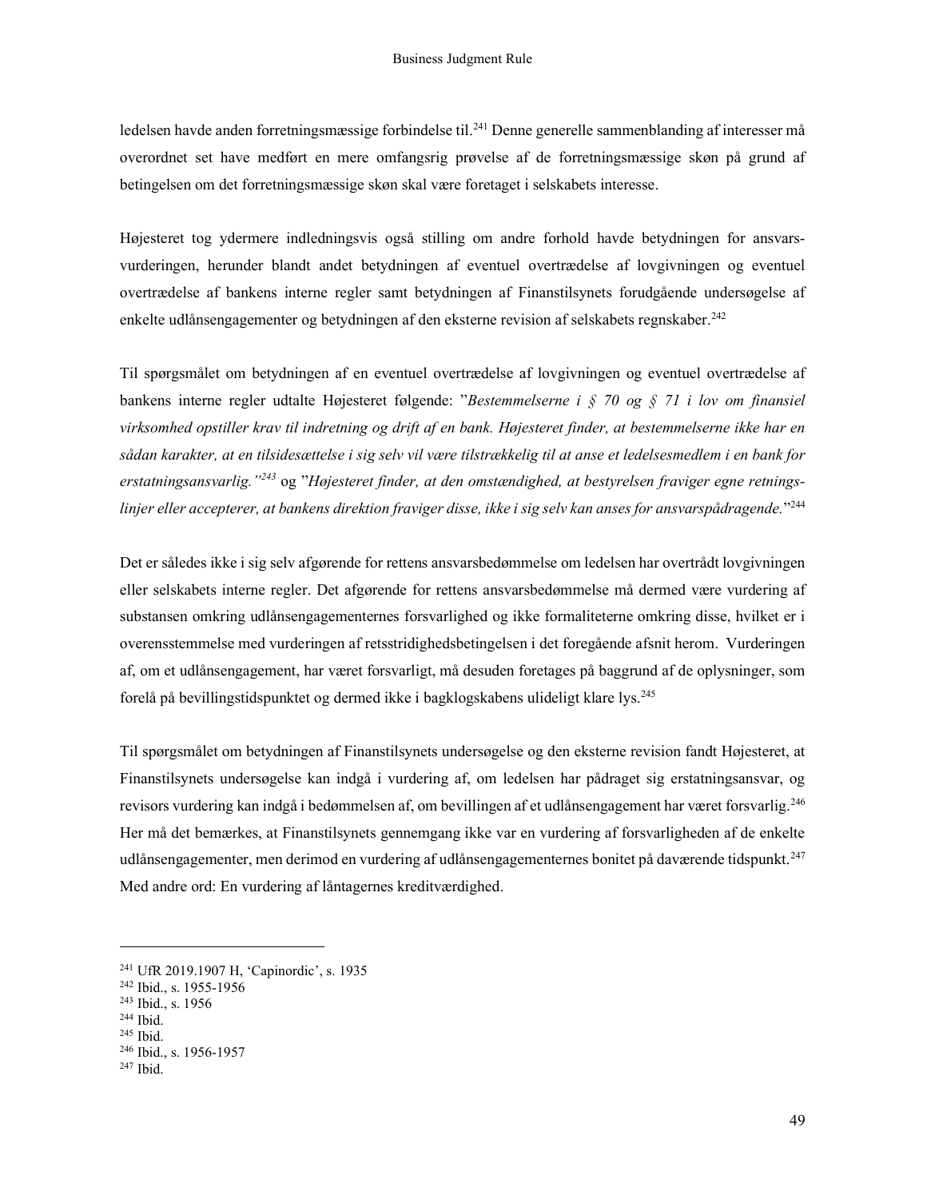ledelsen havde anden forretningsmæssige forbindelse til.[241] Denne generelle sammenblanding af interesser må overordnet set have medført en mere omfangsrig prøvelse af de forretningsmæssige skøn på grund af betingelsen om det forretningsmæssige skøn skal være foretaget i selskabets interesse.

Højesteret tog ydermere indledningsvis også stilling om andre forhold havde betydningen for ansvarsvurderingen, herunder blandt andet betydningen af eventuel overtrædelse af lovgivningen og eventuel overtrædelse af bankens interne regler samt betydningen af Finanstilsynets forudgående undersøgelse af enkelte udlånsengagementer og betydningen af den eksterne revision af selskabets regnskaber.[242]

Til spørgsmålet om betydningen af en eventuel overtrædelse af lovgivningen og eventuel overtrædelse af bankens interne regler udtalte Højesteret følgende: "*Bestemmelserne i § 70 og § 71 i lov om finansiel virksomhed opstiller krav til indretning og drift af en bank. Højesteret finder, at bestemmelserne ikke har en sådan karakter, at en tilsidesættelse i sig selv vil være tilstrækkelig til at anse et ledelsesmedlem i en bank for erstatningsansvarlig."*[243] og "*Højesteret finder, at den omstændighed, at bestyrelsen fraviger egne retningslinjer eller accepterer, at bankens direktion fraviger disse, ikke i sig selv kan anses for ansvarspådragende.*"[244]

Det er således ikke i sig selv afgørende for rettens ansvarsbedømmelse om ledelsen har overtrådt lovgivningen eller selskabets interne regler. Det afgørende for rettens ansvarsbedømmelse må dermed være vurdering af substansen omkring udlånsengagementernes forsvarlighed og ikke formaliteterne omkring disse, hvilket er i overensstemmelse med vurderingen af retsstridighedsbetingelsen i det foregående afsnit herom. Vurderingen af, om et udlånsengagement, har været forsvarligt, må desuden foretages på baggrund af de oplysninger, som forelå på bevillingstidspunktet og dermed ikke i bagklogskabens ulideligt klare lys.[245]

Til spørgsmålet om betydningen af Finanstilsynets undersøgelse og den eksterne revision fandt Højesteret, at Finanstilsynets undersøgelse kan indgå i vurdering af, om ledelsen har pådraget sig erstatningsansvar, og revisors vurdering kan indgå i bedømmelsen af, om bevillingen af et udlånsengagement har været forsvarlig.[246] Her må det bemærkes, at Finanstilsynets gennemgang ikke var en vurdering af forsvarligheden af de enkelte udlånsengagementer, men derimod en vurdering af udlånsengagementernes bonitet på daværende tidspunkt.[247] Med andre ord: En vurdering af låntagernes kreditværdighed.

---

[241] UfR 2019.1907 H, 'Capinordic', s. 1935
[242] Ibid., s. 1955-1956
[243] Ibid., s. 1956
[244] Ibid.
[245] Ibid.
[246] Ibid., s. 1956-1957
[247] Ibid.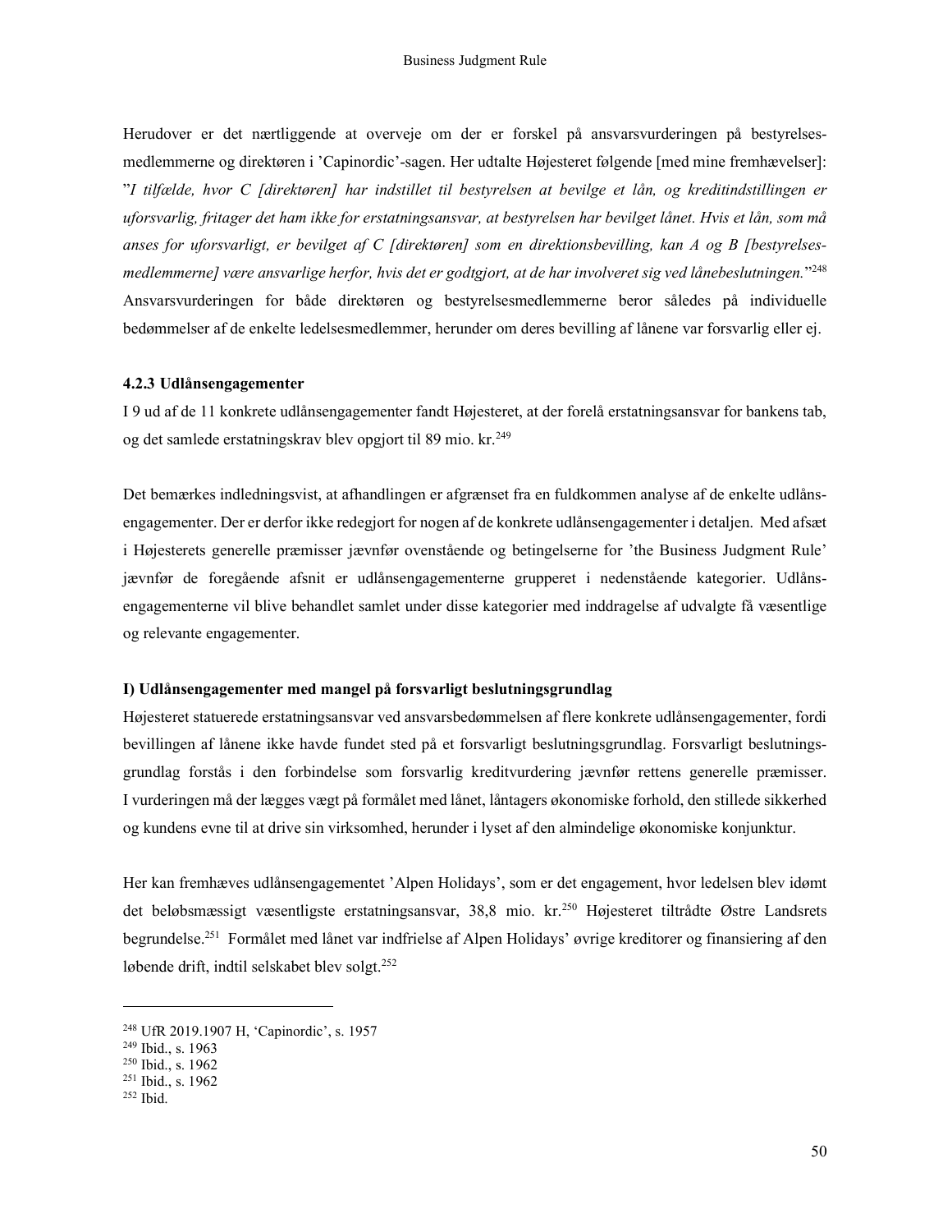Herudover er det nærtliggende at overveje om der er forskel på ansvarsvurderingen på bestyrelsesmedlemmerne og direktøren i 'Capinordic'-sagen. Her udtalte Højesteret følgende [med mine fremhævelser]: "*I tilfælde, hvor C [direktøren] har indstillet til bestyrelsen at bevilge et lån, og kreditindstillingen er uforsvarlig, fritager det ham ikke for erstatningsansvar, at bestyrelsen har bevilget lånet. Hvis et lån, som må anses for uforsvarligt, er bevilget af C [direktøren] som en direktionsbevilling, kan A og B [bestyrelsesmedlemmerne] være ansvarlige herfor, hvis det er godtgjort, at de har involveret sig ved lånebeslutningen.*"[248] Ansvarsvurderingen for både direktøren og bestyrelsesmedlemmerne beror således på individuelle bedømmelser af de enkelte ledelsesmedlemmer, herunder om deres bevilling af lånene var forsvarlig eller ej.

#### 4.2.3 Udlånsengagementer

I 9 ud af de 11 konkrete udlånsengagementer fandt Højesteret, at der forelå erstatningsansvar for bankens tab, og det samlede erstatningskrav blev opgjort til 89 mio. kr.[249]

Det bemærkes indledningsvist, at afhandlingen er afgrænset fra en fuldkommen analyse af de enkelte udlånsengagementer. Der er derfor ikke redegjort for nogen af de konkrete udlånsengagementer i detaljen. Med afsæt i Højesterets generelle præmisser jævnfør ovenstående og betingelserne for 'the Business Judgment Rule' jævnfør de foregående afsnit er udlånsengagementerne grupperet i nedenstående kategorier. Udlånsengagementerne vil blive behandlet samlet under disse kategorier med inddragelse af udvalgte få væsentlige og relevante engagementer.

**I) Udlånsengagementer med mangel på forsvarligt beslutningsgrundlag**

Højesteret statuerede erstatningsansvar ved ansvarsbedømmelsen af flere konkrete udlånsengagementer, fordi bevillingen af lånene ikke havde fundet sted på et forsvarligt beslutningsgrundlag. Forsvarligt beslutningsgrundlag forstås i den forbindelse som forsvarlig kreditvurdering jævnfør rettens generelle præmisser. I vurderingen må der lægges vægt på formålet med lånet, låntagers økonomiske forhold, den stillede sikkerhed og kundens evne til at drive sin virksomhed, herunder i lyset af den almindelige økonomiske konjunktur.

Her kan fremhæves udlånsengagementet 'Alpen Holidays', som er det engagement, hvor ledelsen blev idømt det beløbsmæssigt væsentligste erstatningsansvar, 38,8 mio. kr.[250] Højesteret tiltrådte Østre Landsrets begrundelse.[251] Formålet med lånet var indfrielse af Alpen Holidays' øvrige kreditorer og finansiering af den løbende drift, indtil selskabet blev solgt.[252]

---

[248] UfR 2019.1907 H, 'Capinordic', s. 1957
[249] Ibid., s. 1963
[250] Ibid., s. 1962
[251] Ibid., s. 1962
[252] Ibid.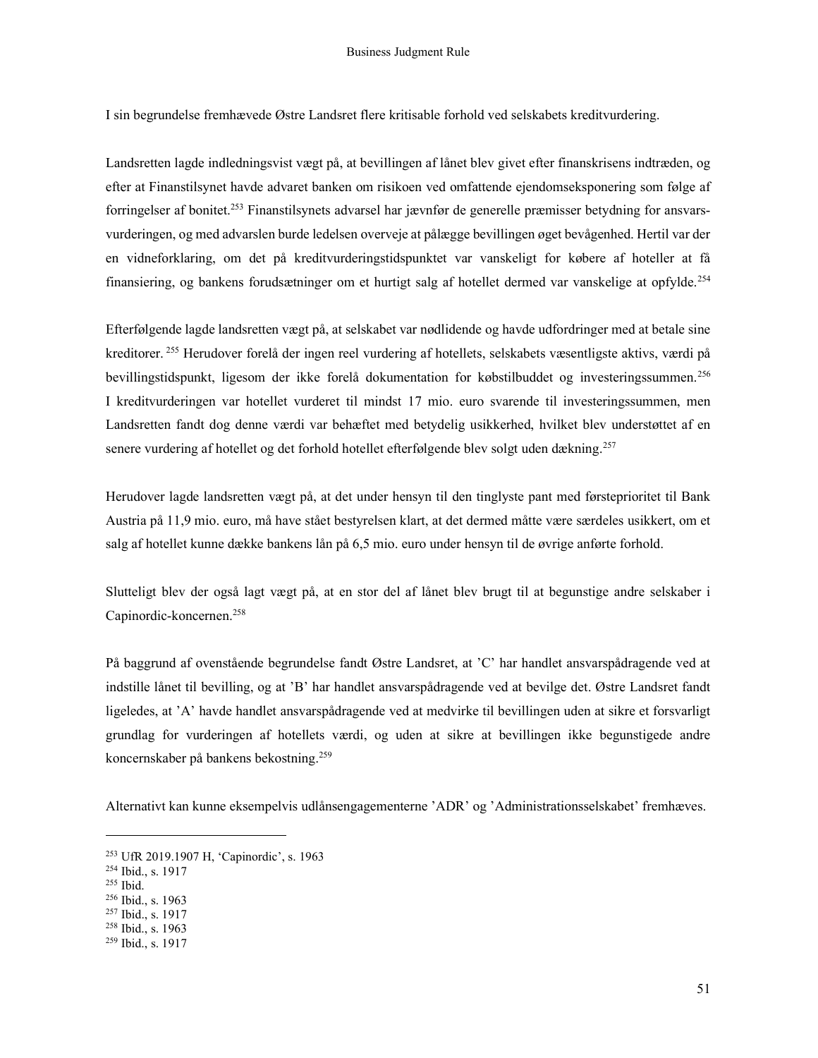I sin begrundelse fremhævede Østre Landsret flere kritisable forhold ved selskabets kreditvurdering.

Landsretten lagde indledningsvist vægt på, at bevillingen af lånet blev givet efter finanskrisens indtræden, og efter at Finanstilsynet havde advaret banken om risikoen ved omfattende ejendomseksponering som følge af forringelser af bonitet.[253] Finanstilsynets advarsel har jævnfør de generelle præmisser betydning for ansvarsvurderingen, og med advarslen burde ledelsen overveje at pålægge bevillingen øget bevågenhed. Hertil var der en vidneforklaring, om det på kreditvurderingstidspunktet var vanskeligt for købere af hoteller at få finansiering, og bankens forudsætninger om et hurtigt salg af hotellet dermed var vanskelige at opfylde.[254]

Efterfølgende lagde landsretten vægt på, at selskabet var nødlidende og havde udfordringer med at betale sine kreditorer. [255] Herudover forelå der ingen reel vurdering af hotellets, selskabets væsentligste aktivs, værdi på bevillingstidspunkt, ligesom der ikke forelå dokumentation for købstilbuddet og investeringssummen.[256] I kreditvurderingen var hotellet vurderet til mindst 17 mio. euro svarende til investeringssummen, men Landsretten fandt dog denne værdi var behæftet med betydelig usikkerhed, hvilket blev understøttet af en senere vurdering af hotellet og det forhold hotellet efterfølgende blev solgt uden dækning.[257]

Herudover lagde landsretten vægt på, at det under hensyn til den tinglyste pant med førsteprioritet til Bank Austria på 11,9 mio. euro, må have stået bestyrelsen klart, at det dermed måtte være særdeles usikkert, om et salg af hotellet kunne dække bankens lån på 6,5 mio. euro under hensyn til de øvrige anførte forhold.

Slutteligt blev der også lagt vægt på, at en stor del af lånet blev brugt til at begunstige andre selskaber i Capinordic-koncernen.[258]

På baggrund af ovenstående begrundelse fandt Østre Landsret, at 'C' har handlet ansvarspådragende ved at indstille lånet til bevilling, og at 'B' har handlet ansvarspådragende ved at bevilge det. Østre Landsret fandt ligeledes, at 'A' havde handlet ansvarspådragende ved at medvirke til bevillingen uden at sikre et forsvarligt grundlag for vurderingen af hotellets værdi, og uden at sikre at bevillingen ikke begunstigede andre koncernskaber på bankens bekostning.[259]

Alternativt kan kunne eksempelvis udlånsengagementerne 'ADR' og 'Administrationsselskabet' fremhæves.

---

[253] UfR 2019.1907 H, 'Capinordic', s. 1963
[254] Ibid., s. 1917
[255] Ibid.
[256] Ibid., s. 1963
[257] Ibid., s. 1917
[258] Ibid., s. 1963
[259] Ibid., s. 1917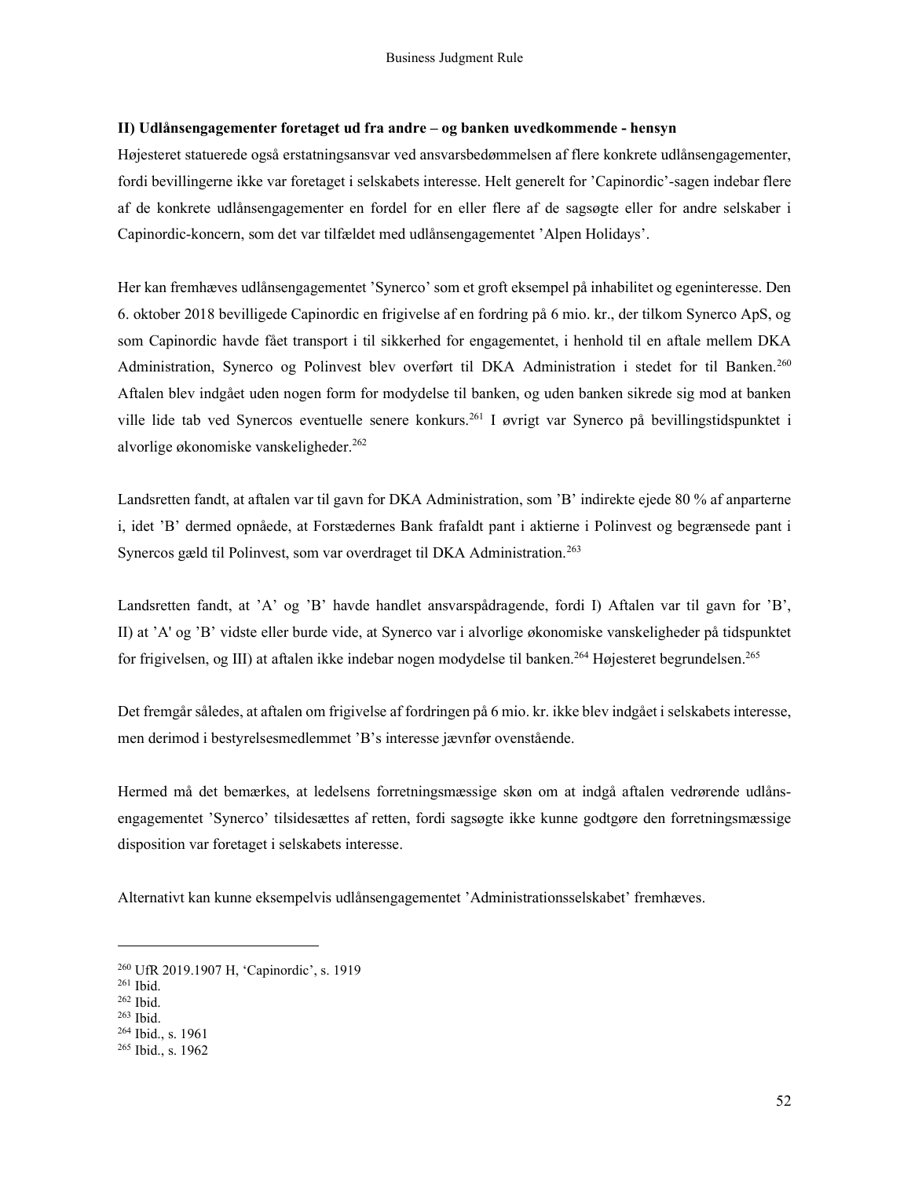**II) Udlånsengagementer foretaget ud fra andre – og banken uvedkommende - hensyn**

Højesteret statuerede også erstatningsansvar ved ansvarsbedømmelsen af flere konkrete udlånsengagementer, fordi bevillingerne ikke var foretaget i selskabets interesse. Helt generelt for 'Capinordic'-sagen indebar flere af de konkrete udlånsengagementer en fordel for en eller flere af de sagsøgte eller for andre selskaber i Capinordic-koncern, som det var tilfældet med udlånsengagementet 'Alpen Holidays'.

Her kan fremhæves udlånsengagementet 'Synerco' som et groft eksempel på inhabilitet og egeninteresse. Den 6. oktober 2018 bevilligede Capinordic en frigivelse af en fordring på 6 mio. kr., der tilkom Synerco ApS, og som Capinordic havde fået transport i til sikkerhed for engagementet, i henhold til en aftale mellem DKA Administration, Synerco og Polinvest blev overført til DKA Administration i stedet for til Banken.[260] Aftalen blev indgået uden nogen form for modydelse til banken, og uden banken sikrede sig mod at banken ville lide tab ved Synercos eventuelle senere konkurs.[261] I øvrigt var Synerco på bevillingstidspunktet i alvorlige økonomiske vanskeligheder.[262]

Landsretten fandt, at aftalen var til gavn for DKA Administration, som 'B' indirekte ejede 80 % af anparterne i, idet 'B' dermed opnåede, at Forstædernes Bank frafaldt pant i aktierne i Polinvest og begrænsede pant i Synercos gæld til Polinvest, som var overdraget til DKA Administration.[263]

Landsretten fandt, at 'A' og 'B' havde handlet ansvarspådragende, fordi I) Aftalen var til gavn for 'B', II) at 'A' og 'B' vidste eller burde vide, at Synerco var i alvorlige økonomiske vanskeligheder på tidspunktet for frigivelsen, og III) at aftalen ikke indebar nogen modydelse til banken.[264] Højesteret begrundelsen.[265]

Det fremgår således, at aftalen om frigivelse af fordringen på 6 mio. kr. ikke blev indgået i selskabets interesse, men derimod i bestyrelsesmedlemmet 'B's interesse jævnfør ovenstående.

Hermed må det bemærkes, at ledelsens forretningsmæssige skøn om at indgå aftalen vedrørende udlånsengagementet 'Synerco' tilsidesættes af retten, fordi sagsøgte ikke kunne godtgøre den forretningsmæssige disposition var foretaget i selskabets interesse.

Alternativt kan kunne eksempelvis udlånsengagementet 'Administrationsselskabet' fremhæves.

---

[260] UfR 2019.1907 H, 'Capinordic', s. 1919
[261] Ibid.
[262] Ibid.
[263] Ibid.
[264] Ibid., s. 1961
[265] Ibid., s. 1962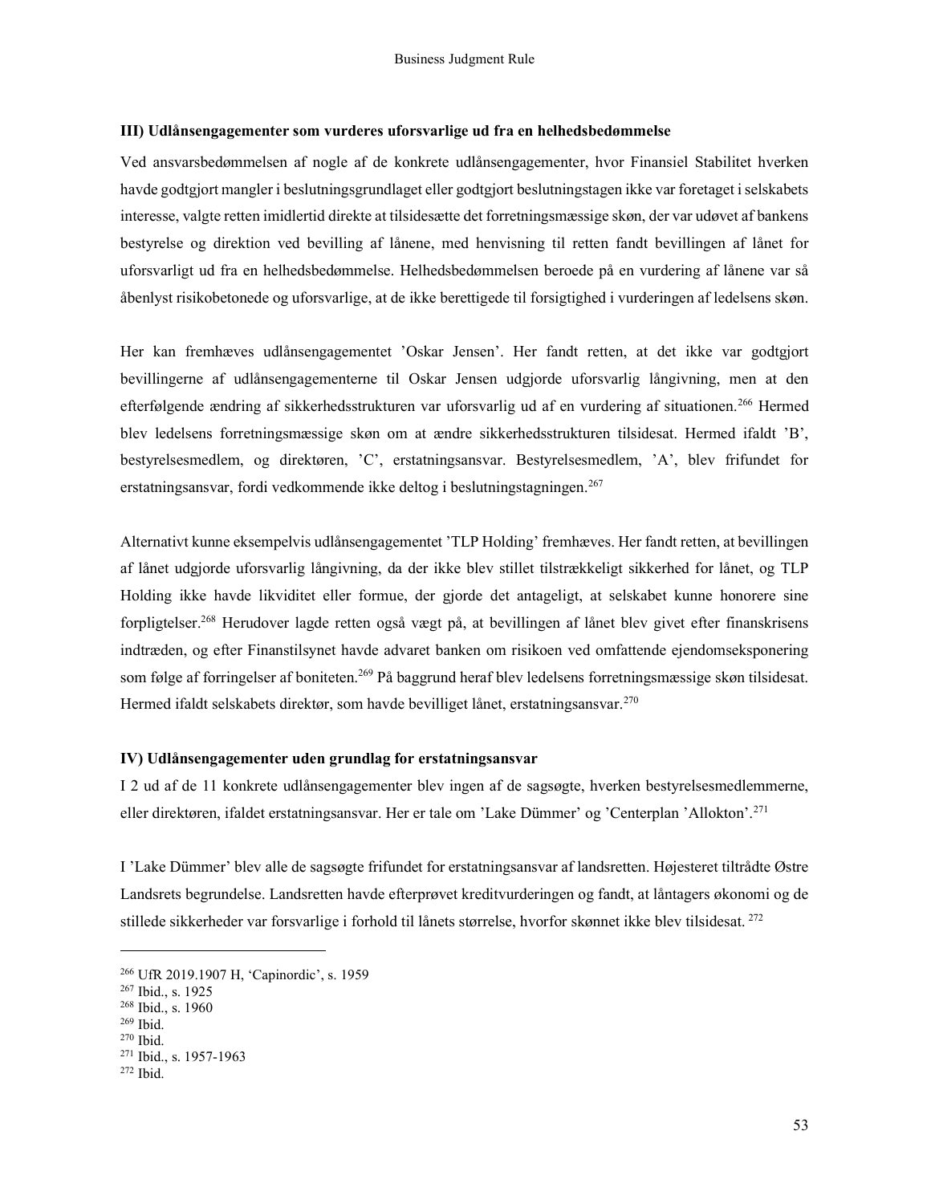### III) Udlånsengagementer som vurderes uforsvarlige ud fra en helhedsbedømmelse

Ved ansvarsbedømmelsen af nogle af de konkrete udlånsengagementer, hvor Finansiel Stabilitet hverken havde godtgjort mangler i beslutningsgrundlaget eller godtgjort beslutningstagen ikke var foretaget i selskabets interesse, valgte retten imidlertid direkte at tilsidesætte det forretningsmæssige skøn, der var udøvet af bankens bestyrelse og direktion ved bevilling af lånene, med henvisning til retten fandt bevillingen af lånet for uforsvarligt ud fra en helhedsbedømmelse. Helhedsbedømmelsen beroede på en vurdering af lånene var så åbenlyst risikobetonede og uforsvarlige, at de ikke berettigede til forsigtighed i vurderingen af ledelsens skøn.

Her kan fremhæves udlånsengagementet 'Oskar Jensen'. Her fandt retten, at det ikke var godtgjort bevillingerne af udlånsengagementerne til Oskar Jensen udgjorde uforsvarlig långivning, men at den efterfølgende ændring af sikkerhedsstrukturen var uforsvarlig ud af en vurdering af situationen.[266] Hermed blev ledelsens forretningsmæssige skøn om at ændre sikkerhedsstrukturen tilsidesat. Hermed ifaldt 'B', bestyrelsesmedlem, og direktøren, 'C', erstatningsansvar. Bestyrelsesmedlem, 'A', blev frifundet for erstatningsansvar, fordi vedkommende ikke deltog i beslutningstagningen.[267]

Alternativt kunne eksempelvis udlånsengagementet 'TLP Holding' fremhæves. Her fandt retten, at bevillingen af lånet udgjorde uforsvarlig långivning, da der ikke blev stillet tilstrækkeligt sikkerhed for lånet, og TLP Holding ikke havde likviditet eller formue, der gjorde det antageligt, at selskabet kunne honorere sine forpligtelser.[268] Herudover lagde retten også vægt på, at bevillingen af lånet blev givet efter finanskrisens indtræden, og efter Finanstilsynet havde advaret banken om risikoen ved omfattende ejendomseksponering som følge af forringelser af boniteten.[269] På baggrund heraf blev ledelsens forretningsmæssige skøn tilsidesat. Hermed ifaldt selskabets direktør, som havde bevilliget lånet, erstatningsansvar.[270]

### IV) Udlånsengagementer uden grundlag for erstatningsansvar

I 2 ud af de 11 konkrete udlånsengagementer blev ingen af de sagsøgte, hverken bestyrelsesmedlemmerne, eller direktøren, ifaldet erstatningsansvar. Her er tale om 'Lake Dümmer' og 'Centerplan 'Allokton'.[271]

I 'Lake Dümmer' blev alle de sagsøgte frifundet for erstatningsansvar af landsretten. Højesteret tiltrådte Østre Landsrets begrundelse. Landsretten havde efterprøvet kreditvurderingen og fandt, at låntagers økonomi og de stillede sikkerheder var forsvarlige i forhold til lånets størrelse, hvorfor skønnet ikke blev tilsidesat.[272]

---

[266] UfR 2019.1907 H, 'Capinordic', s. 1959
[267] Ibid., s. 1925
[268] Ibid., s. 1960
[269] Ibid.
[270] Ibid.
[271] Ibid., s. 1957-1963
[272] Ibid.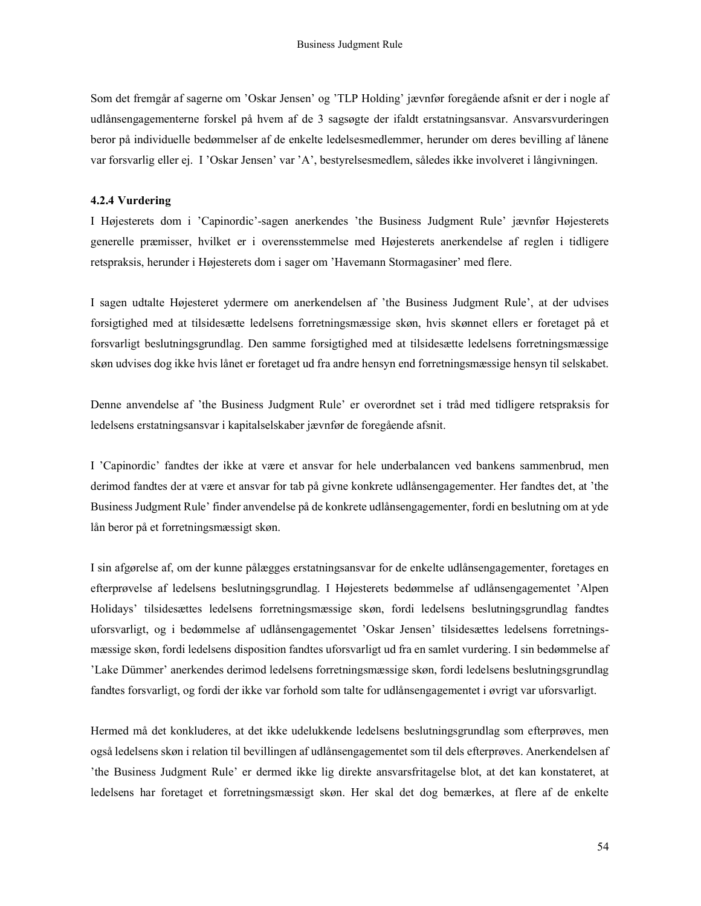Som det fremgår af sagerne om 'Oskar Jensen' og 'TLP Holding' jævnfør foregående afsnit er der i nogle af udlånsengagementerne forskel på hvem af de 3 sagsøgte der ifaldt erstatningsansvar. Ansvarsvurderingen beror på individuelle bedømmelser af de enkelte ledelsesmedlemmer, herunder om deres bevilling af lånene var forsvarlig eller ej. I 'Oskar Jensen' var 'A', bestyrelsesmedlem, således ikke involveret i långivningen.

### 4.2.4 Vurdering

I Højesterets dom i 'Capinordic'-sagen anerkendes 'the Business Judgment Rule' jævnfør Højesterets generelle præmisser, hvilket er i overensstemmelse med Højesterets anerkendelse af reglen i tidligere retspraksis, herunder i Højesterets dom i sager om 'Havemann Stormagasiner' med flere.

I sagen udtalte Højesteret ydermere om anerkendelsen af 'the Business Judgment Rule', at der udvises forsigtighed med at tilsidesætte ledelsens forretningsmæssige skøn, hvis skønnet ellers er foretaget på et forsvarligt beslutningsgrundlag. Den samme forsigtighed med at tilsidesætte ledelsens forretningsmæssige skøn udvises dog ikke hvis lånet er foretaget ud fra andre hensyn end forretningsmæssige hensyn til selskabet.

Denne anvendelse af 'the Business Judgment Rule' er overordnet set i tråd med tidligere retspraksis for ledelsens erstatningsansvar i kapitalselskaber jævnfør de foregående afsnit.

I 'Capinordic' fandtes der ikke at være et ansvar for hele underbalancen ved bankens sammenbrud, men derimod fandtes der at være et ansvar for tab på givne konkrete udlånsengagementer. Her fandtes det, at 'the Business Judgment Rule' finder anvendelse på de konkrete udlånsengagementer, fordi en beslutning om at yde lån beror på et forretningsmæssigt skøn.

I sin afgørelse af, om der kunne pålægges erstatningsansvar for de enkelte udlånsengagementer, foretages en efterprøvelse af ledelsens beslutningsgrundlag. I Højesterets bedømmelse af udlånsengagementet 'Alpen Holidays' tilsidesættes ledelsens forretningsmæssige skøn, fordi ledelsens beslutningsgrundlag fandtes uforsvarligt, og i bedømmelse af udlånsengagementet 'Oskar Jensen' tilsidesættes ledelsens forretningsmæssige skøn, fordi ledelsens disposition fandtes uforsvarligt ud fra en samlet vurdering. I sin bedømmelse af 'Lake Dümmer' anerkendes derimod ledelsens forretningsmæssige skøn, fordi ledelsens beslutningsgrundlag fandtes forsvarligt, og fordi der ikke var forhold som talte for udlånsengagementet i øvrigt var uforsvarligt.

Hermed må det konkluderes, at det ikke udelukkende ledelsens beslutningsgrundlag som efterprøves, men også ledelsens skøn i relation til bevillingen af udlånsengagementet som til dels efterprøves. Anerkendelsen af 'the Business Judgment Rule' er dermed ikke lig direkte ansvarsfritagelse blot, at det kan konstateret, at ledelsens har foretaget et forretningsmæssigt skøn. Her skal det dog bemærkes, at flere af de enkelte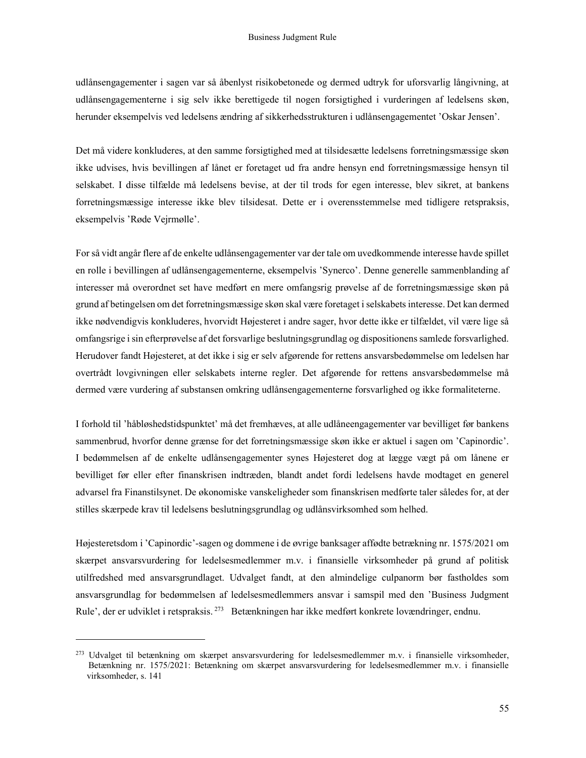udlånsengagementer i sagen var så åbenlyst risikobetonede og dermed udtryk for uforsvarlig långivning, at udlånsengagementerne i sig selv ikke berettigede til nogen forsigtighed i vurderingen af ledelsens skøn, herunder eksempelvis ved ledelsens ændring af sikkerhedsstrukturen i udlånsengagementet 'Oskar Jensen'.

Det må videre konkluderes, at den samme forsigtighed med at tilsidesætte ledelsens forretningsmæssige skøn ikke udvises, hvis bevillingen af lånet er foretaget ud fra andre hensyn end forretningsmæssige hensyn til selskabet. I disse tilfælde må ledelsens bevise, at der til trods for egen interesse, blev sikret, at bankens forretningsmæssige interesse ikke blev tilsidesat. Dette er i overensstemmelse med tidligere retspraksis, eksempelvis 'Røde Vejrmølle'.

For så vidt angår flere af de enkelte udlånsengagementer var der tale om uvedkommende interesse havde spillet en rolle i bevillingen af udlånsengagementerne, eksempelvis 'Synerco'. Denne generelle sammenblanding af interesser må overordnet set have medført en mere omfangsrig prøvelse af de forretningsmæssige skøn på grund af betingelsen om det forretningsmæssige skøn skal være foretaget i selskabets interesse. Det kan dermed ikke nødvendigvis konkluderes, hvorvidt Højesteret i andre sager, hvor dette ikke er tilfældet, vil være lige så omfangsrige i sin efterprøvelse af det forsvarlige beslutningsgrundlag og dispositionens samlede forsvarlighed. Herudover fandt Højesteret, at det ikke i sig er selv afgørende for rettens ansvarsbedømmelse om ledelsen har overtrådt lovgivningen eller selskabets interne regler. Det afgørende for rettens ansvarsbedømmelse må dermed være vurdering af substansen omkring udlånsengagementerne forsvarlighed og ikke formaliteterne.

I forhold til 'håbløshedstidspunktet' må det fremhæves, at alle udlåneengagementer var bevilliget før bankens sammenbrud, hvorfor denne grænse for det forretningsmæssige skøn ikke er aktuel i sagen om 'Capinordic'. I bedømmelsen af de enkelte udlånsengagementer synes Højesteret dog at lægge vægt på om lånene er bevilliget før eller efter finanskrisen indtræden, blandt andet fordi ledelsens havde modtaget en generel advarsel fra Finanstilsynet. De økonomiske vanskeligheder som finanskrisen medførte taler således for, at der stilles skærpede krav til ledelsens beslutningsgrundlag og udlånsvirksomhed som helhed.

Højesteretsdom i 'Capinordic'-sagen og dommene i de øvrige banksager affødte betrækning nr. 1575/2021 om skærpet ansvarsvurdering for ledelsesmedlemmer m.v. i finansielle virksomheder på grund af politisk utilfredshed med ansvarsgrundlaget. Udvalget fandt, at den almindelige culpanorm bør fastholdes som ansvarsgrundlag for bedømmelsen af ledelsesmedlemmers ansvar i samspil med den 'Business Judgment Rule', der er udviklet i retspraksis.[273] Betænkningen har ikke medført konkrete lovændringer, endnu.

[273] Udvalget til betænkning om skærpet ansvarsvurdering for ledelsesmedlemmer m.v. i finansielle virksomheder, Betænkning nr. 1575/2021: Betænkning om skærpet ansvarsvurdering for ledelsesmedlemmer m.v. i finansielle virksomheder, s. 141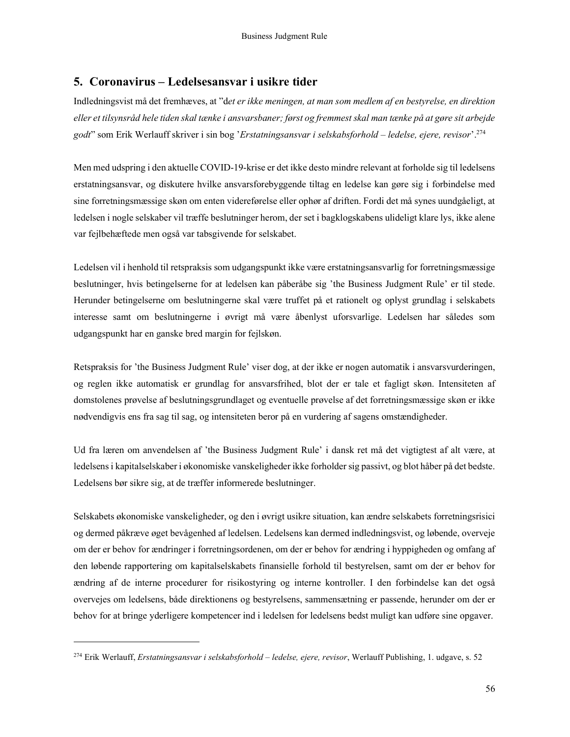## 5. Coronavirus – Ledelsesansvar i usikre tider

Indledningsvist må det fremhæves, at "d*et er ikke meningen, at man som medlem af en bestyrelse, en direktion eller et tilsynsråd hele tiden skal tænke i ansvarsbaner; først og fremmest skal man tænke på at gøre sit arbejde godt*" som Erik Werlauff skriver i sin bog '*Erstatningsansvar i selskabsforhold – ledelse, ejere, revisor*'.[274]

Men med udspring i den aktuelle COVID-19-krise er det ikke desto mindre relevant at forholde sig til ledelsens erstatningsansvar, og diskutere hvilke ansvarsforebyggende tiltag en ledelse kan gøre sig i forbindelse med sine forretningsmæssige skøn om enten videreførelse eller ophør af driften. Fordi det må synes uundgåeligt, at ledelsen i nogle selskaber vil træffe beslutninger herom, der set i bagklogskabens ulideligt klare lys, ikke alene var fejlbehæftede men også var tabsgivende for selskabet.

Ledelsen vil i henhold til retspraksis som udgangspunkt ikke være erstatningsansvarlig for forretningsmæssige beslutninger, hvis betingelserne for at ledelsen kan påberåbe sig 'the Business Judgment Rule' er til stede. Herunder betingelserne om beslutningerne skal være truffet på et rationelt og oplyst grundlag i selskabets interesse samt om beslutningerne i øvrigt må være åbenlyst uforsvarlige. Ledelsen har således som udgangspunkt har en ganske bred margin for fejlskøn.

Retspraksis for 'the Business Judgment Rule' viser dog, at der ikke er nogen automatik i ansvarsvurderingen, og reglen ikke automatisk er grundlag for ansvarsfrihed, blot der er tale et fagligt skøn. Intensiteten af domstolenes prøvelse af beslutningsgrundlaget og eventuelle prøvelse af det forretningsmæssige skøn er ikke nødvendigvis ens fra sag til sag, og intensiteten beror på en vurdering af sagens omstændigheder.

Ud fra læren om anvendelsen af 'the Business Judgment Rule' i dansk ret må det vigtigtest af alt være, at ledelsens i kapitalselskaber i økonomiske vanskeligheder ikke forholder sig passivt, og blot håber på det bedste. Ledelsens bør sikre sig, at de træffer informerede beslutninger.

Selskabets økonomiske vanskeligheder, og den i øvrigt usikre situation, kan ændre selskabets forretningsrisici og dermed påkræve øget bevågenhed af ledelsen. Ledelsens kan dermed indledningsvist, og løbende, overveje om der er behov for ændringer i forretningsordenen, om der er behov for ændring i hyppigheden og omfang af den løbende rapportering om kapitalselskabets finansielle forhold til bestyrelsen, samt om der er behov for ændring af de interne procedurer for risikostyring og interne kontroller. I den forbindelse kan det også overvejes om ledelsens, både direktionens og bestyrelsens, sammensætning er passende, herunder om der er behov for at bringe yderligere kompetencer ind i ledelsen for ledelsens bedst muligt kan udføre sine opgaver.

---

[274] Erik Werlauff, *Erstatningsansvar i selskabsforhold – ledelse, ejere, revisor*, Werlauff Publishing, 1. udgave, s. 52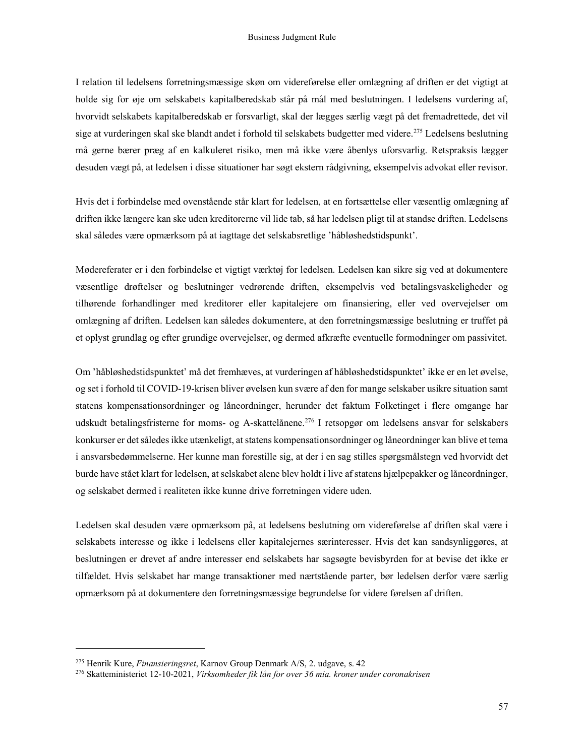I relation til ledelsens forretningsmæssige skøn om videreførelse eller omlægning af driften er det vigtigt at holde sig for øje om selskabets kapitalberedskab står på mål med beslutningen. I ledelsens vurdering af, hvorvidt selskabets kapitalberedskab er forsvarligt, skal der lægges særlig vægt på det fremadrettede, det vil sige at vurderingen skal ske blandt andet i forhold til selskabets budgetter med videre.[275] Ledelsens beslutning må gerne bærer præg af en kalkuleret risiko, men må ikke være åbenlys uforsvarlig. Retspraksis lægger desuden vægt på, at ledelsen i disse situationer har søgt ekstern rådgivning, eksempelvis advokat eller revisor.

Hvis det i forbindelse med ovenstående står klart for ledelsen, at en fortsættelse eller væsentlig omlægning af driften ikke længere kan ske uden kreditorerne vil lide tab, så har ledelsen pligt til at standse driften. Ledelsens skal således være opmærksom på at iagttage det selskabsretlige 'håbløshedstidspunkt'.

Mødereferater er i den forbindelse et vigtigt værktøj for ledelsen. Ledelsen kan sikre sig ved at dokumentere væsentlige drøftelser og beslutninger vedrørende driften, eksempelvis ved betalingsvaskeligheder og tilhørende forhandlinger med kreditorer eller kapitalejere om finansiering, eller ved overvejelser om omlægning af driften. Ledelsen kan således dokumentere, at den forretningsmæssige beslutning er truffet på et oplyst grundlag og efter grundige overvejelser, og dermed afkræfte eventuelle formodninger om passivitet.

Om 'håbløshedstidspunktet' må det fremhæves, at vurderingen af håbløshedstidspunktet' ikke er en let øvelse, og set i forhold til COVID-19-krisen bliver øvelsen kun svære af den for mange selskaber usikre situation samt statens kompensationsordninger og låneordninger, herunder det faktum Folketinget i flere omgange har udskudt betalingsfristerne for moms- og A-skattelånene.[276] I retsopgør om ledelsens ansvar for selskabers konkurser er det således ikke utænkeligt, at statens kompensationsordninger og låneordninger kan blive et tema i ansvarsbedømmelserne. Her kunne man forestille sig, at der i en sag stilles spørgsmålstegn ved hvorvidt det burde have stået klart for ledelsen, at selskabet alene blev holdt i live af statens hjælpepakker og låneordninger, og selskabet dermed i realiteten ikke kunne drive forretningen videre uden.

Ledelsen skal desuden være opmærksom på, at ledelsens beslutning om videreførelse af driften skal være i selskabets interesse og ikke i ledelsens eller kapitalejernes særinteresser. Hvis det kan sandsynliggøres, at beslutningen er drevet af andre interesser end selskabets har sagsøgte bevisbyrden for at bevise det ikke er tilfældet. Hvis selskabet har mange transaktioner med nærtstående parter, bør ledelsen derfor være særlig opmærksom på at dokumentere den forretningsmæssige begrundelse for videre førelsen af driften.

---

[275] Henrik Kure, *Finansieringsret*, Karnov Group Denmark A/S, 2. udgave, s. 42

[276] Skatteministeriet 12-10-2021, *Virksomheder fik lån for over 36 mia. kroner under coronakrisen*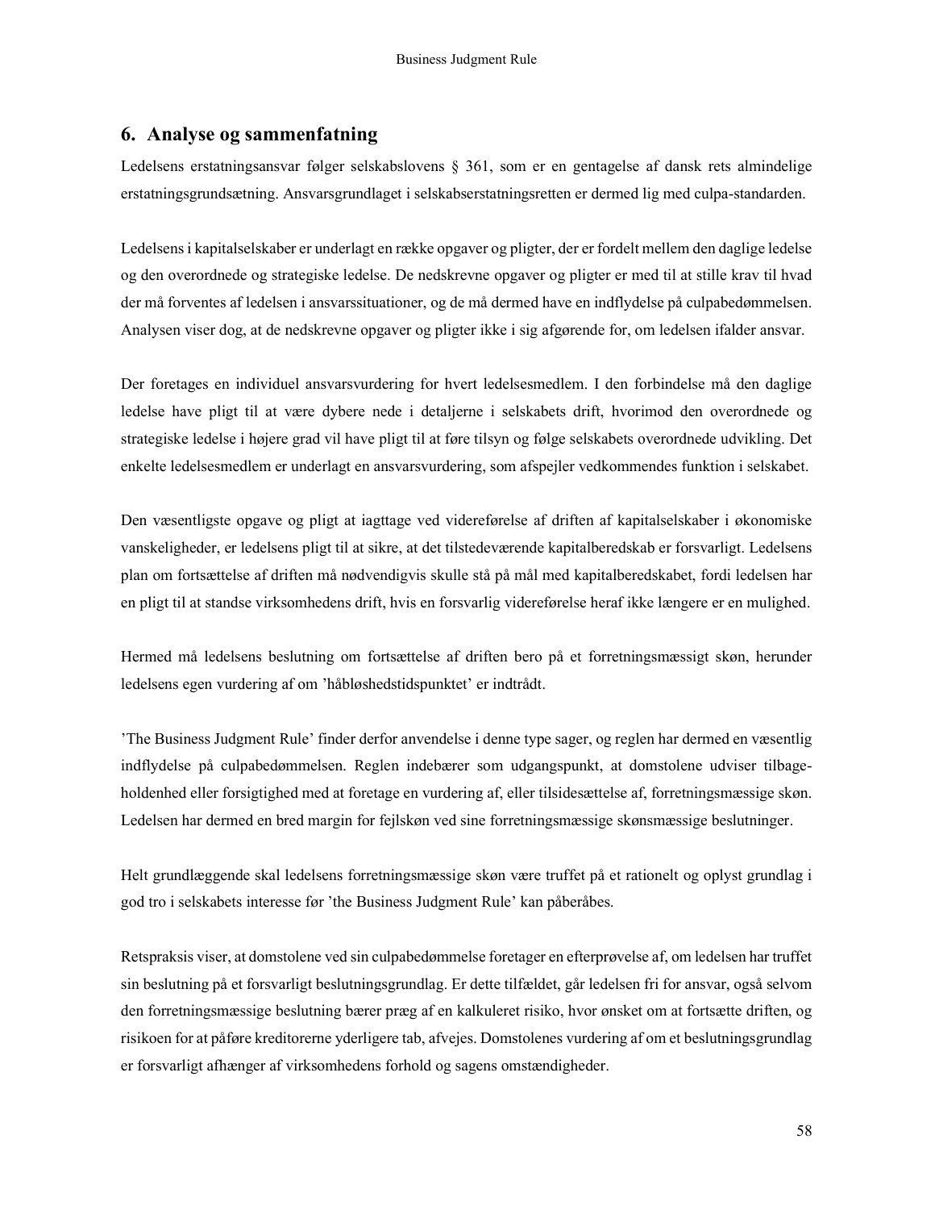## 6. Analyse og sammenfatning

Ledelsens erstatningsansvar følger selskabslovens § 361, som er en gentagelse af dansk rets almindelige erstatningsgrundsætning. Ansvarsgrundlaget i selskabserstatningsretten er dermed lig med culpa-standarden.

Ledelsens i kapitalselskaber er underlagt en række opgaver og pligter, der er fordelt mellem den daglige ledelse og den overordnede og strategiske ledelse. De nedskrevne opgaver og pligter er med til at stille krav til hvad der må forventes af ledelsen i ansvarssituationer, og de må dermed have en indflydelse på culpabedømmelsen. Analysen viser dog, at de nedskrevne opgaver og pligter ikke i sig afgørende for, om ledelsen ifalder ansvar.

Der foretages en individuel ansvarsvurdering for hvert ledelsesmedlem. I den forbindelse må den daglige ledelse have pligt til at være dybere nede i detaljerne i selskabets drift, hvorimod den overordnede og strategiske ledelse i højere grad vil have pligt til at føre tilsyn og følge selskabets overordnede udvikling. Det enkelte ledelsesmedlem er underlagt en ansvarsvurdering, som afspejler vedkommendes funktion i selskabet.

Den væsentligste opgave og pligt at iagttage ved videreførelse af driften af kapitalselskaber i økonomiske vanskeligheder, er ledelsens pligt til at sikre, at det tilstedeværende kapitalberedskab er forsvarligt. Ledelsens plan om fortsættelse af driften må nødvendigvis skulle stå på mål med kapitalberedskabet, fordi ledelsen har en pligt til at standse virksomhedens drift, hvis en forsvarlig videreførelse heraf ikke længere er en mulighed.

Hermed må ledelsens beslutning om fortsættelse af driften bero på et forretningsmæssigt skøn, herunder ledelsens egen vurdering af om 'håbløshedstidspunktet' er indtrådt.

'The Business Judgment Rule' finder derfor anvendelse i denne type sager, og reglen har dermed en væsentlig indflydelse på culpabedømmelsen. Reglen indebærer som udgangspunkt, at domstolene udviser tilbageholdenhed eller forsigtighed med at foretage en vurdering af, eller tilsidesættelse af, forretningsmæssige skøn. Ledelsen har dermed en bred margin for fejlskøn ved sine forretningsmæssige skønsmæssige beslutninger.

Helt grundlæggende skal ledelsens forretningsmæssige skøn være truffet på et rationelt og oplyst grundlag i god tro i selskabets interesse før 'the Business Judgment Rule' kan påberåbes.

Retspraksis viser, at domstolene ved sin culpabedømmelse foretager en efterprøvelse af, om ledelsen har truffet sin beslutning på et forsvarligt beslutningsgrundlag. Er dette tilfældet, går ledelsen fri for ansvar, også selvom den forretningsmæssige beslutning bærer præg af en kalkuleret risiko, hvor ønsket om at fortsætte driften, og risikoen for at påføre kreditorerne yderligere tab, afvejes. Domstolenes vurdering af om et beslutningsgrundlag er forsvarligt afhænger af virksomhedens forhold og sagens omstændigheder.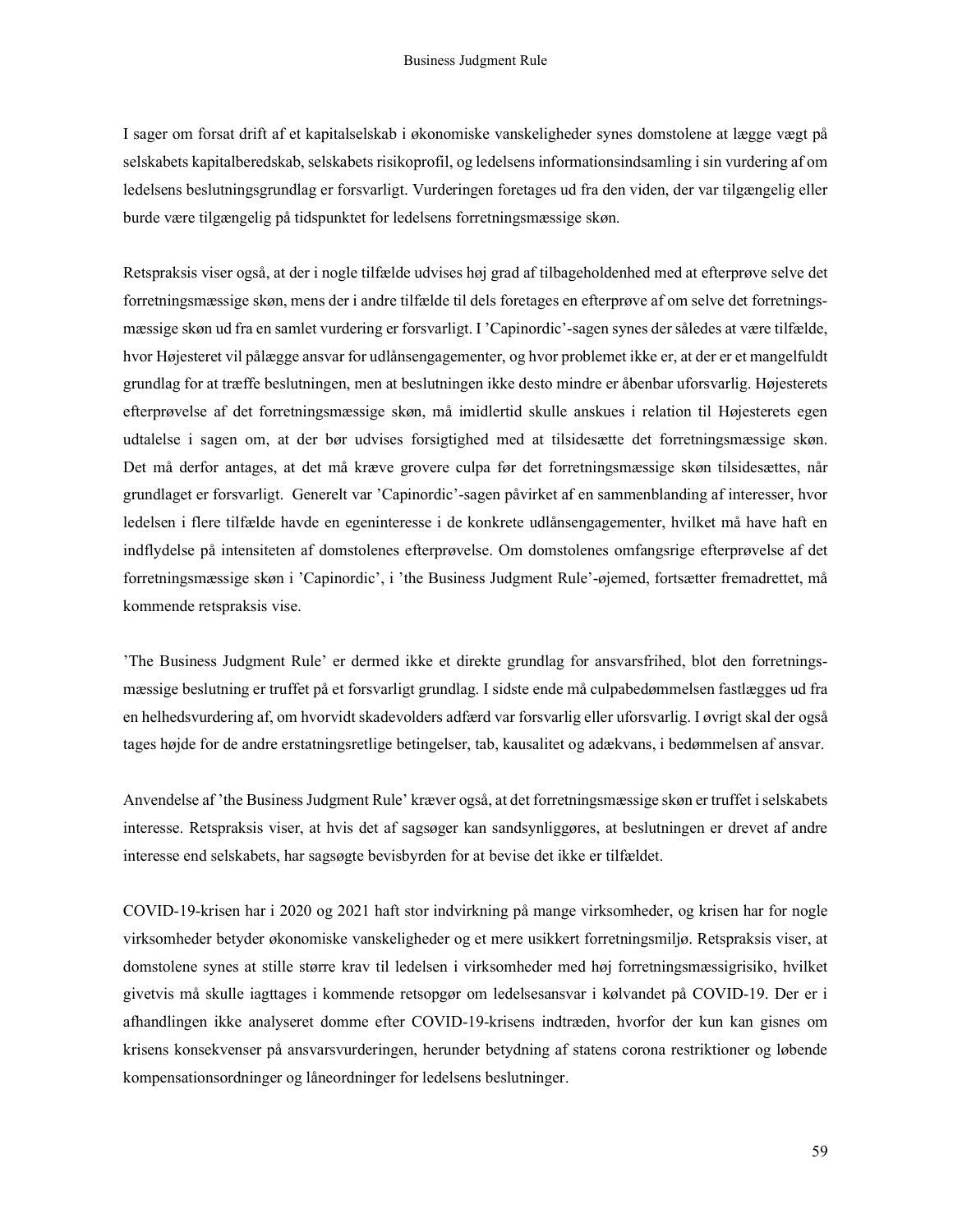I sager om forsat drift af et kapitalselskab i økonomiske vanskeligheder synes domstolene at lægge vægt på selskabets kapitalberedskab, selskabets risikoprofil, og ledelsens informationsindsamling i sin vurdering af om ledelsens beslutningsgrundlag er forsvarligt. Vurderingen foretages ud fra den viden, der var tilgængelig eller burde være tilgængelig på tidspunktet for ledelsens forretningsmæssige skøn.

Retspraksis viser også, at der i nogle tilfælde udvises høj grad af tilbageholdenhed med at efterprøve selve det forretningsmæssige skøn, mens der i andre tilfælde til dels foretages en efterprøve af om selve det forretningsmæssige skøn ud fra en samlet vurdering er forsvarligt. I 'Capinordic'-sagen synes der således at være tilfælde, hvor Højesteret vil pålægge ansvar for udlånsengagementer, og hvor problemet ikke er, at der er et mangelfuldt grundlag for at træffe beslutningen, men at beslutningen ikke desto mindre er åbenbar uforsvarlig. Højesterets efterprøvelse af det forretningsmæssige skøn, må imidlertid skulle anskues i relation til Højesterets egen udtalelse i sagen om, at der bør udvises forsigtighed med at tilsidesætte det forretningsmæssige skøn. Det må derfor antages, at det må kræve grovere culpa før det forretningsmæssige skøn tilsidesættes, når grundlaget er forsvarligt. Generelt var 'Capinordic'-sagen påvirket af en sammenblanding af interesser, hvor ledelsen i flere tilfælde havde en egeninteresse i de konkrete udlånsengagementer, hvilket må have haft en indflydelse på intensiteten af domstolenes efterprøvelse. Om domstolenes omfangsrige efterprøvelse af det forretningsmæssige skøn i 'Capinordic', i 'the Business Judgment Rule'-øjemed, fortsætter fremadrettet, må kommende retspraksis vise.

'The Business Judgment Rule' er dermed ikke et direkte grundlag for ansvarsfrihed, blot den forretningsmæssige beslutning er truffet på et forsvarligt grundlag. I sidste ende må culpabedømmelsen fastlægges ud fra en helhedsvurdering af, om hvorvidt skadevolders adfærd var forsvarlig eller uforsvarlig. I øvrigt skal der også tages højde for de andre erstatningsretlige betingelser, tab, kausalitet og adækvans, i bedømmelsen af ansvar.

Anvendelse af 'the Business Judgment Rule' kræver også, at det forretningsmæssige skøn er truffet i selskabets interesse. Retspraksis viser, at hvis det af sagsøger kan sandsynliggøres, at beslutningen er drevet af andre interesse end selskabets, har sagsøgte bevisbyrden for at bevise det ikke er tilfældet.

COVID-19-krisen har i 2020 og 2021 haft stor indvirkning på mange virksomheder, og krisen har for nogle virksomheder betyder økonomiske vanskeligheder og et mere usikkert forretningsmiljø. Retspraksis viser, at domstolene synes at stille større krav til ledelsen i virksomheder med høj forretningsmæssigrisiko, hvilket givetvis må skulle iagttages i kommende retsopgør om ledelsesansvar i kølvandet på COVID-19. Der er i afhandlingen ikke analyseret domme efter COVID-19-krisens indtræden, hvorfor der kun kan gisnes om krisens konsekvenser på ansvarsvurderingen, herunder betydning af statens corona restriktioner og løbende kompensationsordninger og låneordninger for ledelsens beslutninger.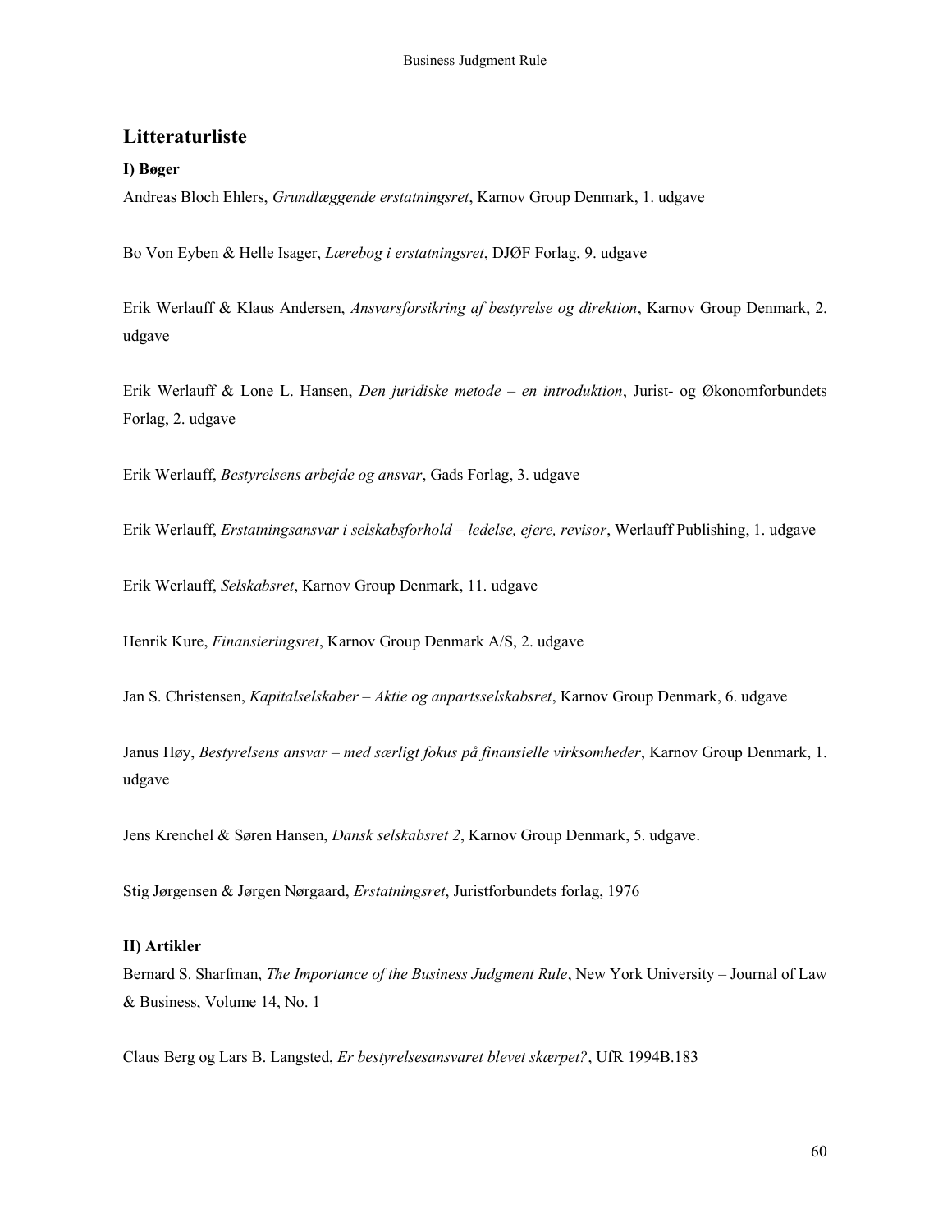## Litteraturliste

**I) Bøger**

Andreas Bloch Ehlers, *Grundlæggende erstatningsret*, Karnov Group Denmark, 1. udgave

Bo Von Eyben & Helle Isager, *Lærebog i erstatningsret*, DJØF Forlag, 9. udgave

Erik Werlauff & Klaus Andersen, *Ansvarsforsikring af bestyrelse og direktion*, Karnov Group Denmark, 2. udgave

Erik Werlauff & Lone L. Hansen, *Den juridiske metode – en introduktion*, Jurist- og Økonomforbundets Forlag, 2. udgave

Erik Werlauff, *Bestyrelsens arbejde og ansvar*, Gads Forlag, 3. udgave

Erik Werlauff, *Erstatningsansvar i selskabsforhold – ledelse, ejere, revisor*, Werlauff Publishing, 1. udgave

Erik Werlauff, *Selskabsret*, Karnov Group Denmark, 11. udgave

Henrik Kure, *Finansieringsret*, Karnov Group Denmark A/S, 2. udgave

Jan S. Christensen, *Kapitalselskaber – Aktie og anpartsselskabsret*, Karnov Group Denmark, 6. udgave

Janus Høy, *Bestyrelsens ansvar – med særligt fokus på finansielle virksomheder*, Karnov Group Denmark, 1. udgave

Jens Krenchel & Søren Hansen, *Dansk selskabsret 2*, Karnov Group Denmark, 5. udgave.

Stig Jørgensen & Jørgen Nørgaard, *Erstatningsret*, Juristforbundets forlag, 1976

**II) Artikler**

Bernard S. Sharfman, *The Importance of the Business Judgment Rule*, New York University – Journal of Law & Business, Volume 14, No. 1

Claus Berg og Lars B. Langsted, *Er bestyrelsesansvaret blevet skærpet?*, UfR 1994B.183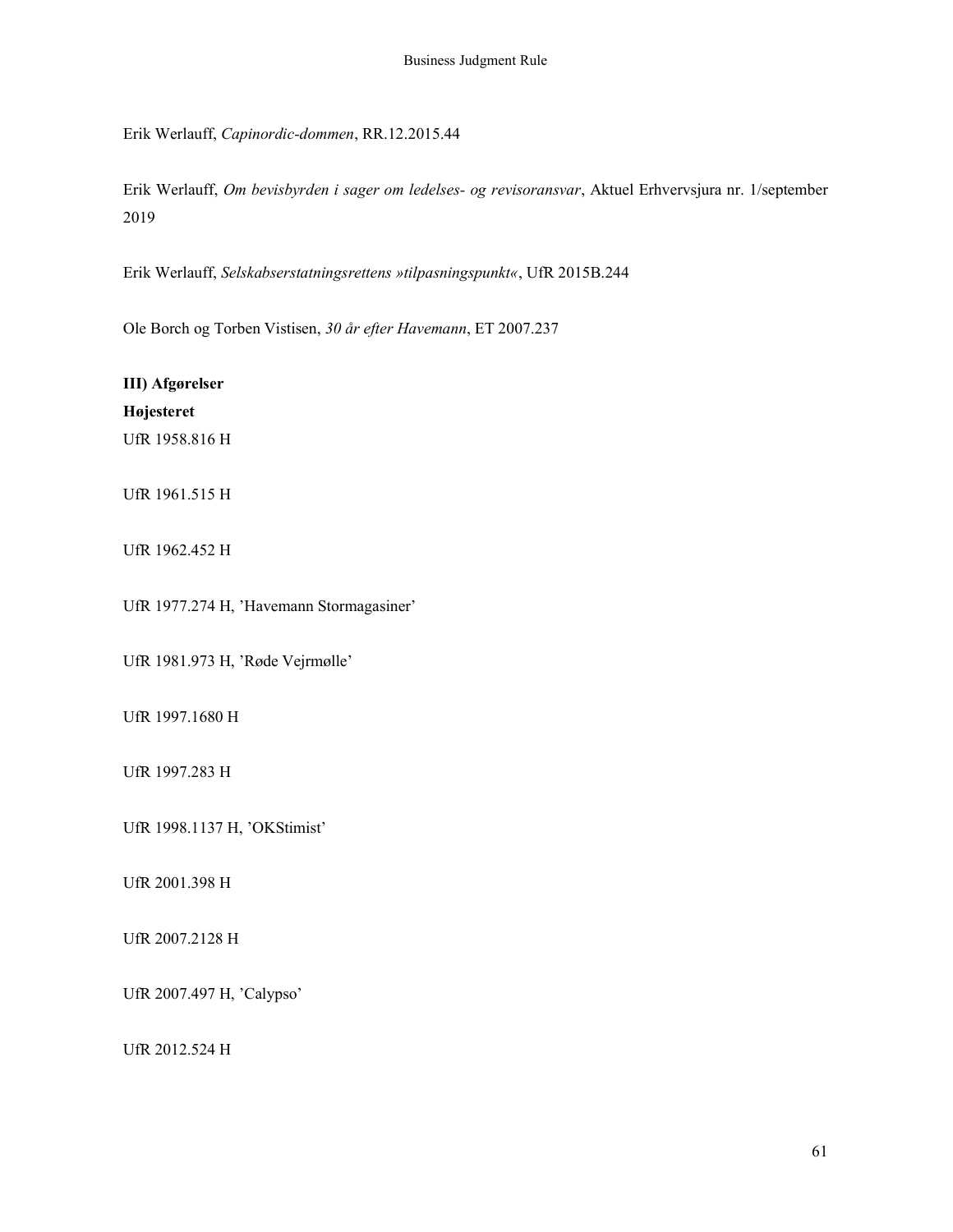Erik Werlauff, *Capinordic-dommen*, RR.12.2015.44

Erik Werlauff, *Om bevisbyrden i sager om ledelses- og revisoransvar*, Aktuel Erhvervsjura nr. 1/september 2019

Erik Werlauff, *Selskabserstatningsrettens »tilpasningspunkt«*, UfR 2015B.244

Ole Borch og Torben Vistisen, *30 år efter Havemann*, ET 2007.237

**III) Afgørelser**

**Højesteret**

UfR 1958.816 H

UfR 1961.515 H

UfR 1962.452 H

UfR 1977.274 H, 'Havemann Stormagasiner'

UfR 1981.973 H, 'Røde Vejrmølle'

UfR 1997.1680 H

UfR 1997.283 H

UfR 1998.1137 H, 'OKStimist'

UfR 2001.398 H

UfR 2007.2128 H

UfR 2007.497 H, 'Calypso'

UfR 2012.524 H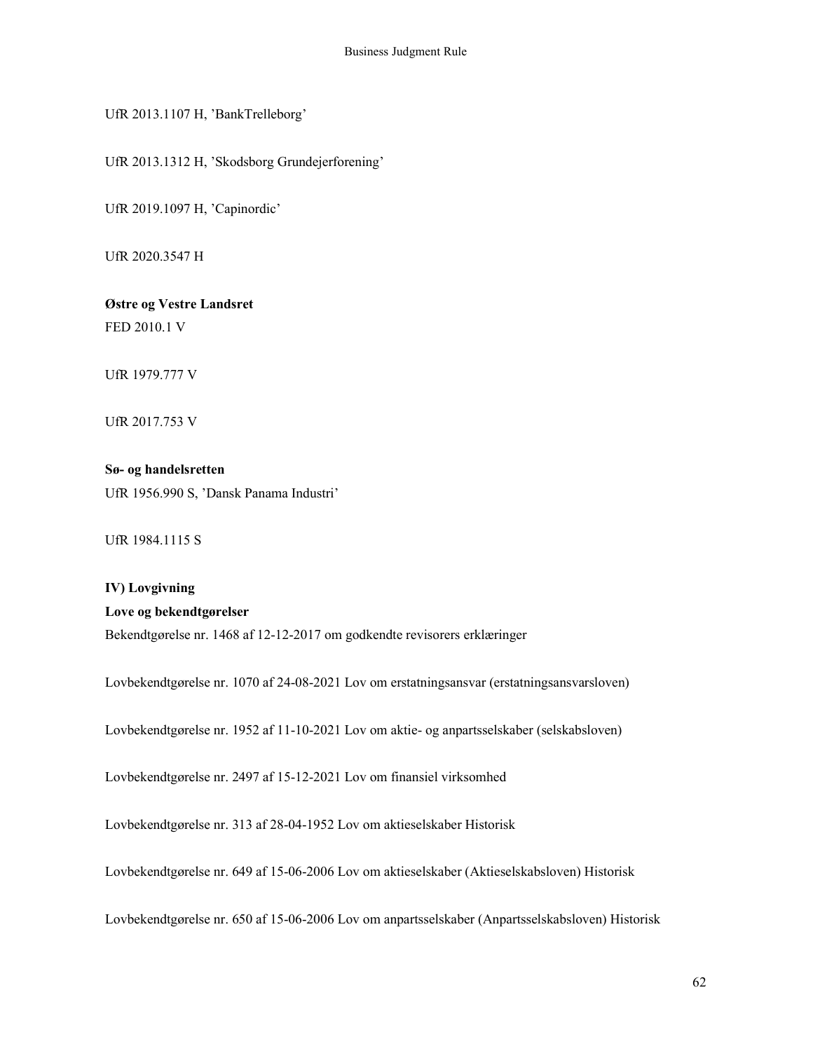UfR 2013.1107 H, 'BankTrelleborg'

UfR 2013.1312 H, 'Skodsborg Grundejerforening'

UfR 2019.1097 H, 'Capinordic'

UfR 2020.3547 H

**Østre og Vestre Landsret**

FED 2010.1 V

UfR 1979.777 V

UfR 2017.753 V

**Sø- og handelsretten**

UfR 1956.990 S, 'Dansk Panama Industri'

UfR 1984.1115 S

**IV) Lovgivning**

**Love og bekendtgørelser**

Bekendtgørelse nr. 1468 af 12-12-2017 om godkendte revisorers erklæringer

Lovbekendtgørelse nr. 1070 af 24-08-2021 Lov om erstatningsansvar (erstatningsansvarsloven)

Lovbekendtgørelse nr. 1952 af 11-10-2021 Lov om aktie- og anpartsselskaber (selskabsloven)

Lovbekendtgørelse nr. 2497 af 15-12-2021 Lov om finansiel virksomhed

Lovbekendtgørelse nr. 313 af 28-04-1952 Lov om aktieselskaber Historisk

Lovbekendtgørelse nr. 649 af 15-06-2006 Lov om aktieselskaber (Aktieselskabsloven) Historisk

Lovbekendtgørelse nr. 650 af 15-06-2006 Lov om anpartsselskaber (Anpartsselskabsloven) Historisk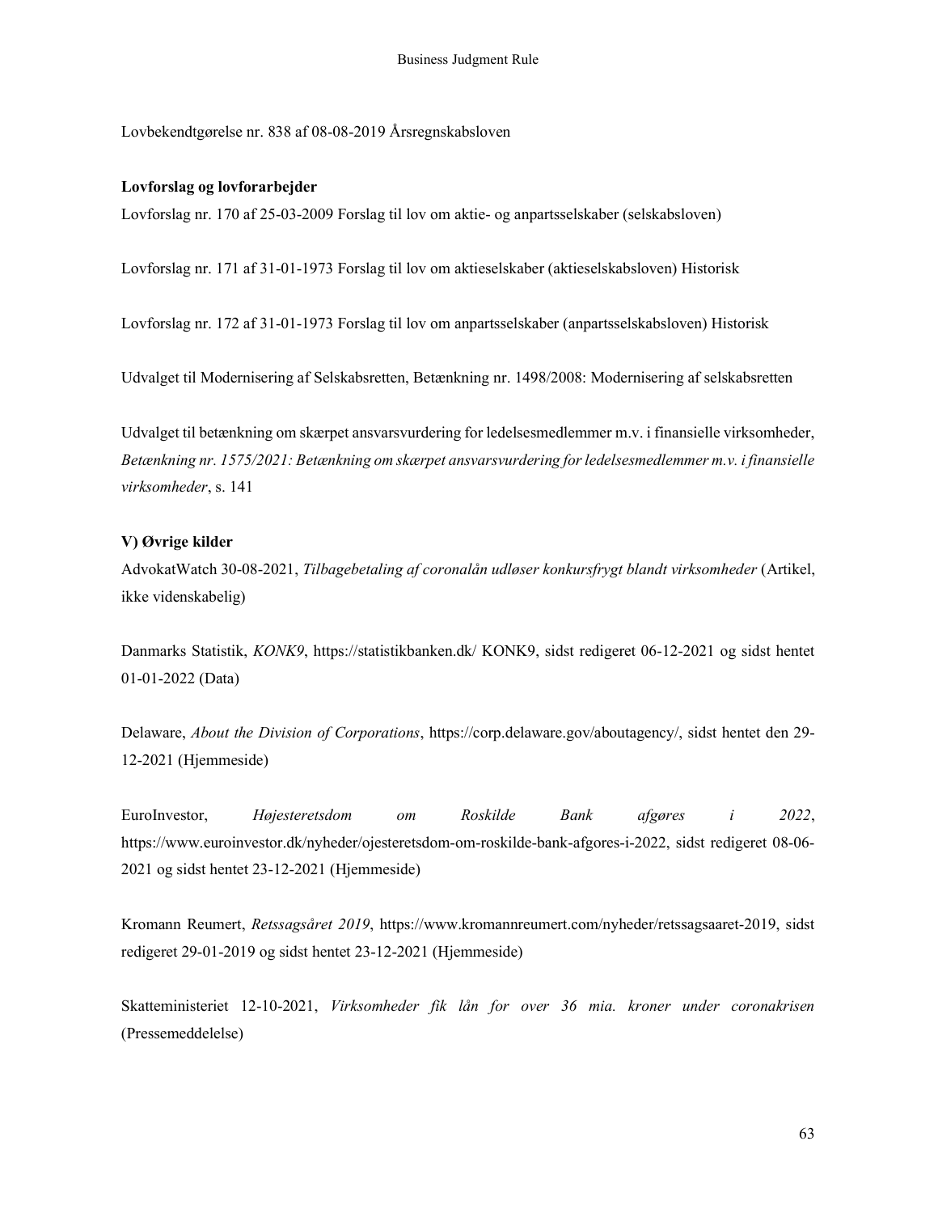Lovbekendtgørelse nr. 838 af 08-08-2019 Årsregnskabsloven

**Lovforslag og lovforarbejder**

Lovforslag nr. 170 af 25-03-2009 Forslag til lov om aktie- og anpartsselskaber (selskabsloven)

Lovforslag nr. 171 af 31-01-1973 Forslag til lov om aktieselskaber (aktieselskabsloven) Historisk

Lovforslag nr. 172 af 31-01-1973 Forslag til lov om anpartsselskaber (anpartsselskabsloven) Historisk

Udvalget til Modernisering af Selskabsretten, Betænkning nr. 1498/2008: Modernisering af selskabsretten

Udvalget til betænkning om skærpet ansvarsvurdering for ledelsesmedlemmer m.v. i finansielle virksomheder, *Betænkning nr. 1575/2021: Betænkning om skærpet ansvarsvurdering for ledelsesmedlemmer m.v. i finansielle virksomheder*, s. 141

**V) Øvrige kilder**

AdvokatWatch 30-08-2021, *Tilbagebetaling af coronalån udløser konkursfrygt blandt virksomheder* (Artikel, ikke videnskabelig)

Danmarks Statistik, *KONK9*, https://statistikbanken.dk/ KONK9, sidst redigeret 06-12-2021 og sidst hentet 01-01-2022 (Data)

Delaware, *About the Division of Corporations*, https://corp.delaware.gov/aboutagency/, sidst hentet den 29-12-2021 (Hjemmeside)

EuroInvestor, *Højesteretsdom om Roskilde Bank afgøres i 2022*, https://www.euroinvestor.dk/nyheder/ojesteretsdom-om-roskilde-bank-afgores-i-2022, sidst redigeret 08-06-2021 og sidst hentet 23-12-2021 (Hjemmeside)

Kromann Reumert, *Retssagsåret 2019*, https://www.kromannreumert.com/nyheder/retssagsaaret-2019, sidst redigeret 29-01-2019 og sidst hentet 23-12-2021 (Hjemmeside)

Skatteministeriet 12-10-2021, *Virksomheder fik lån for over 36 mia. kroner under coronakrisen* (Pressemeddelelse)